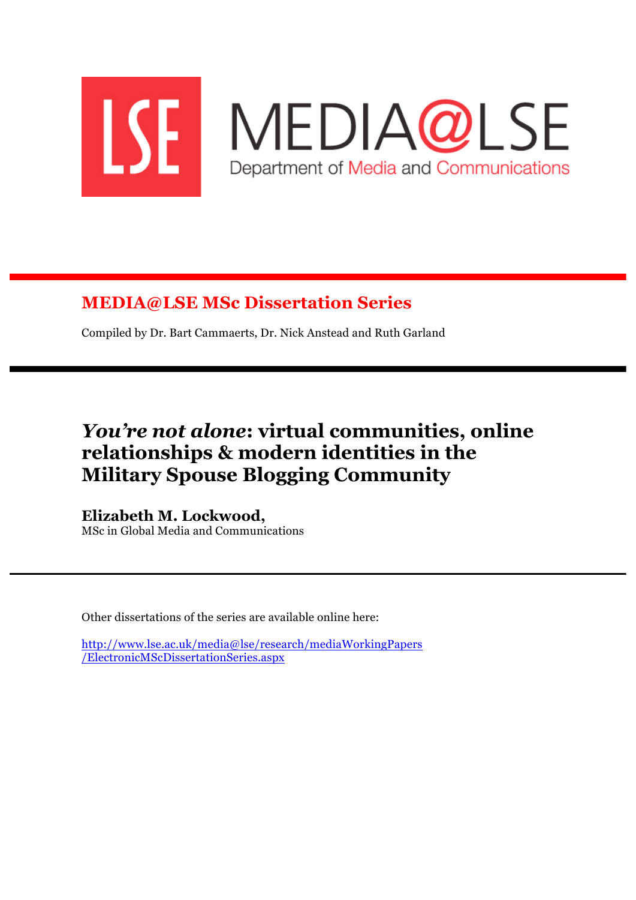LSE MEDIA@LSE

Department of Media and Communications

## MEDIA@LSE MSc Dissertation Series

Compiled by Dr. Bart Cammaerts, Dr. Nick Anstead and Ruth Garland

# *You're not alone*: virtual communities, online relationships & modern identities in the Military Spouse Blogging Community

**Elizabeth M. Lockwood,**
MSc in Global Media and Communications

Other dissertations of the series are available online here:

http://www.lse.ac.uk/media@lse/research/mediaWorkingPapers/ElectronicMScDissertationSeries.aspx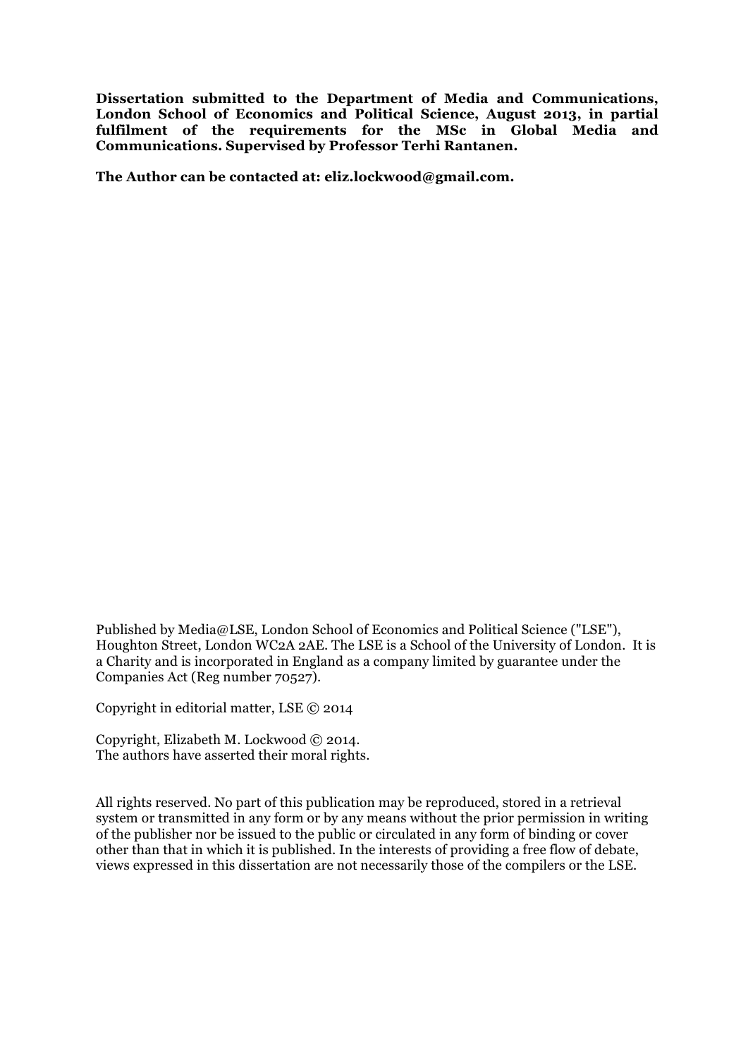**Dissertation submitted to the Department of Media and Communications, London School of Economics and Political Science, August 2013, in partial fulfilment of the requirements for the MSc in Global Media and Communications. Supervised by Professor Terhi Rantanen.**

**The Author can be contacted at: eliz.lockwood@gmail.com.**

Published by Media@LSE, London School of Economics and Political Science ("LSE"), Houghton Street, London WC2A 2AE. The LSE is a School of the University of London. It is a Charity and is incorporated in England as a company limited by guarantee under the Companies Act (Reg number 70527).

Copyright in editorial matter, LSE © 2014

Copyright, Elizabeth M. Lockwood © 2014.
The authors have asserted their moral rights.

All rights reserved. No part of this publication may be reproduced, stored in a retrieval system or transmitted in any form or by any means without the prior permission in writing of the publisher nor be issued to the public or circulated in any form of binding or cover other than that in which it is published. In the interests of providing a free flow of debate, views expressed in this dissertation are not necessarily those of the compilers or the LSE.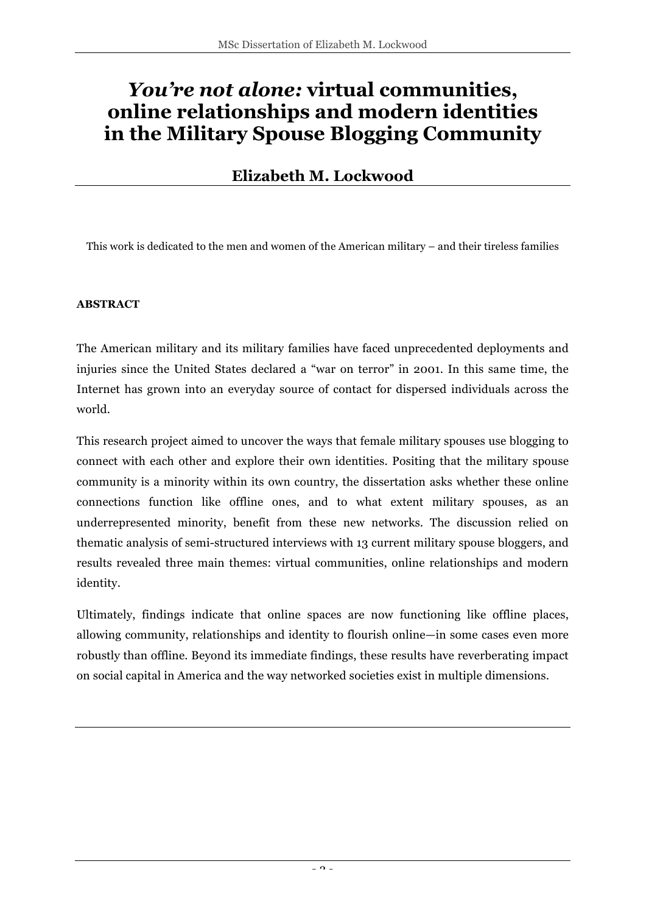# *You're not alone:* virtual communities, online relationships and modern identities in the Military Spouse Blogging Community

## Elizabeth M. Lockwood

This work is dedicated to the men and women of the American military – and their tireless families

**ABSTRACT**

The American military and its military families have faced unprecedented deployments and injuries since the United States declared a "war on terror" in 2001. In this same time, the Internet has grown into an everyday source of contact for dispersed individuals across the world.

This research project aimed to uncover the ways that female military spouses use blogging to connect with each other and explore their own identities. Positing that the military spouse community is a minority within its own country, the dissertation asks whether these online connections function like offline ones, and to what extent military spouses, as an underrepresented minority, benefit from these new networks. The discussion relied on thematic analysis of semi-structured interviews with 13 current military spouse bloggers, and results revealed three main themes: virtual communities, online relationships and modern identity.

Ultimately, findings indicate that online spaces are now functioning like offline places, allowing community, relationships and identity to flourish online—in some cases even more robustly than offline. Beyond its immediate findings, these results have reverberating impact on social capital in America and the way networked societies exist in multiple dimensions.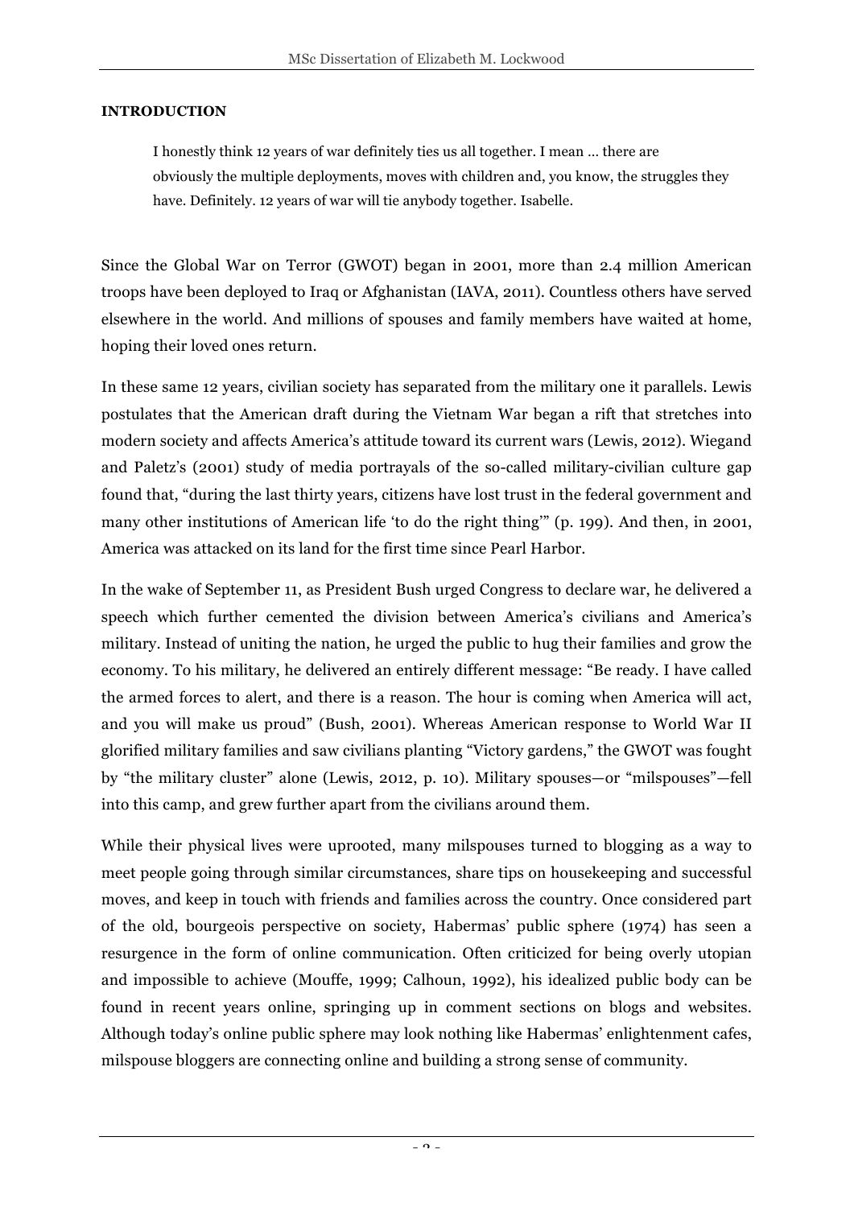**INTRODUCTION**

> I honestly think 12 years of war definitely ties us all together. I mean ... there are obviously the multiple deployments, moves with children and, you know, the struggles they have. Definitely. 12 years of war will tie anybody together. Isabelle.

Since the Global War on Terror (GWOT) began in 2001, more than 2.4 million American troops have been deployed to Iraq or Afghanistan (IAVA, 2011). Countless others have served elsewhere in the world. And millions of spouses and family members have waited at home, hoping their loved ones return.

In these same 12 years, civilian society has separated from the military one it parallels. Lewis postulates that the American draft during the Vietnam War began a rift that stretches into modern society and affects America's attitude toward its current wars (Lewis, 2012). Wiegand and Paletz's (2001) study of media portrayals of the so-called military-civilian culture gap found that, "during the last thirty years, citizens have lost trust in the federal government and many other institutions of American life 'to do the right thing'" (p. 199). And then, in 2001, America was attacked on its land for the first time since Pearl Harbor.

In the wake of September 11, as President Bush urged Congress to declare war, he delivered a speech which further cemented the division between America's civilians and America's military. Instead of uniting the nation, he urged the public to hug their families and grow the economy. To his military, he delivered an entirely different message: "Be ready. I have called the armed forces to alert, and there is a reason. The hour is coming when America will act, and you will make us proud" (Bush, 2001). Whereas American response to World War II glorified military families and saw civilians planting "Victory gardens," the GWOT was fought by "the military cluster" alone (Lewis, 2012, p. 10). Military spouses—or "milspouses"—fell into this camp, and grew further apart from the civilians around them.

While their physical lives were uprooted, many milspouses turned to blogging as a way to meet people going through similar circumstances, share tips on housekeeping and successful moves, and keep in touch with friends and families across the country. Once considered part of the old, bourgeois perspective on society, Habermas' public sphere (1974) has seen a resurgence in the form of online communication. Often criticized for being overly utopian and impossible to achieve (Mouffe, 1999; Calhoun, 1992), his idealized public body can be found in recent years online, springing up in comment sections on blogs and websites. Although today's online public sphere may look nothing like Habermas' enlightenment cafes, milspouse bloggers are connecting online and building a strong sense of community.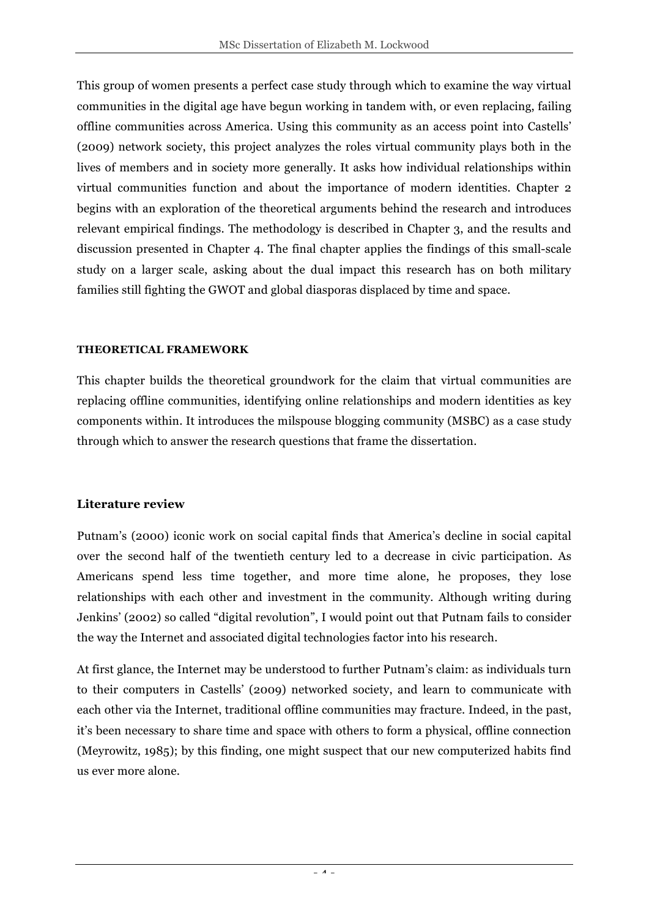This group of women presents a perfect case study through which to examine the way virtual communities in the digital age have begun working in tandem with, or even replacing, failing offline communities across America. Using this community as an access point into Castells' (2009) network society, this project analyzes the roles virtual community plays both in the lives of members and in society more generally. It asks how individual relationships within virtual communities function and about the importance of modern identities. Chapter 2 begins with an exploration of the theoretical arguments behind the research and introduces relevant empirical findings. The methodology is described in Chapter 3, and the results and discussion presented in Chapter 4. The final chapter applies the findings of this small-scale study on a larger scale, asking about the dual impact this research has on both military families still fighting the GWOT and global diasporas displaced by time and space.

## THEORETICAL FRAMEWORK

This chapter builds the theoretical groundwork for the claim that virtual communities are replacing offline communities, identifying online relationships and modern identities as key components within. It introduces the milspouse blogging community (MSBC) as a case study through which to answer the research questions that frame the dissertation.

### Literature review

Putnam's (2000) iconic work on social capital finds that America's decline in social capital over the second half of the twentieth century led to a decrease in civic participation. As Americans spend less time together, and more time alone, he proposes, they lose relationships with each other and investment in the community. Although writing during Jenkins' (2002) so called "digital revolution", I would point out that Putnam fails to consider the way the Internet and associated digital technologies factor into his research.

At first glance, the Internet may be understood to further Putnam's claim: as individuals turn to their computers in Castells' (2009) networked society, and learn to communicate with each other via the Internet, traditional offline communities may fracture. Indeed, in the past, it's been necessary to share time and space with others to form a physical, offline connection (Meyrowitz, 1985); by this finding, one might suspect that our new computerized habits find us ever more alone.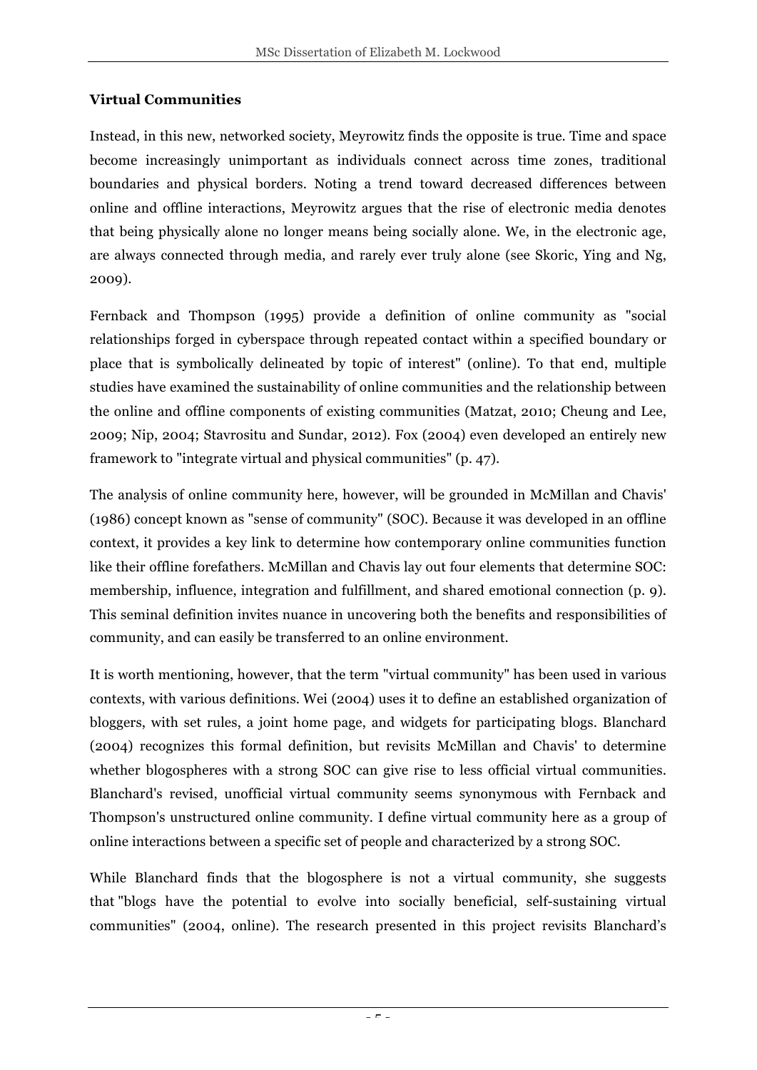**Virtual Communities**

Instead, in this new, networked society, Meyrowitz finds the opposite is true. Time and space become increasingly unimportant as individuals connect across time zones, traditional boundaries and physical borders. Noting a trend toward decreased differences between online and offline interactions, Meyrowitz argues that the rise of electronic media denotes that being physically alone no longer means being socially alone. We, in the electronic age, are always connected through media, and rarely ever truly alone (see Skoric, Ying and Ng, 2009).

Fernback and Thompson (1995) provide a definition of online community as "social relationships forged in cyberspace through repeated contact within a specified boundary or place that is symbolically delineated by topic of interest" (online). To that end, multiple studies have examined the sustainability of online communities and the relationship between the online and offline components of existing communities (Matzat, 2010; Cheung and Lee, 2009; Nip, 2004; Stavrositu and Sundar, 2012). Fox (2004) even developed an entirely new framework to "integrate virtual and physical communities" (p. 47).

The analysis of online community here, however, will be grounded in McMillan and Chavis' (1986) concept known as "sense of community" (SOC). Because it was developed in an offline context, it provides a key link to determine how contemporary online communities function like their offline forefathers. McMillan and Chavis lay out four elements that determine SOC: membership, influence, integration and fulfillment, and shared emotional connection (p. 9). This seminal definition invites nuance in uncovering both the benefits and responsibilities of community, and can easily be transferred to an online environment.

It is worth mentioning, however, that the term "virtual community" has been used in various contexts, with various definitions. Wei (2004) uses it to define an established organization of bloggers, with set rules, a joint home page, and widgets for participating blogs. Blanchard (2004) recognizes this formal definition, but revisits McMillan and Chavis' to determine whether blogospheres with a strong SOC can give rise to less official virtual communities. Blanchard's revised, unofficial virtual community seems synonymous with Fernback and Thompson's unstructured online community. I define virtual community here as a group of online interactions between a specific set of people and characterized by a strong SOC.

While Blanchard finds that the blogosphere is not a virtual community, she suggests that "blogs have the potential to evolve into socially beneficial, self-sustaining virtual communities" (2004, online). The research presented in this project revisits Blanchard's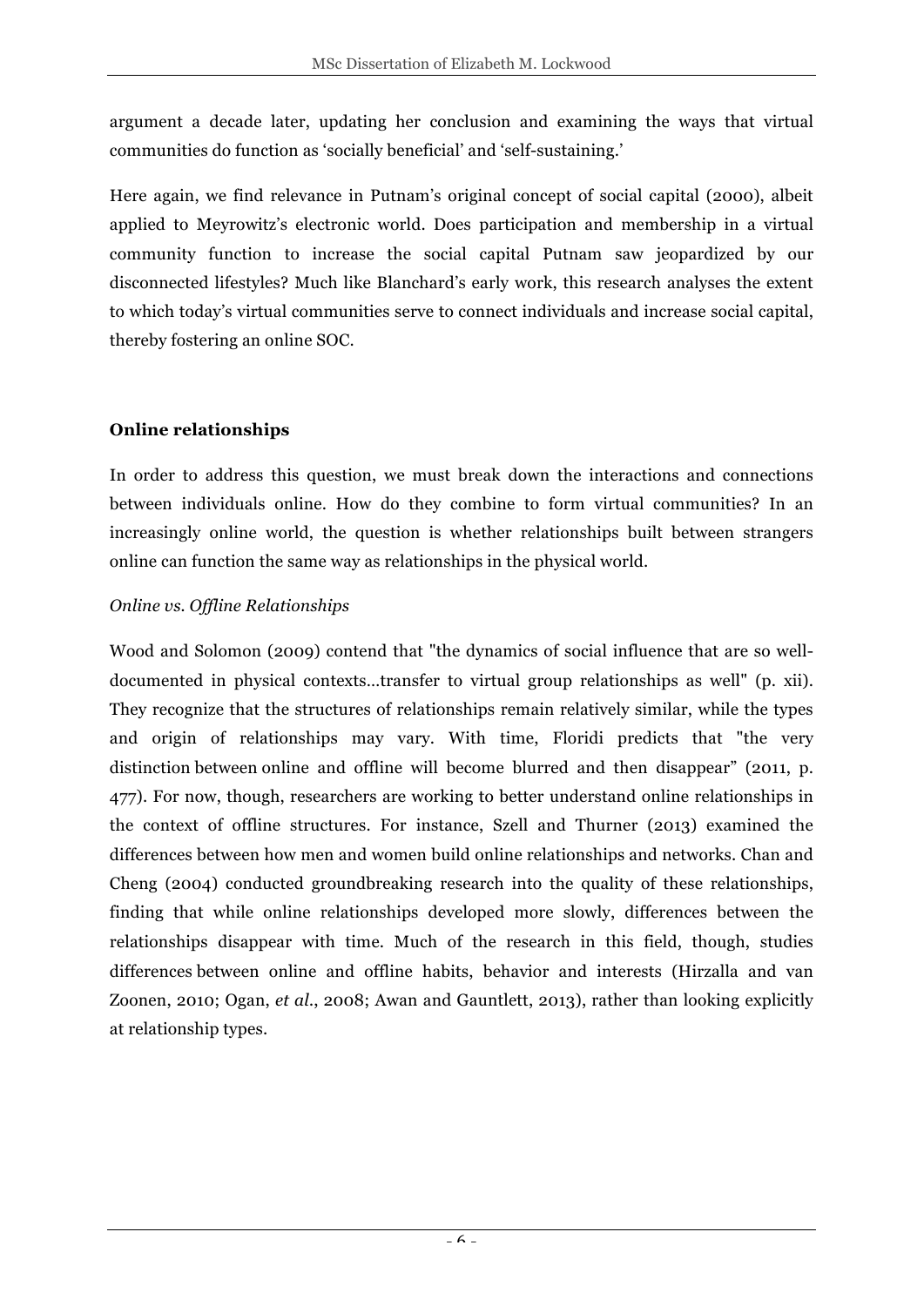argument a decade later, updating her conclusion and examining the ways that virtual communities do function as 'socially beneficial' and 'self-sustaining.'

Here again, we find relevance in Putnam's original concept of social capital (2000), albeit applied to Meyrowitz's electronic world. Does participation and membership in a virtual community function to increase the social capital Putnam saw jeopardized by our disconnected lifestyles? Much like Blanchard's early work, this research analyses the extent to which today's virtual communities serve to connect individuals and increase social capital, thereby fostering an online SOC.

**Online relationships**

In order to address this question, we must break down the interactions and connections between individuals online. How do they combine to form virtual communities? In an increasingly online world, the question is whether relationships built between strangers online can function the same way as relationships in the physical world.

*Online vs. Offline Relationships*

Wood and Solomon (2009) contend that "the dynamics of social influence that are so well-documented in physical contexts…transfer to virtual group relationships as well" (p. xii). They recognize that the structures of relationships remain relatively similar, while the types and origin of relationships may vary. With time, Floridi predicts that "the very distinction between online and offline will become blurred and then disappear" (2011, p. 477). For now, though, researchers are working to better understand online relationships in the context of offline structures. For instance, Szell and Thurner (2013) examined the differences between how men and women build online relationships and networks. Chan and Cheng (2004) conducted groundbreaking research into the quality of these relationships, finding that while online relationships developed more slowly, differences between the relationships disappear with time. Much of the research in this field, though, studies differences between online and offline habits, behavior and interests (Hirzalla and van Zoonen, 2010; Ogan, *et al.*, 2008; Awan and Gauntlett, 2013), rather than looking explicitly at relationship types.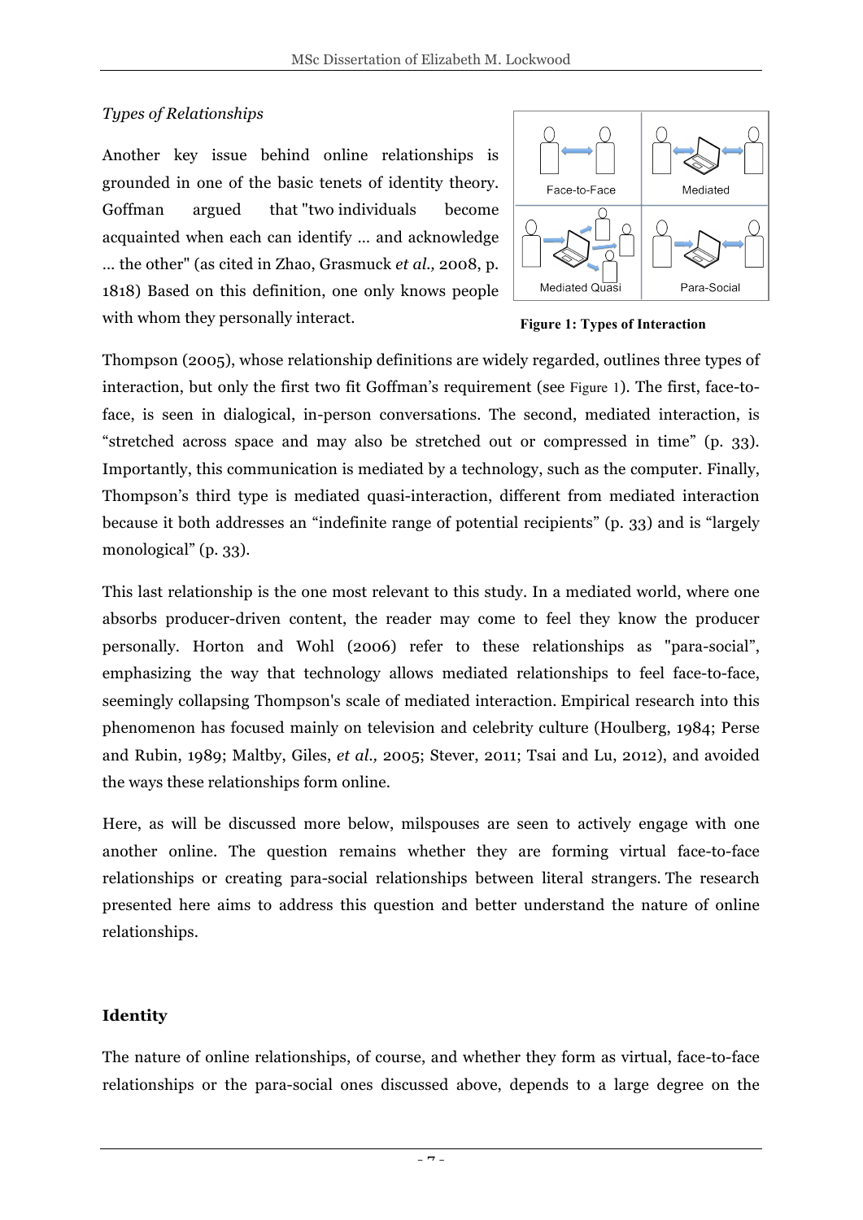*Types of Relationships*

Another key issue behind online relationships is grounded in one of the basic tenets of identity theory. Goffman argued that "two individuals become acquainted when each can identify … and acknowledge … the other" (as cited in Zhao, Grasmuck *et al.,* 2008, p. 1818) Based on this definition, one only knows people with whom they personally interact.

**Figure 1: Types of Interaction**

Thompson (2005), whose relationship definitions are widely regarded, outlines three types of interaction, but only the first two fit Goffman's requirement (see Figure 1). The first, face-to-face, is seen in dialogical, in-person conversations. The second, mediated interaction, is "stretched across space and may also be stretched out or compressed in time" (p. 33). Importantly, this communication is mediated by a technology, such as the computer. Finally, Thompson's third type is mediated quasi-interaction, different from mediated interaction because it both addresses an "indefinite range of potential recipients" (p. 33) and is "largely monological" (p. 33).

This last relationship is the one most relevant to this study. In a mediated world, where one absorbs producer-driven content, the reader may come to feel they know the producer personally. Horton and Wohl (2006) refer to these relationships as "para-social", emphasizing the way that technology allows mediated relationships to feel face-to-face, seemingly collapsing Thompson's scale of mediated interaction. Empirical research into this phenomenon has focused mainly on television and celebrity culture (Houlberg, 1984; Perse and Rubin, 1989; Maltby, Giles, *et al.,* 2005; Stever, 2011; Tsai and Lu, 2012), and avoided the ways these relationships form online.

Here, as will be discussed more below, milspouses are seen to actively engage with one another online. The question remains whether they are forming virtual face-to-face relationships or creating para-social relationships between literal strangers. The research presented here aims to address this question and better understand the nature of online relationships.

## Identity

The nature of online relationships, of course, and whether they form as virtual, face-to-face relationships or the para-social ones discussed above, depends to a large degree on the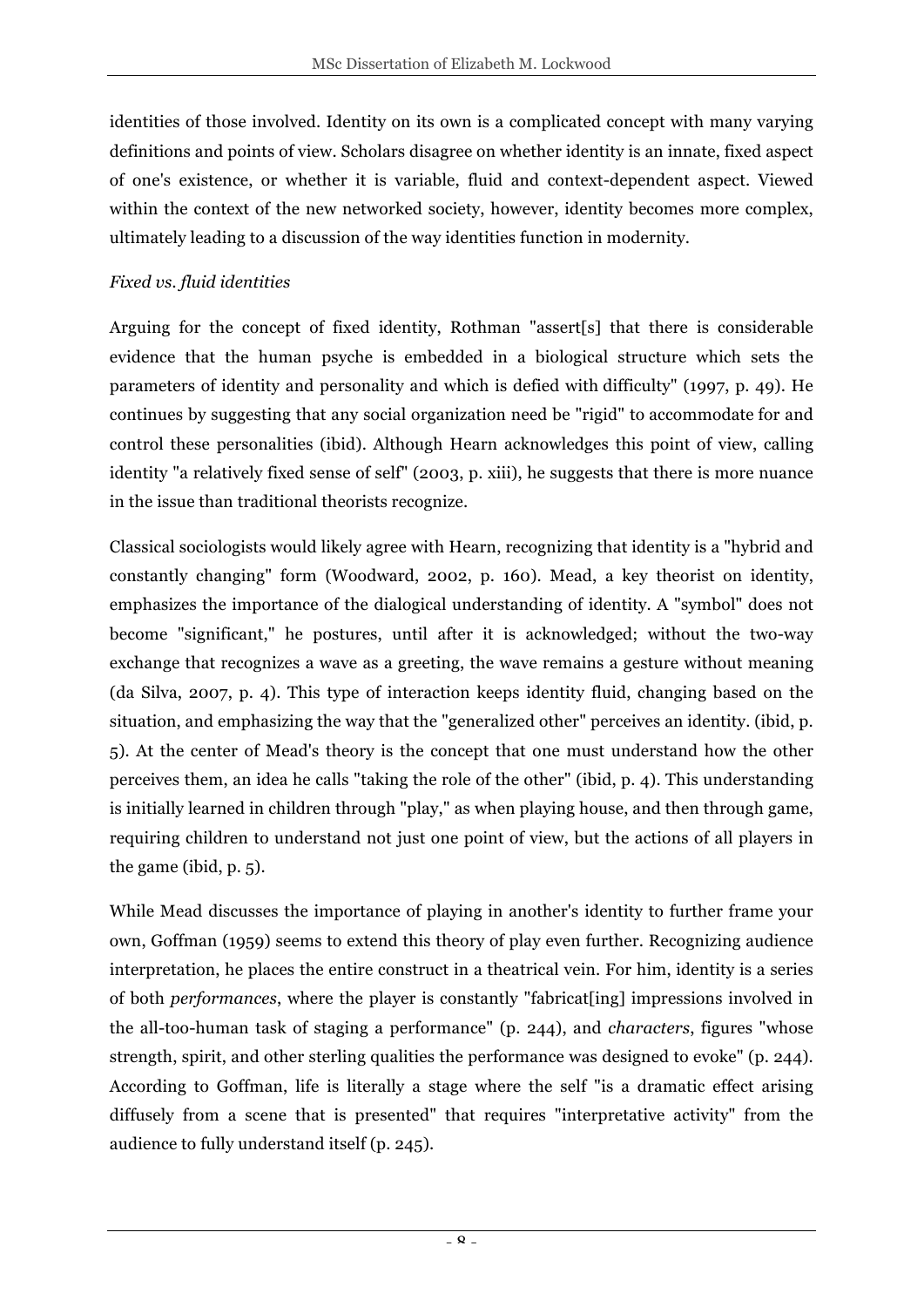identities of those involved. Identity on its own is a complicated concept with many varying definitions and points of view. Scholars disagree on whether identity is an innate, fixed aspect of one's existence, or whether it is variable, fluid and context-dependent aspect. Viewed within the context of the new networked society, however, identity becomes more complex, ultimately leading to a discussion of the way identities function in modernity.

*Fixed vs. fluid identities*

Arguing for the concept of fixed identity, Rothman "assert[s] that there is considerable evidence that the human psyche is embedded in a biological structure which sets the parameters of identity and personality and which is defied with difficulty" (1997, p. 49). He continues by suggesting that any social organization need be "rigid" to accommodate for and control these personalities (ibid). Although Hearn acknowledges this point of view, calling identity "a relatively fixed sense of self" (2003, p. xiii), he suggests that there is more nuance in the issue than traditional theorists recognize.

Classical sociologists would likely agree with Hearn, recognizing that identity is a "hybrid and constantly changing" form (Woodward, 2002, p. 160). Mead, a key theorist on identity, emphasizes the importance of the dialogical understanding of identity. A "symbol" does not become "significant," he postures, until after it is acknowledged; without the two-way exchange that recognizes a wave as a greeting, the wave remains a gesture without meaning (da Silva, 2007, p. 4). This type of interaction keeps identity fluid, changing based on the situation, and emphasizing the way that the "generalized other" perceives an identity. (ibid, p. 5). At the center of Mead's theory is the concept that one must understand how the other perceives them, an idea he calls "taking the role of the other" (ibid, p. 4). This understanding is initially learned in children through "play," as when playing house, and then through game, requiring children to understand not just one point of view, but the actions of all players in the game (ibid, p. 5).

While Mead discusses the importance of playing in another's identity to further frame your own, Goffman (1959) seems to extend this theory of play even further. Recognizing audience interpretation, he places the entire construct in a theatrical vein. For him, identity is a series of both *performances*, where the player is constantly "fabricat[ing] impressions involved in the all-too-human task of staging a performance" (p. 244), and *characters*, figures "whose strength, spirit, and other sterling qualities the performance was designed to evoke" (p. 244). According to Goffman, life is literally a stage where the self "is a dramatic effect arising diffusely from a scene that is presented" that requires "interpretative activity" from the audience to fully understand itself (p. 245).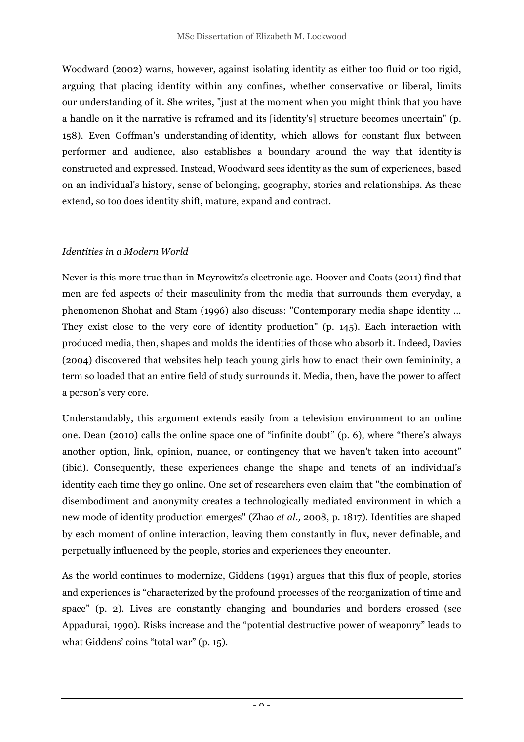Woodward (2002) warns, however, against isolating identity as either too fluid or too rigid, arguing that placing identity within any confines, whether conservative or liberal, limits our understanding of it. She writes, "just at the moment when you might think that you have a handle on it the narrative is reframed and its [identity's] structure becomes uncertain" (p. 158). Even Goffman's understanding of identity, which allows for constant flux between performer and audience, also establishes a boundary around the way that identity is constructed and expressed. Instead, Woodward sees identity as the sum of experiences, based on an individual's history, sense of belonging, geography, stories and relationships. As these extend, so too does identity shift, mature, expand and contract.

*Identities in a Modern World*

Never is this more true than in Meyrowitz's electronic age. Hoover and Coats (2011) find that men are fed aspects of their masculinity from the media that surrounds them everyday, a phenomenon Shohat and Stam (1996) also discuss: "Contemporary media shape identity … They exist close to the very core of identity production" (p. 145). Each interaction with produced media, then, shapes and molds the identities of those who absorb it. Indeed, Davies (2004) discovered that websites help teach young girls how to enact their own femininity, a term so loaded that an entire field of study surrounds it. Media, then, have the power to affect a person's very core.

Understandably, this argument extends easily from a television environment to an online one. Dean (2010) calls the online space one of "infinite doubt" (p. 6), where "there's always another option, link, opinion, nuance, or contingency that we haven't taken into account" (ibid). Consequently, these experiences change the shape and tenets of an individual's identity each time they go online. One set of researchers even claim that "the combination of disembodiment and anonymity creates a technologically mediated environment in which a new mode of identity production emerges" (Zhao *et al.,* 2008, p. 1817). Identities are shaped by each moment of online interaction, leaving them constantly in flux, never definable, and perpetually influenced by the people, stories and experiences they encounter.

As the world continues to modernize, Giddens (1991) argues that this flux of people, stories and experiences is "characterized by the profound processes of the reorganization of time and space" (p. 2). Lives are constantly changing and boundaries and borders crossed (see Appadurai, 1990). Risks increase and the "potential destructive power of weaponry" leads to what Giddens' coins "total war" (p. 15).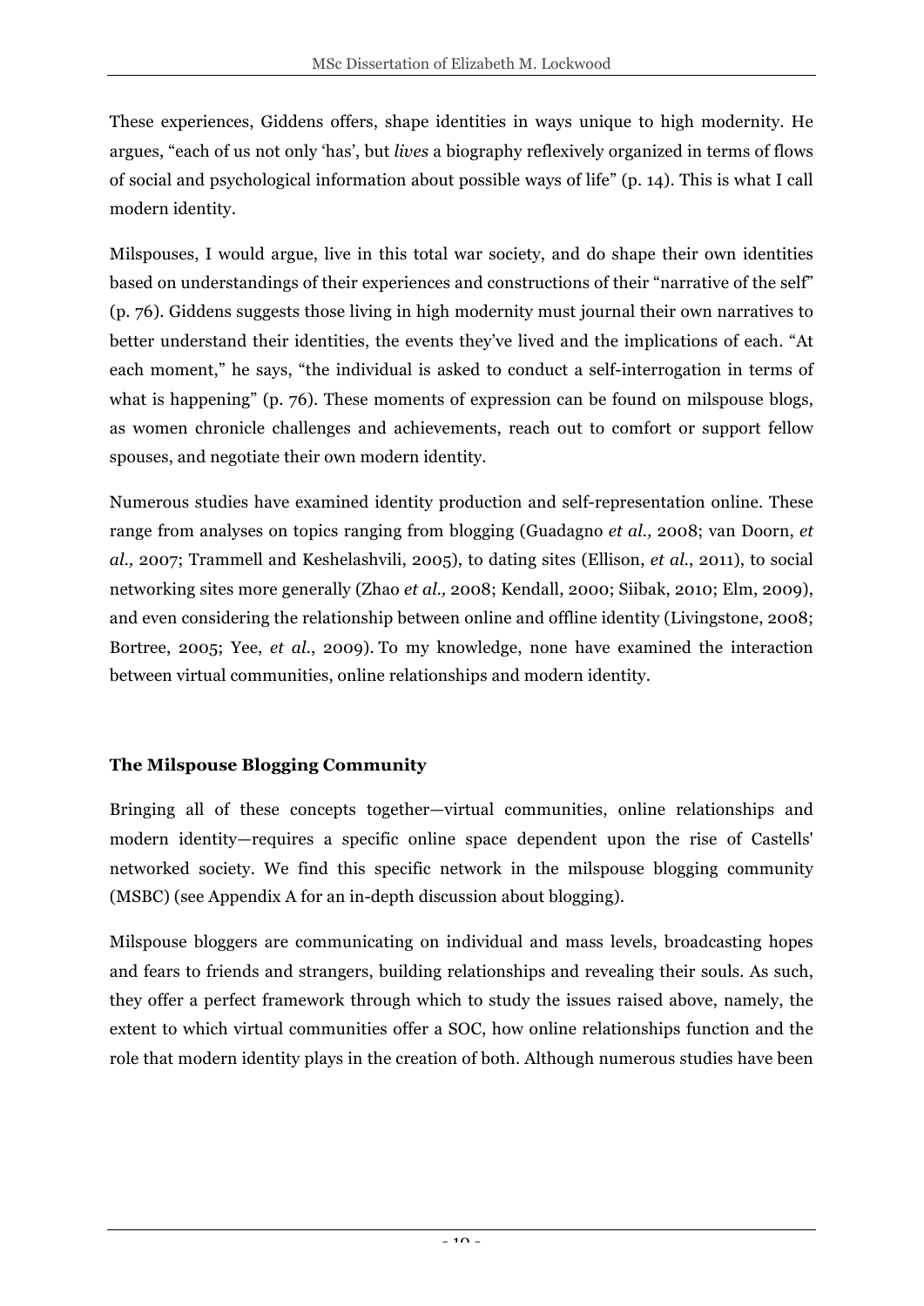These experiences, Giddens offers, shape identities in ways unique to high modernity. He argues, "each of us not only 'has', but *lives* a biography reflexively organized in terms of flows of social and psychological information about possible ways of life" (p. 14). This is what I call modern identity.

Milspouses, I would argue, live in this total war society, and do shape their own identities based on understandings of their experiences and constructions of their "narrative of the self" (p. 76). Giddens suggests those living in high modernity must journal their own narratives to better understand their identities, the events they've lived and the implications of each. "At each moment," he says, "the individual is asked to conduct a self-interrogation in terms of what is happening" (p. 76). These moments of expression can be found on milspouse blogs, as women chronicle challenges and achievements, reach out to comfort or support fellow spouses, and negotiate their own modern identity.

Numerous studies have examined identity production and self-representation online. These range from analyses on topics ranging from blogging (Guadagno *et al.,* 2008; van Doorn, *et al.,* 2007; Trammell and Keshelashvili, 2005), to dating sites (Ellison, *et al.*, 2011), to social networking sites more generally (Zhao *et al.,* 2008; Kendall, 2000; Siibak, 2010; Elm, 2009), and even considering the relationship between online and offline identity (Livingstone, 2008; Bortree, 2005; Yee, *et al.*, 2009). To my knowledge, none have examined the interaction between virtual communities, online relationships and modern identity.

**The Milspouse Blogging Community**

Bringing all of these concepts together—virtual communities, online relationships and modern identity—requires a specific online space dependent upon the rise of Castells' networked society. We find this specific network in the milspouse blogging community (MSBC) (see Appendix A for an in-depth discussion about blogging).

Milspouse bloggers are communicating on individual and mass levels, broadcasting hopes and fears to friends and strangers, building relationships and revealing their souls. As such, they offer a perfect framework through which to study the issues raised above, namely, the extent to which virtual communities offer a SOC, how online relationships function and the role that modern identity plays in the creation of both. Although numerous studies have been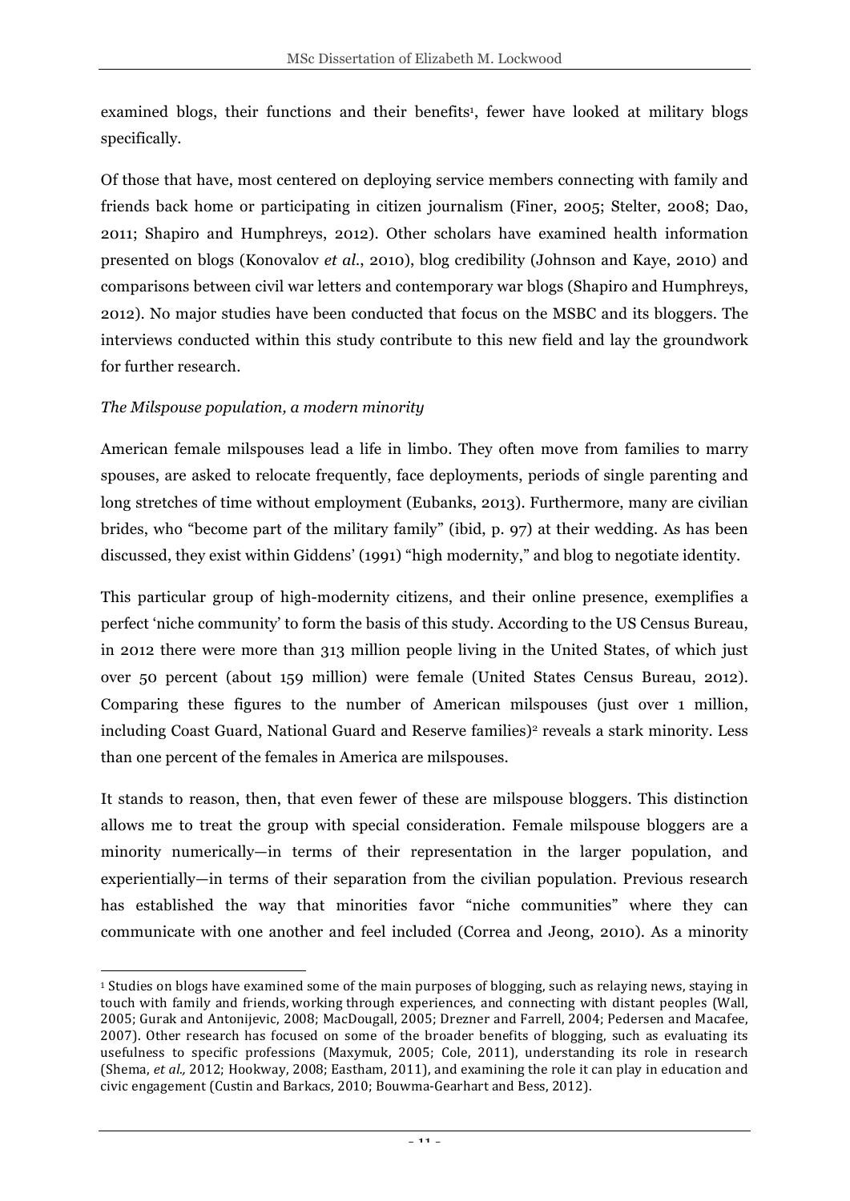examined blogs, their functions and their benefits[1], fewer have looked at military blogs specifically.

Of those that have, most centered on deploying service members connecting with family and friends back home or participating in citizen journalism (Finer, 2005; Stelter, 2008; Dao, 2011; Shapiro and Humphreys, 2012). Other scholars have examined health information presented on blogs (Konovalov *et al*., 2010), blog credibility (Johnson and Kaye, 2010) and comparisons between civil war letters and contemporary war blogs (Shapiro and Humphreys, 2012). No major studies have been conducted that focus on the MSBC and its bloggers. The interviews conducted within this study contribute to this new field and lay the groundwork for further research.

*The Milspouse population, a modern minority*

American female milspouses lead a life in limbo. They often move from families to marry spouses, are asked to relocate frequently, face deployments, periods of single parenting and long stretches of time without employment (Eubanks, 2013). Furthermore, many are civilian brides, who "become part of the military family" (ibid, p. 97) at their wedding. As has been discussed, they exist within Giddens' (1991) "high modernity," and blog to negotiate identity.

This particular group of high-modernity citizens, and their online presence, exemplifies a perfect 'niche community' to form the basis of this study. According to the US Census Bureau, in 2012 there were more than 313 million people living in the United States, of which just over 50 percent (about 159 million) were female (United States Census Bureau, 2012). Comparing these figures to the number of American milspouses (just over 1 million, including Coast Guard, National Guard and Reserve families)[2] reveals a stark minority. Less than one percent of the females in America are milspouses.

It stands to reason, then, that even fewer of these are milspouse bloggers. This distinction allows me to treat the group with special consideration. Female milspouse bloggers are a minority numerically—in terms of their representation in the larger population, and experientially—in terms of their separation from the civilian population. Previous research has established the way that minorities favor "niche communities" where they can communicate with one another and feel included (Correa and Jeong, 2010). As a minority

[1] Studies on blogs have examined some of the main purposes of blogging, such as relaying news, staying in touch with family and friends, working through experiences, and connecting with distant peoples (Wall, 2005; Gurak and Antonijevic, 2008; MacDougall, 2005; Drezner and Farrell, 2004; Pedersen and Macafee, 2007). Other research has focused on some of the broader benefits of blogging, such as evaluating its usefulness to specific professions (Maxymuk, 2005; Cole, 2011), understanding its role in research (Shema, *et al.,* 2012; Hookway, 2008; Eastham, 2011), and examining the role it can play in education and civic engagement (Custin and Barkacs, 2010; Bouwma-Gearhart and Bess, 2012).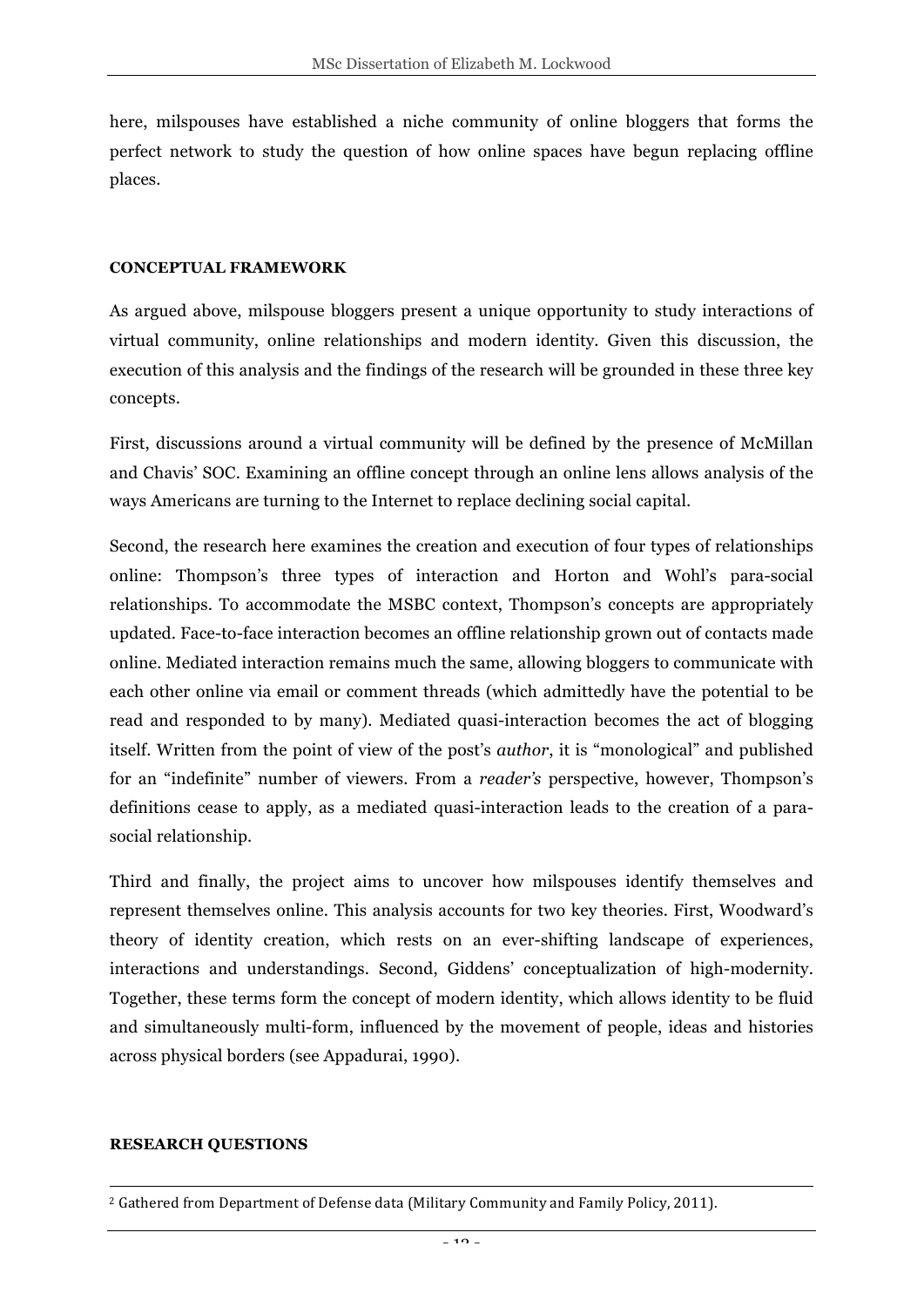here, milspouses have established a niche community of online bloggers that forms the perfect network to study the question of how online spaces have begun replacing offline places.

**CONCEPTUAL FRAMEWORK**

As argued above, milspouse bloggers present a unique opportunity to study interactions of virtual community, online relationships and modern identity. Given this discussion, the execution of this analysis and the findings of the research will be grounded in these three key concepts.

First, discussions around a virtual community will be defined by the presence of McMillan and Chavis' SOC. Examining an offline concept through an online lens allows analysis of the ways Americans are turning to the Internet to replace declining social capital.

Second, the research here examines the creation and execution of four types of relationships online: Thompson's three types of interaction and Horton and Wohl's para-social relationships. To accommodate the MSBC context, Thompson's concepts are appropriately updated. Face-to-face interaction becomes an offline relationship grown out of contacts made online. Mediated interaction remains much the same, allowing bloggers to communicate with each other online via email or comment threads (which admittedly have the potential to be read and responded to by many). Mediated quasi-interaction becomes the act of blogging itself. Written from the point of view of the post's *author*, it is "monological" and published for an "indefinite" number of viewers. From a *reader's* perspective, however, Thompson's definitions cease to apply, as a mediated quasi-interaction leads to the creation of a para-social relationship.

Third and finally, the project aims to uncover how milspouses identify themselves and represent themselves online. This analysis accounts for two key theories. First, Woodward's theory of identity creation, which rests on an ever-shifting landscape of experiences, interactions and understandings. Second, Giddens' conceptualization of high-modernity. Together, these terms form the concept of modern identity, which allows identity to be fluid and simultaneously multi-form, influenced by the movement of people, ideas and histories across physical borders (see Appadurai, 1990).

**RESEARCH QUESTIONS**

[2] Gathered from Department of Defense data (Military Community and Family Policy, 2011).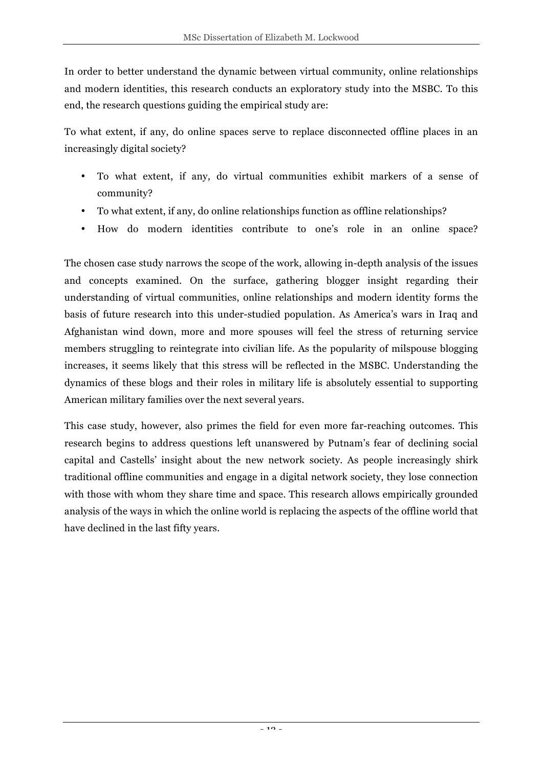In order to better understand the dynamic between virtual community, online relationships and modern identities, this research conducts an exploratory study into the MSBC. To this end, the research questions guiding the empirical study are:

To what extent, if any, do online spaces serve to replace disconnected offline places in an increasingly digital society?

- To what extent, if any, do virtual communities exhibit markers of a sense of community?
- To what extent, if any, do online relationships function as offline relationships?
- How do modern identities contribute to one's role in an online space?

The chosen case study narrows the scope of the work, allowing in-depth analysis of the issues and concepts examined. On the surface, gathering blogger insight regarding their understanding of virtual communities, online relationships and modern identity forms the basis of future research into this under-studied population. As America's wars in Iraq and Afghanistan wind down, more and more spouses will feel the stress of returning service members struggling to reintegrate into civilian life. As the popularity of milspouse blogging increases, it seems likely that this stress will be reflected in the MSBC. Understanding the dynamics of these blogs and their roles in military life is absolutely essential to supporting American military families over the next several years.

This case study, however, also primes the field for even more far-reaching outcomes. This research begins to address questions left unanswered by Putnam's fear of declining social capital and Castells' insight about the new network society. As people increasingly shirk traditional offline communities and engage in a digital network society, they lose connection with those with whom they share time and space. This research allows empirically grounded analysis of the ways in which the online world is replacing the aspects of the offline world that have declined in the last fifty years.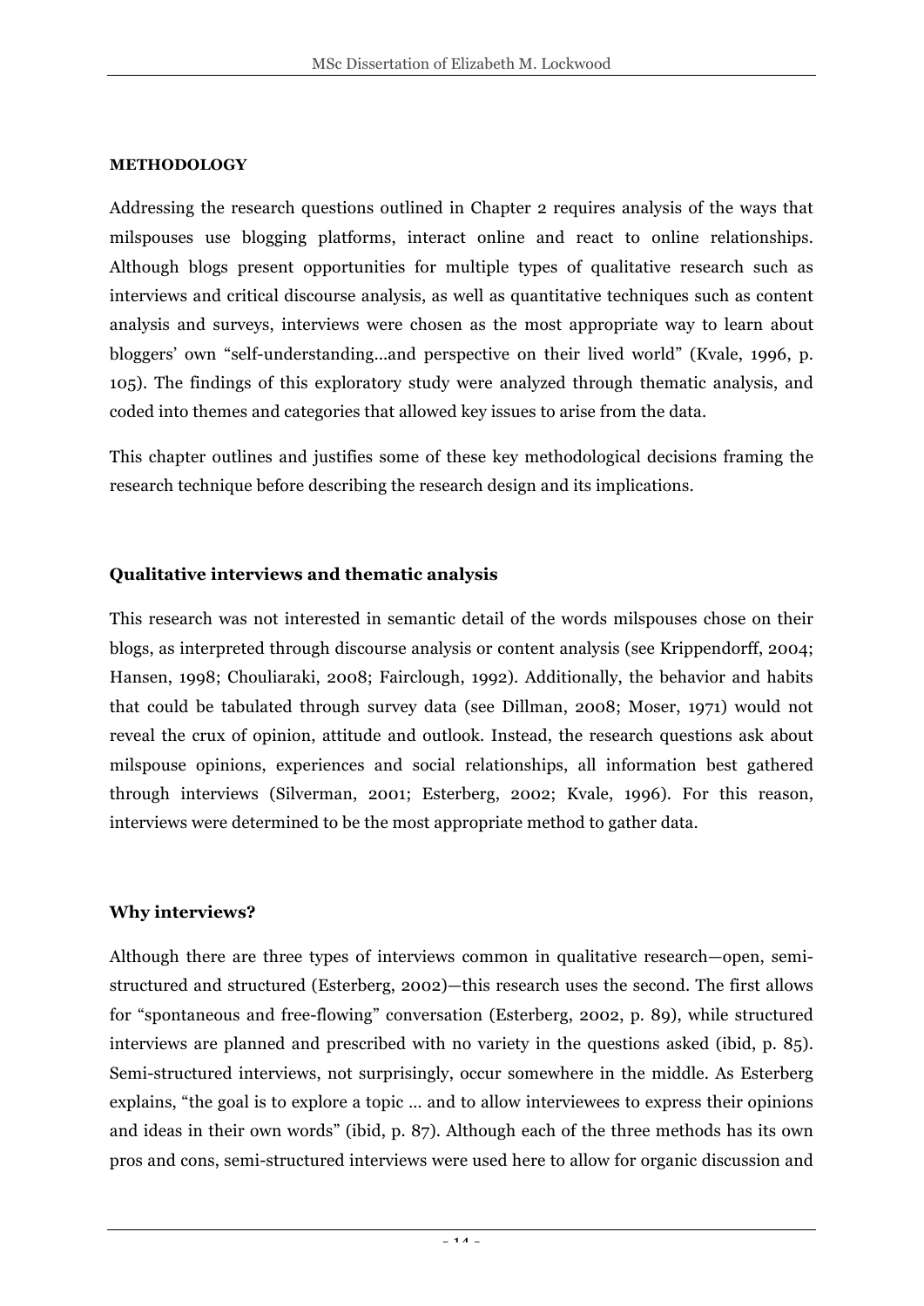## METHODOLOGY

Addressing the research questions outlined in Chapter 2 requires analysis of the ways that milspouses use blogging platforms, interact online and react to online relationships. Although blogs present opportunities for multiple types of qualitative research such as interviews and critical discourse analysis, as well as quantitative techniques such as content analysis and surveys, interviews were chosen as the most appropriate way to learn about bloggers' own "self-understanding...and perspective on their lived world" (Kvale, 1996, p. 105). The findings of this exploratory study were analyzed through thematic analysis, and coded into themes and categories that allowed key issues to arise from the data.

This chapter outlines and justifies some of these key methodological decisions framing the research technique before describing the research design and its implications.

### Qualitative interviews and thematic analysis

This research was not interested in semantic detail of the words milspouses chose on their blogs, as interpreted through discourse analysis or content analysis (see Krippendorff, 2004; Hansen, 1998; Chouliaraki, 2008; Fairclough, 1992). Additionally, the behavior and habits that could be tabulated through survey data (see Dillman, 2008; Moser, 1971) would not reveal the crux of opinion, attitude and outlook. Instead, the research questions ask about milspouse opinions, experiences and social relationships, all information best gathered through interviews (Silverman, 2001; Esterberg, 2002; Kvale, 1996). For this reason, interviews were determined to be the most appropriate method to gather data.

### Why interviews?

Although there are three types of interviews common in qualitative research—open, semi-structured and structured (Esterberg, 2002)—this research uses the second. The first allows for "spontaneous and free-flowing" conversation (Esterberg, 2002, p. 89), while structured interviews are planned and prescribed with no variety in the questions asked (ibid, p. 85). Semi-structured interviews, not surprisingly, occur somewhere in the middle. As Esterberg explains, "the goal is to explore a topic … and to allow interviewees to express their opinions and ideas in their own words" (ibid, p. 87). Although each of the three methods has its own pros and cons, semi-structured interviews were used here to allow for organic discussion and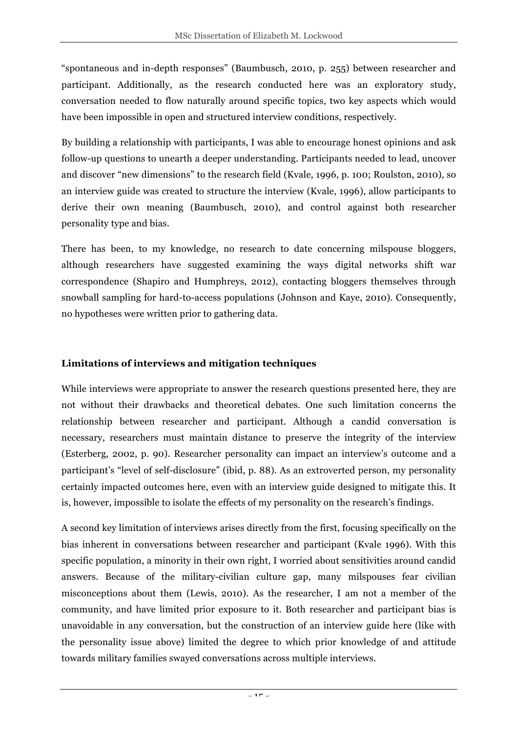"spontaneous and in-depth responses" (Baumbusch, 2010, p. 255) between researcher and participant. Additionally, as the research conducted here was an exploratory study, conversation needed to flow naturally around specific topics, two key aspects which would have been impossible in open and structured interview conditions, respectively.

By building a relationship with participants, I was able to encourage honest opinions and ask follow-up questions to unearth a deeper understanding. Participants needed to lead, uncover and discover "new dimensions" to the research field (Kvale, 1996, p. 100; Roulston, 2010), so an interview guide was created to structure the interview (Kvale, 1996), allow participants to derive their own meaning (Baumbusch, 2010), and control against both researcher personality type and bias.

There has been, to my knowledge, no research to date concerning milspouse bloggers, although researchers have suggested examining the ways digital networks shift war correspondence (Shapiro and Humphreys, 2012), contacting bloggers themselves through snowball sampling for hard-to-access populations (Johnson and Kaye, 2010). Consequently, no hypotheses were written prior to gathering data.

### Limitations of interviews and mitigation techniques

While interviews were appropriate to answer the research questions presented here, they are not without their drawbacks and theoretical debates. One such limitation concerns the relationship between researcher and participant. Although a candid conversation is necessary, researchers must maintain distance to preserve the integrity of the interview (Esterberg, 2002, p. 90). Researcher personality can impact an interview's outcome and a participant's "level of self-disclosure" (ibid, p. 88). As an extroverted person, my personality certainly impacted outcomes here, even with an interview guide designed to mitigate this. It is, however, impossible to isolate the effects of my personality on the research's findings.

A second key limitation of interviews arises directly from the first, focusing specifically on the bias inherent in conversations between researcher and participant (Kvale 1996). With this specific population, a minority in their own right, I worried about sensitivities around candid answers. Because of the military-civilian culture gap, many milspouses fear civilian misconceptions about them (Lewis, 2010). As the researcher, I am not a member of the community, and have limited prior exposure to it. Both researcher and participant bias is unavoidable in any conversation, but the construction of an interview guide here (like with the personality issue above) limited the degree to which prior knowledge of and attitude towards military families swayed conversations across multiple interviews.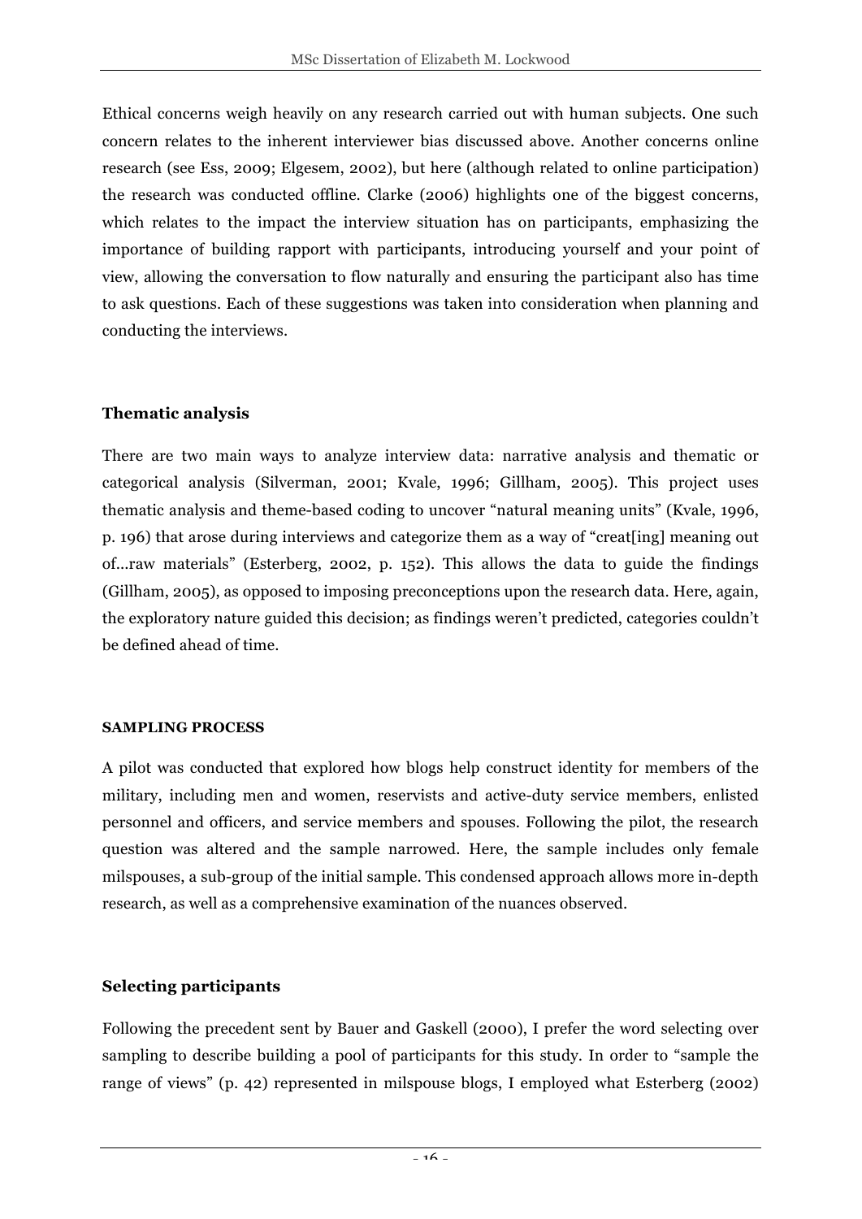Ethical concerns weigh heavily on any research carried out with human subjects. One such concern relates to the inherent interviewer bias discussed above. Another concerns online research (see Ess, 2009; Elgesem, 2002), but here (although related to online participation) the research was conducted offline. Clarke (2006) highlights one of the biggest concerns, which relates to the impact the interview situation has on participants, emphasizing the importance of building rapport with participants, introducing yourself and your point of view, allowing the conversation to flow naturally and ensuring the participant also has time to ask questions. Each of these suggestions was taken into consideration when planning and conducting the interviews.

### Thematic analysis

There are two main ways to analyze interview data: narrative analysis and thematic or categorical analysis (Silverman, 2001; Kvale, 1996; Gillham, 2005). This project uses thematic analysis and theme-based coding to uncover "natural meaning units" (Kvale, 1996, p. 196) that arose during interviews and categorize them as a way of "creat[ing] meaning out of…raw materials" (Esterberg, 2002, p. 152). This allows the data to guide the findings (Gillham, 2005), as opposed to imposing preconceptions upon the research data. Here, again, the exploratory nature guided this decision; as findings weren't predicted, categories couldn't be defined ahead of time.

## SAMPLING PROCESS

A pilot was conducted that explored how blogs help construct identity for members of the military, including men and women, reservists and active-duty service members, enlisted personnel and officers, and service members and spouses. Following the pilot, the research question was altered and the sample narrowed. Here, the sample includes only female milspouses, a sub-group of the initial sample. This condensed approach allows more in-depth research, as well as a comprehensive examination of the nuances observed.

### Selecting participants

Following the precedent sent by Bauer and Gaskell (2000), I prefer the word selecting over sampling to describe building a pool of participants for this study. In order to "sample the range of views" (p. 42) represented in milspouse blogs, I employed what Esterberg (2002)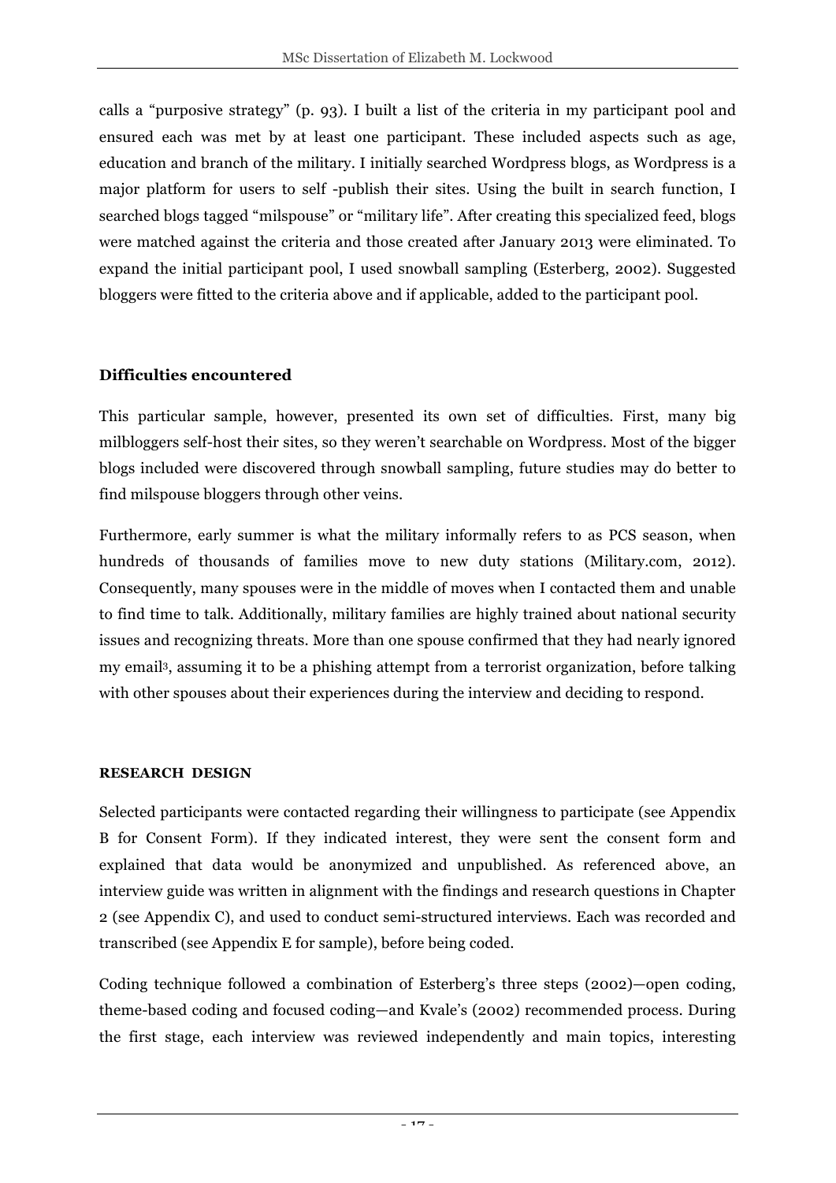calls a “purposive strategy” (p. 93). I built a list of the criteria in my participant pool and ensured each was met by at least one participant. These included aspects such as age, education and branch of the military. I initially searched Wordpress blogs, as Wordpress is a major platform for users to self -publish their sites. Using the built in search function, I searched blogs tagged “milspouse” or “military life”. After creating this specialized feed, blogs were matched against the criteria and those created after January 2013 were eliminated. To expand the initial participant pool, I used snowball sampling (Esterberg, 2002). Suggested bloggers were fitted to the criteria above and if applicable, added to the participant pool.

### Difficulties encountered

This particular sample, however, presented its own set of difficulties. First, many big milbloggers self-host their sites, so they weren’t searchable on Wordpress. Most of the bigger blogs included were discovered through snowball sampling, future studies may do better to find milspouse bloggers through other veins.

Furthermore, early summer is what the military informally refers to as PCS season, when hundreds of thousands of families move to new duty stations (Military.com, 2012). Consequently, many spouses were in the middle of moves when I contacted them and unable to find time to talk. Additionally, military families are highly trained about national security issues and recognizing threats. More than one spouse confirmed that they had nearly ignored my email[3], assuming it to be a phishing attempt from a terrorist organization, before talking with other spouses about their experiences during the interview and deciding to respond.

## RESEARCH DESIGN

Selected participants were contacted regarding their willingness to participate (see Appendix B for Consent Form). If they indicated interest, they were sent the consent form and explained that data would be anonymized and unpublished. As referenced above, an interview guide was written in alignment with the findings and research questions in Chapter 2 (see Appendix C), and used to conduct semi-structured interviews. Each was recorded and transcribed (see Appendix E for sample), before being coded.

Coding technique followed a combination of Esterberg’s three steps (2002)—open coding, theme-based coding and focused coding—and Kvale’s (2002) recommended process. During the first stage, each interview was reviewed independently and main topics, interesting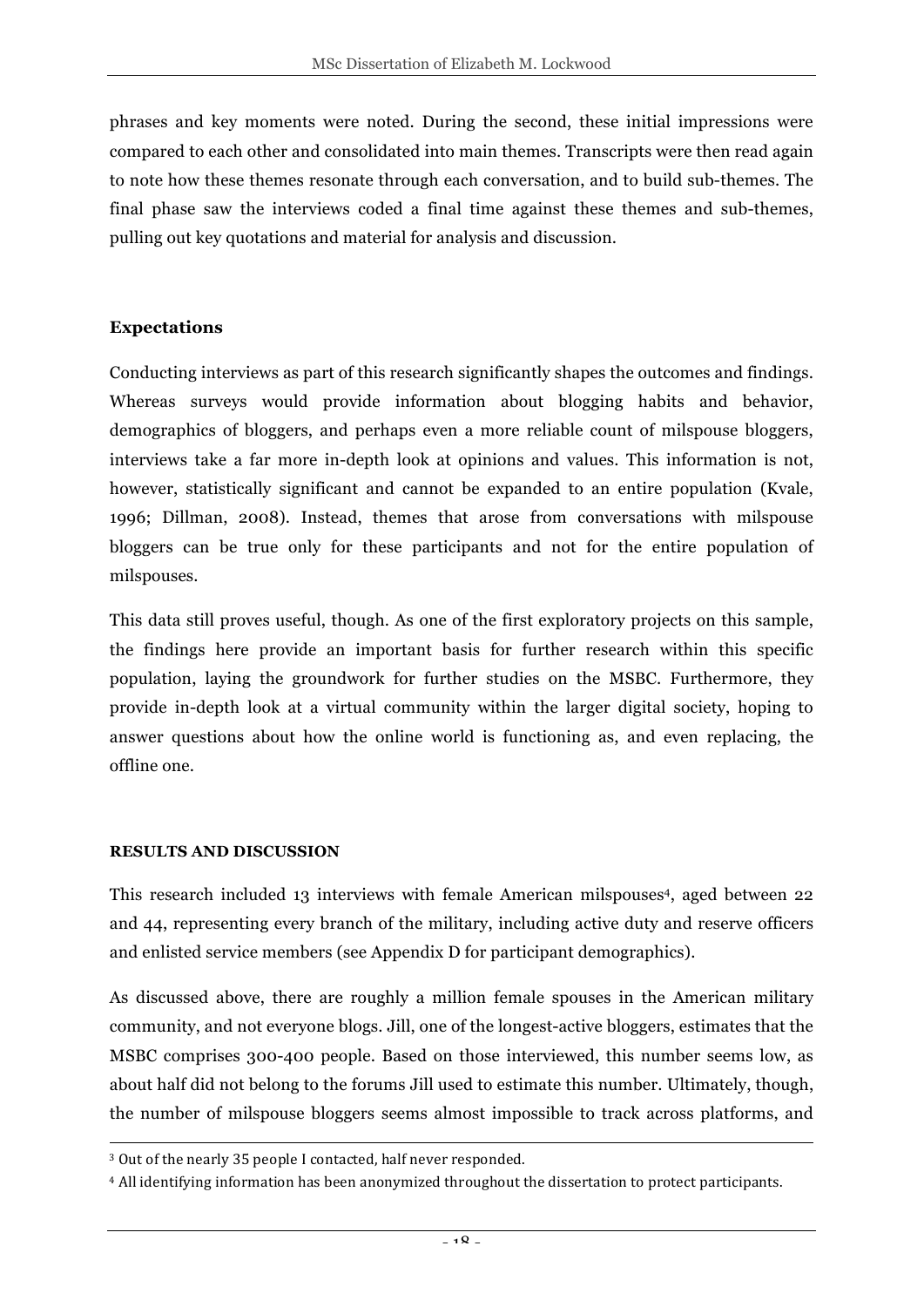phrases and key moments were noted. During the second, these initial impressions were compared to each other and consolidated into main themes. Transcripts were then read again to note how these themes resonate through each conversation, and to build sub-themes. The final phase saw the interviews coded a final time against these themes and sub-themes, pulling out key quotations and material for analysis and discussion.

### Expectations

Conducting interviews as part of this research significantly shapes the outcomes and findings. Whereas surveys would provide information about blogging habits and behavior, demographics of bloggers, and perhaps even a more reliable count of milspouse bloggers, interviews take a far more in-depth look at opinions and values. This information is not, however, statistically significant and cannot be expanded to an entire population (Kvale, 1996; Dillman, 2008). Instead, themes that arose from conversations with milspouse bloggers can be true only for these participants and not for the entire population of milspouses.

This data still proves useful, though. As one of the first exploratory projects on this sample, the findings here provide an important basis for further research within this specific population, laying the groundwork for further studies on the MSBC. Furthermore, they provide in-depth look at a virtual community within the larger digital society, hoping to answer questions about how the online world is functioning as, and even replacing, the offline one.

## RESULTS AND DISCUSSION

This research included 13 interviews with female American milspouses[4], aged between 22 and 44, representing every branch of the military, including active duty and reserve officers and enlisted service members (see Appendix D for participant demographics).

As discussed above, there are roughly a million female spouses in the American military community, and not everyone blogs. Jill, one of the longest-active bloggers, estimates that the MSBC comprises 300-400 people. Based on those interviewed, this number seems low, as about half did not belong to the forums Jill used to estimate this number. Ultimately, though, the number of milspouse bloggers seems almost impossible to track across platforms, and

[3] Out of the nearly 35 people I contacted, half never responded.

[4] All identifying information has been anonymized throughout the dissertation to protect participants.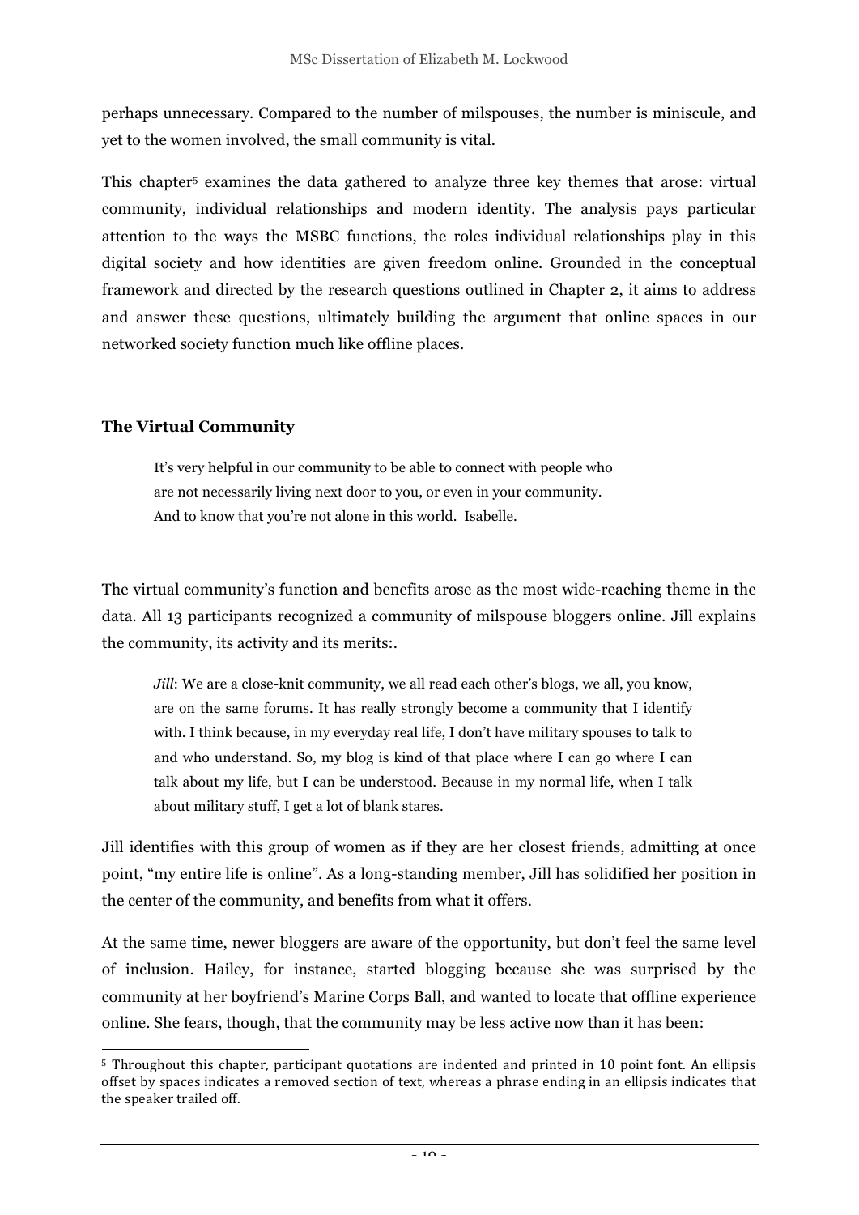perhaps unnecessary. Compared to the number of milspouses, the number is miniscule, and yet to the women involved, the small community is vital.

This chapter[5] examines the data gathered to analyze three key themes that arose: virtual community, individual relationships and modern identity. The analysis pays particular attention to the ways the MSBC functions, the roles individual relationships play in this digital society and how identities are given freedom online. Grounded in the conceptual framework and directed by the research questions outlined in Chapter 2, it aims to address and answer these questions, ultimately building the argument that online spaces in our networked society function much like offline places.

## The Virtual Community

> It's very helpful in our community to be able to connect with people who are not necessarily living next door to you, or even in your community. And to know that you're not alone in this world. Isabelle.

The virtual community's function and benefits arose as the most wide-reaching theme in the data. All 13 participants recognized a community of milspouse bloggers online. Jill explains the community, its activity and its merits:.

> *Jill*: We are a close-knit community, we all read each other's blogs, we all, you know, are on the same forums. It has really strongly become a community that I identify with. I think because, in my everyday real life, I don't have military spouses to talk to and who understand. So, my blog is kind of that place where I can go where I can talk about my life, but I can be understood. Because in my normal life, when I talk about military stuff, I get a lot of blank stares.

Jill identifies with this group of women as if they are her closest friends, admitting at once point, "my entire life is online". As a long-standing member, Jill has solidified her position in the center of the community, and benefits from what it offers.

At the same time, newer bloggers are aware of the opportunity, but don't feel the same level of inclusion. Hailey, for instance, started blogging because she was surprised by the community at her boyfriend's Marine Corps Ball, and wanted to locate that offline experience online. She fears, though, that the community may be less active now than it has been:

---

[5] Throughout this chapter, participant quotations are indented and printed in 10 point font. An ellipsis offset by spaces indicates a removed section of text, whereas a phrase ending in an ellipsis indicates that the speaker trailed off.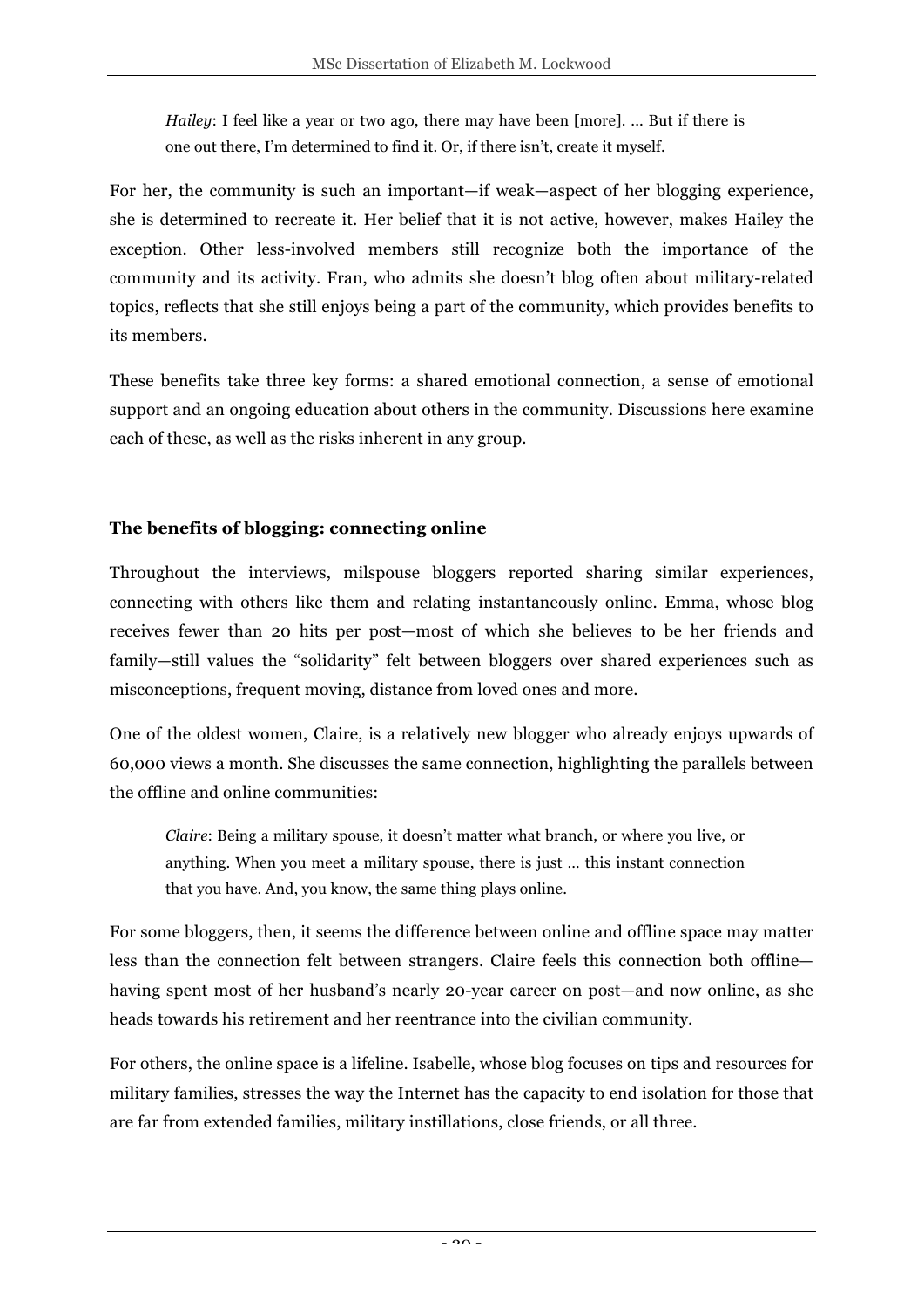> *Hailey*: I feel like a year or two ago, there may have been [more]. … But if there is one out there, I'm determined to find it. Or, if there isn't, create it myself.

For her, the community is such an important—if weak—aspect of her blogging experience, she is determined to recreate it. Her belief that it is not active, however, makes Hailey the exception. Other less-involved members still recognize both the importance of the community and its activity. Fran, who admits she doesn't blog often about military-related topics, reflects that she still enjoys being a part of the community, which provides benefits to its members.

These benefits take three key forms: a shared emotional connection, a sense of emotional support and an ongoing education about others in the community. Discussions here examine each of these, as well as the risks inherent in any group.

**The benefits of blogging: connecting online**

Throughout the interviews, milspouse bloggers reported sharing similar experiences, connecting with others like them and relating instantaneously online. Emma, whose blog receives fewer than 20 hits per post—most of which she believes to be her friends and family—still values the "solidarity" felt between bloggers over shared experiences such as misconceptions, frequent moving, distance from loved ones and more.

One of the oldest women, Claire, is a relatively new blogger who already enjoys upwards of 60,000 views a month. She discusses the same connection, highlighting the parallels between the offline and online communities:

> *Claire*: Being a military spouse, it doesn't matter what branch, or where you live, or anything. When you meet a military spouse, there is just … this instant connection that you have. And, you know, the same thing plays online.

For some bloggers, then, it seems the difference between online and offline space may matter less than the connection felt between strangers. Claire feels this connection both offline—having spent most of her husband's nearly 20-year career on post—and now online, as she heads towards his retirement and her reentrance into the civilian community.

For others, the online space is a lifeline. Isabelle, whose blog focuses on tips and resources for military families, stresses the way the Internet has the capacity to end isolation for those that are far from extended families, military instillations, close friends, or all three.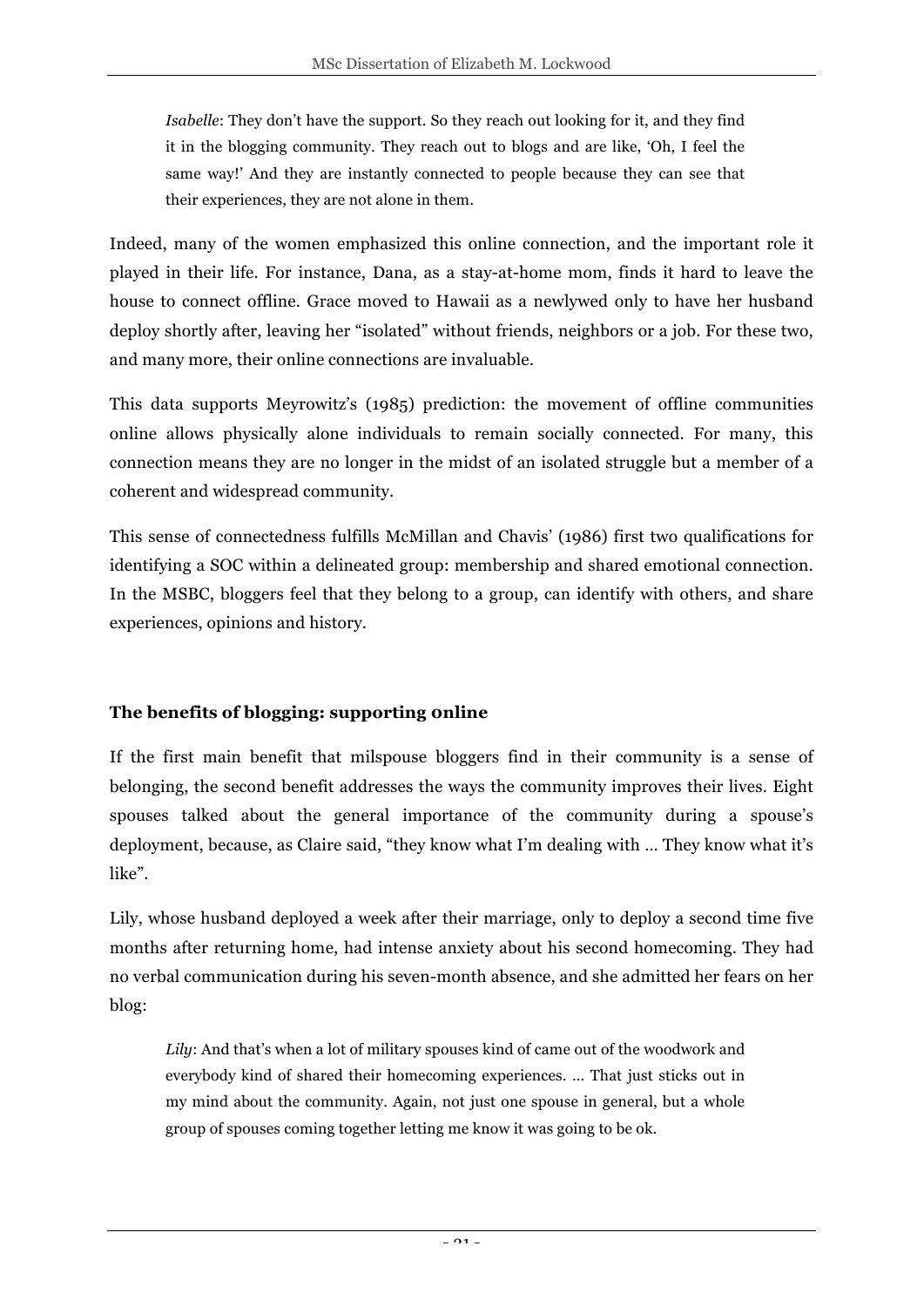> *Isabelle*: They don't have the support. So they reach out looking for it, and they find it in the blogging community. They reach out to blogs and are like, 'Oh, I feel the same way!' And they are instantly connected to people because they can see that their experiences, they are not alone in them.

Indeed, many of the women emphasized this online connection, and the important role it played in their life. For instance, Dana, as a stay-at-home mom, finds it hard to leave the house to connect offline. Grace moved to Hawaii as a newlywed only to have her husband deploy shortly after, leaving her "isolated" without friends, neighbors or a job. For these two, and many more, their online connections are invaluable.

This data supports Meyrowitz's (1985) prediction: the movement of offline communities online allows physically alone individuals to remain socially connected. For many, this connection means they are no longer in the midst of an isolated struggle but a member of a coherent and widespread community.

This sense of connectedness fulfills McMillan and Chavis' (1986) first two qualifications for identifying a SOC within a delineated group: membership and shared emotional connection. In the MSBC, bloggers feel that they belong to a group, can identify with others, and share experiences, opinions and history.

### The benefits of blogging: supporting online

If the first main benefit that milspouse bloggers find in their community is a sense of belonging, the second benefit addresses the ways the community improves their lives. Eight spouses talked about the general importance of the community during a spouse's deployment, because, as Claire said, "they know what I'm dealing with … They know what it's like".

Lily, whose husband deployed a week after their marriage, only to deploy a second time five months after returning home, had intense anxiety about his second homecoming. They had no verbal communication during his seven-month absence, and she admitted her fears on her blog:

> *Lily*: And that's when a lot of military spouses kind of came out of the woodwork and everybody kind of shared their homecoming experiences. … That just sticks out in my mind about the community. Again, not just one spouse in general, but a whole group of spouses coming together letting me know it was going to be ok.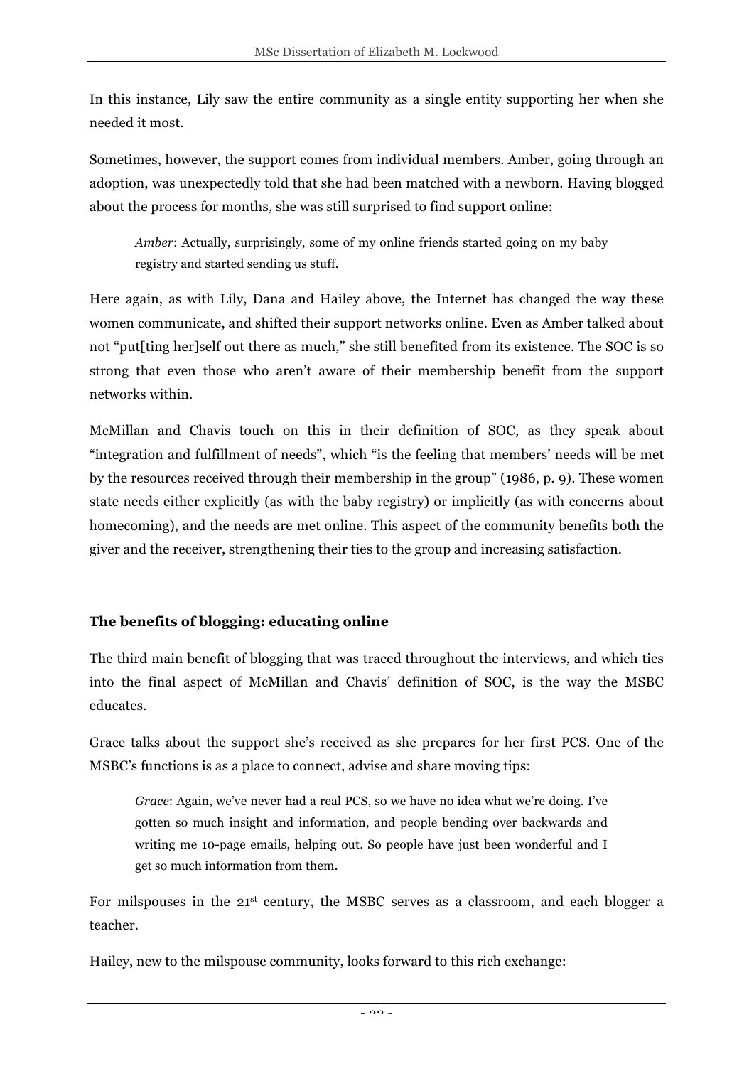In this instance, Lily saw the entire community as a single entity supporting her when she needed it most.

Sometimes, however, the support comes from individual members. Amber, going through an adoption, was unexpectedly told that she had been matched with a newborn. Having blogged about the process for months, she was still surprised to find support online:

> *Amber*: Actually, surprisingly, some of my online friends started going on my baby registry and started sending us stuff.

Here again, as with Lily, Dana and Hailey above, the Internet has changed the way these women communicate, and shifted their support networks online. Even as Amber talked about not "put[ting her]self out there as much," she still benefited from its existence. The SOC is so strong that even those who aren't aware of their membership benefit from the support networks within.

McMillan and Chavis touch on this in their definition of SOC, as they speak about "integration and fulfillment of needs", which "is the feeling that members' needs will be met by the resources received through their membership in the group" (1986, p. 9). These women state needs either explicitly (as with the baby registry) or implicitly (as with concerns about homecoming), and the needs are met online. This aspect of the community benefits both the giver and the receiver, strengthening their ties to the group and increasing satisfaction.

**The benefits of blogging: educating online**

The third main benefit of blogging that was traced throughout the interviews, and which ties into the final aspect of McMillan and Chavis' definition of SOC, is the way the MSBC educates.

Grace talks about the support she's received as she prepares for her first PCS. One of the MSBC's functions is as a place to connect, advise and share moving tips:

> *Grace*: Again, we've never had a real PCS, so we have no idea what we're doing. I've gotten so much insight and information, and people bending over backwards and writing me 10-page emails, helping out. So people have just been wonderful and I get so much information from them.

For milspouses in the 21st century, the MSBC serves as a classroom, and each blogger a teacher.

Hailey, new to the milspouse community, looks forward to this rich exchange: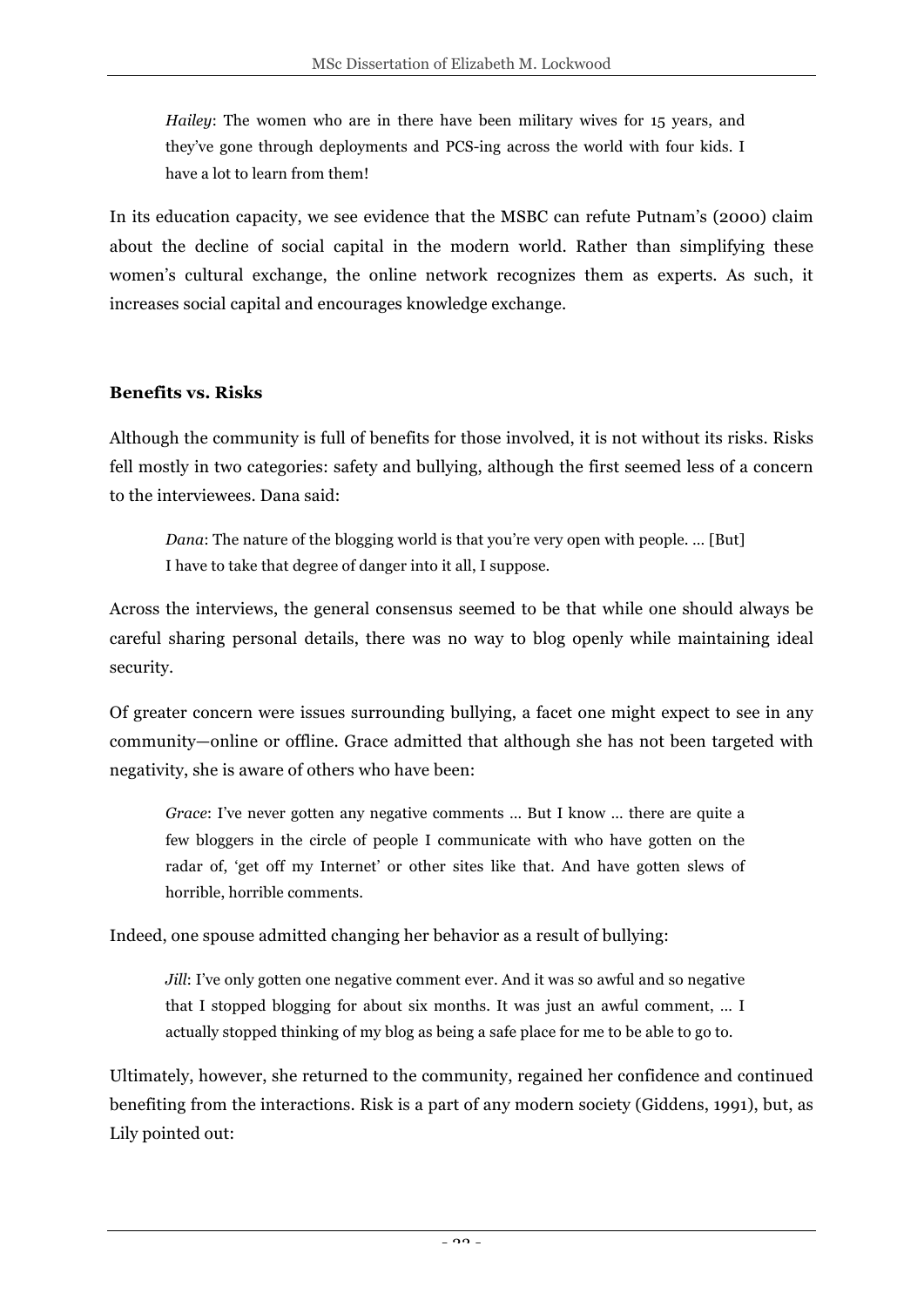*Hailey*: The women who are in there have been military wives for 15 years, and they've gone through deployments and PCS-ing across the world with four kids. I have a lot to learn from them!

In its education capacity, we see evidence that the MSBC can refute Putnam's (2000) claim about the decline of social capital in the modern world. Rather than simplifying these women's cultural exchange, the online network recognizes them as experts. As such, it increases social capital and encourages knowledge exchange.

**Benefits vs. Risks**

Although the community is full of benefits for those involved, it is not without its risks. Risks fell mostly in two categories: safety and bullying, although the first seemed less of a concern to the interviewees. Dana said:

> *Dana*: The nature of the blogging world is that you're very open with people. … [But] I have to take that degree of danger into it all, I suppose.

Across the interviews, the general consensus seemed to be that while one should always be careful sharing personal details, there was no way to blog openly while maintaining ideal security.

Of greater concern were issues surrounding bullying, a facet one might expect to see in any community—online or offline. Grace admitted that although she has not been targeted with negativity, she is aware of others who have been:

> *Grace*: I've never gotten any negative comments … But I know … there are quite a few bloggers in the circle of people I communicate with who have gotten on the radar of, 'get off my Internet' or other sites like that. And have gotten slews of horrible, horrible comments.

Indeed, one spouse admitted changing her behavior as a result of bullying:

> *Jill*: I've only gotten one negative comment ever. And it was so awful and so negative that I stopped blogging for about six months. It was just an awful comment, … I actually stopped thinking of my blog as being a safe place for me to be able to go to.

Ultimately, however, she returned to the community, regained her confidence and continued benefiting from the interactions. Risk is a part of any modern society (Giddens, 1991), but, as Lily pointed out: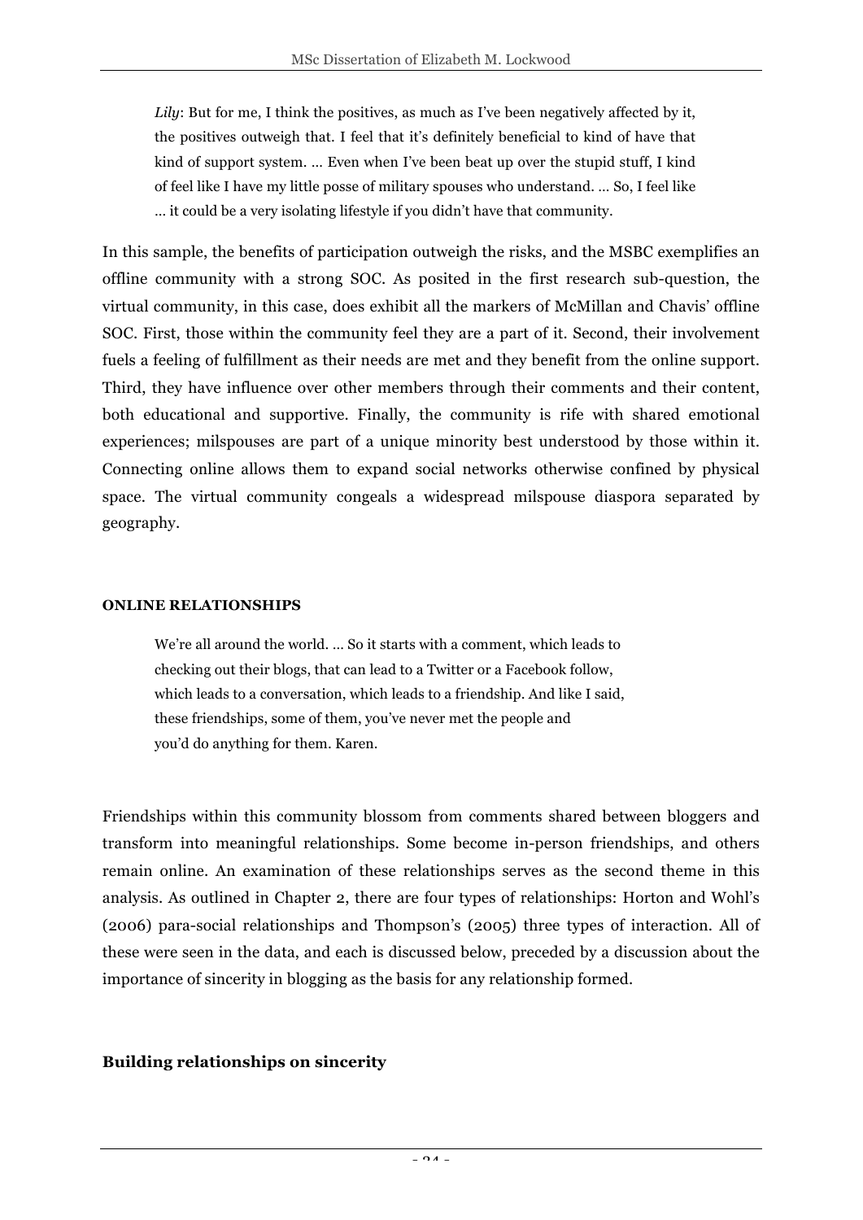> *Lily*: But for me, I think the positives, as much as I've been negatively affected by it, the positives outweigh that. I feel that it's definitely beneficial to kind of have that kind of support system. … Even when I've been beat up over the stupid stuff, I kind of feel like I have my little posse of military spouses who understand. … So, I feel like … it could be a very isolating lifestyle if you didn't have that community.

In this sample, the benefits of participation outweigh the risks, and the MSBC exemplifies an offline community with a strong SOC. As posited in the first research sub-question, the virtual community, in this case, does exhibit all the markers of McMillan and Chavis' offline SOC. First, those within the community feel they are a part of it. Second, their involvement fuels a feeling of fulfillment as their needs are met and they benefit from the online support. Third, they have influence over other members through their comments and their content, both educational and supportive. Finally, the community is rife with shared emotional experiences; milspouses are part of a unique minority best understood by those within it. Connecting online allows them to expand social networks otherwise confined by physical space. The virtual community congeals a widespread milspouse diaspora separated by geography.

**ONLINE RELATIONSHIPS**

> We're all around the world. … So it starts with a comment, which leads to checking out their blogs, that can lead to a Twitter or a Facebook follow, which leads to a conversation, which leads to a friendship. And like I said, these friendships, some of them, you've never met the people and you'd do anything for them. Karen.

Friendships within this community blossom from comments shared between bloggers and transform into meaningful relationships. Some become in-person friendships, and others remain online. An examination of these relationships serves as the second theme in this analysis. As outlined in Chapter 2, there are four types of relationships: Horton and Wohl's (2006) para-social relationships and Thompson's (2005) three types of interaction. All of these were seen in the data, and each is discussed below, preceded by a discussion about the importance of sincerity in blogging as the basis for any relationship formed.

**Building relationships on sincerity**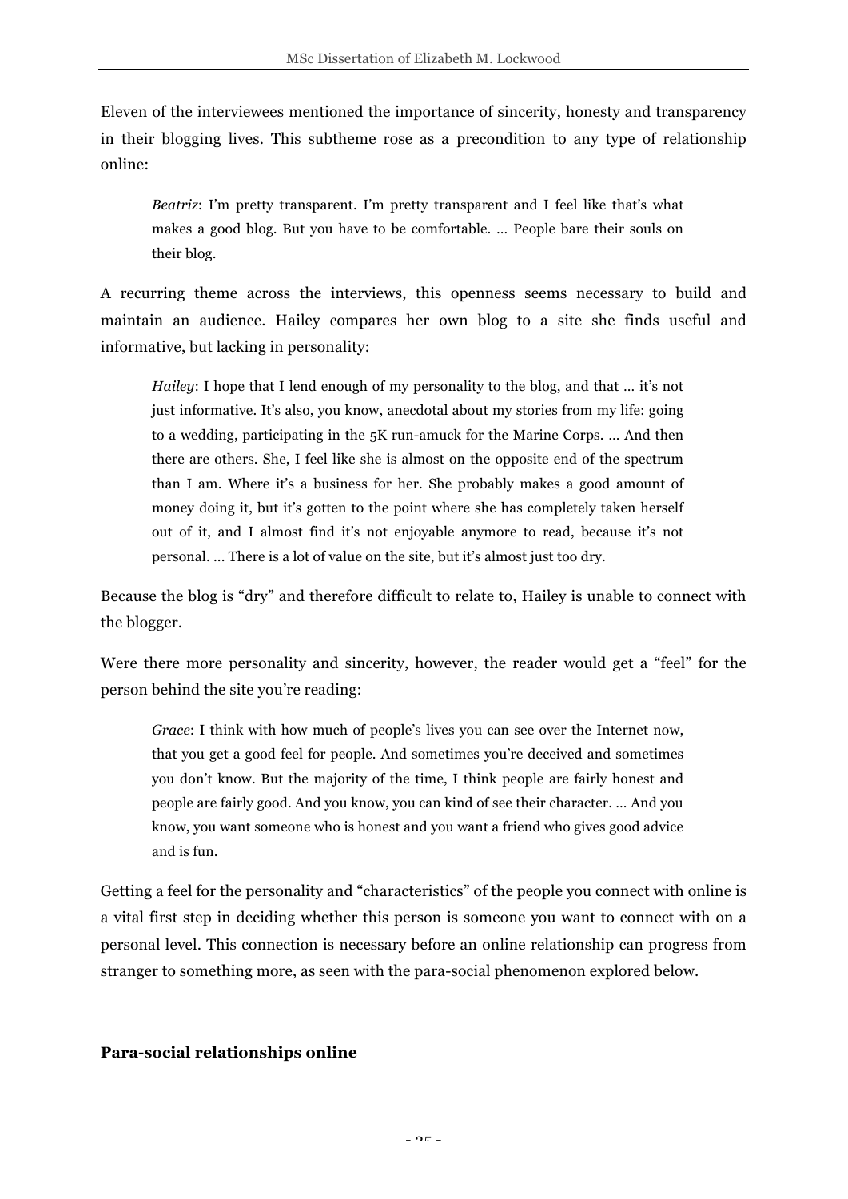Eleven of the interviewees mentioned the importance of sincerity, honesty and transparency in their blogging lives. This subtheme rose as a precondition to any type of relationship online:

> *Beatriz*: I'm pretty transparent. I'm pretty transparent and I feel like that's what makes a good blog. But you have to be comfortable. … People bare their souls on their blog.

A recurring theme across the interviews, this openness seems necessary to build and maintain an audience. Hailey compares her own blog to a site she finds useful and informative, but lacking in personality:

> *Hailey*: I hope that I lend enough of my personality to the blog, and that … it's not just informative. It's also, you know, anecdotal about my stories from my life: going to a wedding, participating in the 5K run-amuck for the Marine Corps. … And then there are others. She, I feel like she is almost on the opposite end of the spectrum than I am. Where it's a business for her. She probably makes a good amount of money doing it, but it's gotten to the point where she has completely taken herself out of it, and I almost find it's not enjoyable anymore to read, because it's not personal. … There is a lot of value on the site, but it's almost just too dry.

Because the blog is "dry" and therefore difficult to relate to, Hailey is unable to connect with the blogger.

Were there more personality and sincerity, however, the reader would get a "feel" for the person behind the site you're reading:

> *Grace*: I think with how much of people's lives you can see over the Internet now, that you get a good feel for people. And sometimes you're deceived and sometimes you don't know. But the majority of the time, I think people are fairly honest and people are fairly good. And you know, you can kind of see their character. … And you know, you want someone who is honest and you want a friend who gives good advice and is fun.

Getting a feel for the personality and "characteristics" of the people you connect with online is a vital first step in deciding whether this person is someone you want to connect with on a personal level. This connection is necessary before an online relationship can progress from stranger to something more, as seen with the para-social phenomenon explored below.

**Para-social relationships online**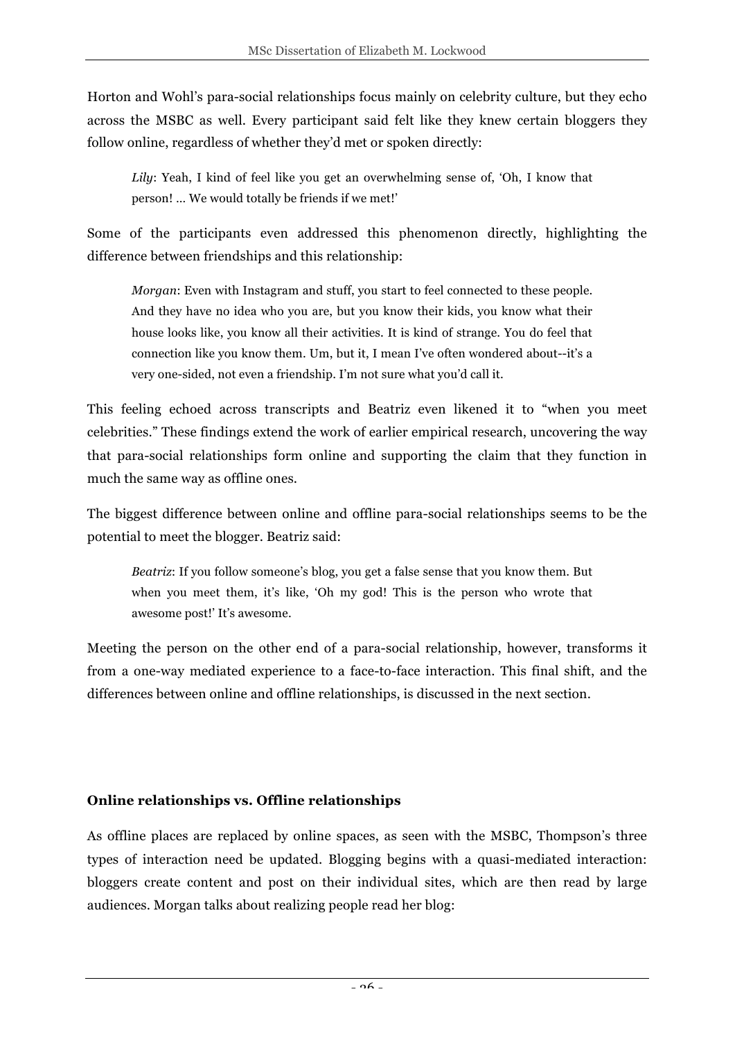Horton and Wohl's para-social relationships focus mainly on celebrity culture, but they echo across the MSBC as well. Every participant said felt like they knew certain bloggers they follow online, regardless of whether they'd met or spoken directly:

> *Lily*: Yeah, I kind of feel like you get an overwhelming sense of, 'Oh, I know that person! ... We would totally be friends if we met!'

Some of the participants even addressed this phenomenon directly, highlighting the difference between friendships and this relationship:

> *Morgan*: Even with Instagram and stuff, you start to feel connected to these people. And they have no idea who you are, but you know their kids, you know what their house looks like, you know all their activities. It is kind of strange. You do feel that connection like you know them. Um, but it, I mean I've often wondered about--it's a very one-sided, not even a friendship. I'm not sure what you'd call it.

This feeling echoed across transcripts and Beatriz even likened it to "when you meet celebrities." These findings extend the work of earlier empirical research, uncovering the way that para-social relationships form online and supporting the claim that they function in much the same way as offline ones.

The biggest difference between online and offline para-social relationships seems to be the potential to meet the blogger. Beatriz said:

> *Beatriz*: If you follow someone's blog, you get a false sense that you know them. But when you meet them, it's like, 'Oh my god! This is the person who wrote that awesome post!' It's awesome.

Meeting the person on the other end of a para-social relationship, however, transforms it from a one-way mediated experience to a face-to-face interaction. This final shift, and the differences between online and offline relationships, is discussed in the next section.

**Online relationships vs. Offline relationships**

As offline places are replaced by online spaces, as seen with the MSBC, Thompson's three types of interaction need be updated. Blogging begins with a quasi-mediated interaction: bloggers create content and post on their individual sites, which are then read by large audiences. Morgan talks about realizing people read her blog: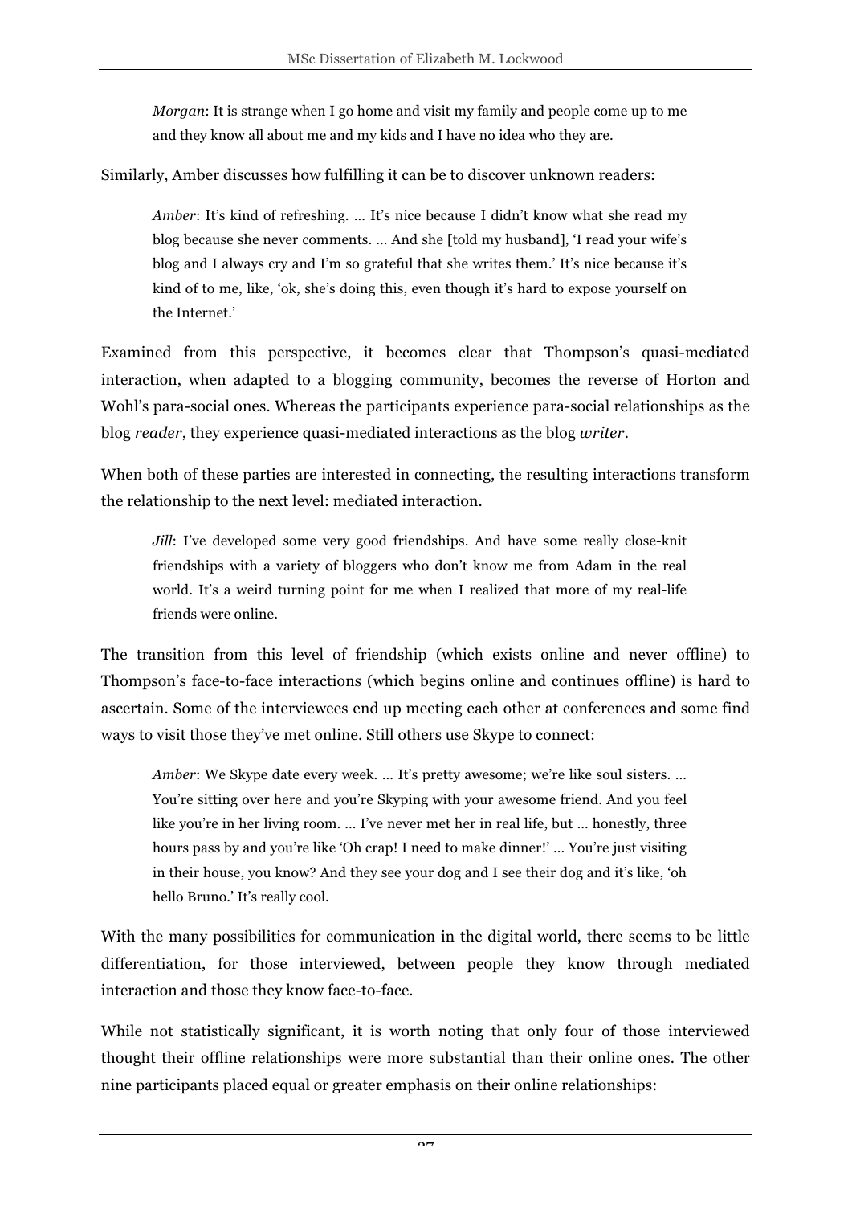> *Morgan*: It is strange when I go home and visit my family and people come up to me and they know all about me and my kids and I have no idea who they are.

Similarly, Amber discusses how fulfilling it can be to discover unknown readers:

> *Amber*: It's kind of refreshing. … It's nice because I didn't know what she read my blog because she never comments. … And she [told my husband], 'I read your wife's blog and I always cry and I'm so grateful that she writes them.' It's nice because it's kind of to me, like, 'ok, she's doing this, even though it's hard to expose yourself on the Internet.'

Examined from this perspective, it becomes clear that Thompson's quasi-mediated interaction, when adapted to a blogging community, becomes the reverse of Horton and Wohl's para-social ones. Whereas the participants experience para-social relationships as the blog *reader*, they experience quasi-mediated interactions as the blog *writer*.

When both of these parties are interested in connecting, the resulting interactions transform the relationship to the next level: mediated interaction.

> *Jill*: I've developed some very good friendships. And have some really close-knit friendships with a variety of bloggers who don't know me from Adam in the real world. It's a weird turning point for me when I realized that more of my real-life friends were online.

The transition from this level of friendship (which exists online and never offline) to Thompson's face-to-face interactions (which begins online and continues offline) is hard to ascertain. Some of the interviewees end up meeting each other at conferences and some find ways to visit those they've met online. Still others use Skype to connect:

> *Amber*: We Skype date every week. … It's pretty awesome; we're like soul sisters. … You're sitting over here and you're Skyping with your awesome friend. And you feel like you're in her living room. … I've never met her in real life, but … honestly, three hours pass by and you're like 'Oh crap! I need to make dinner!' … You're just visiting in their house, you know? And they see your dog and I see their dog and it's like, 'oh hello Bruno.' It's really cool.

With the many possibilities for communication in the digital world, there seems to be little differentiation, for those interviewed, between people they know through mediated interaction and those they know face-to-face.

While not statistically significant, it is worth noting that only four of those interviewed thought their offline relationships were more substantial than their online ones. The other nine participants placed equal or greater emphasis on their online relationships: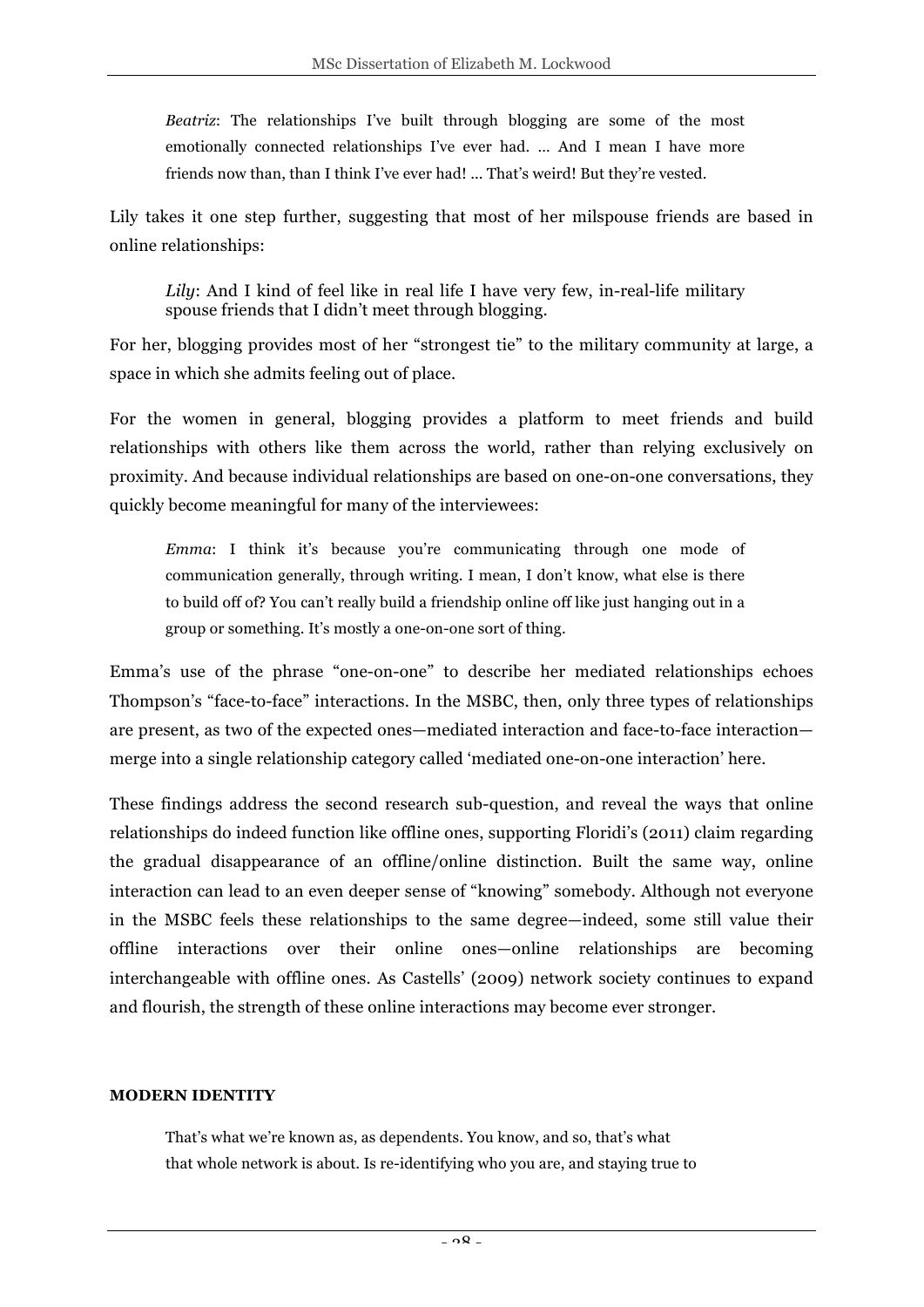> *Beatriz*: The relationships I've built through blogging are some of the most emotionally connected relationships I've ever had. … And I mean I have more friends now than, than I think I've ever had! … That's weird! But they're vested.

Lily takes it one step further, suggesting that most of her milspouse friends are based in online relationships:

> *Lily*: And I kind of feel like in real life I have very few, in-real-life military spouse friends that I didn't meet through blogging.

For her, blogging provides most of her "strongest tie" to the military community at large, a space in which she admits feeling out of place.

For the women in general, blogging provides a platform to meet friends and build relationships with others like them across the world, rather than relying exclusively on proximity. And because individual relationships are based on one-on-one conversations, they quickly become meaningful for many of the interviewees:

> *Emma*: I think it's because you're communicating through one mode of communication generally, through writing. I mean, I don't know, what else is there to build off of? You can't really build a friendship online off like just hanging out in a group or something. It's mostly a one-on-one sort of thing.

Emma's use of the phrase "one-on-one" to describe her mediated relationships echoes Thompson's "face-to-face" interactions. In the MSBC, then, only three types of relationships are present, as two of the expected ones—mediated interaction and face-to-face interaction—merge into a single relationship category called 'mediated one-on-one interaction' here.

These findings address the second research sub-question, and reveal the ways that online relationships do indeed function like offline ones, supporting Floridi's (2011) claim regarding the gradual disappearance of an offline/online distinction. Built the same way, online interaction can lead to an even deeper sense of "knowing" somebody. Although not everyone in the MSBC feels these relationships to the same degree—indeed, some still value their offline interactions over their online ones—online relationships are becoming interchangeable with offline ones. As Castells' (2009) network society continues to expand and flourish, the strength of these online interactions may become ever stronger.

**MODERN IDENTITY**

> That's what we're known as, as dependents. You know, and so, that's what that whole network is about. Is re-identifying who you are, and staying true to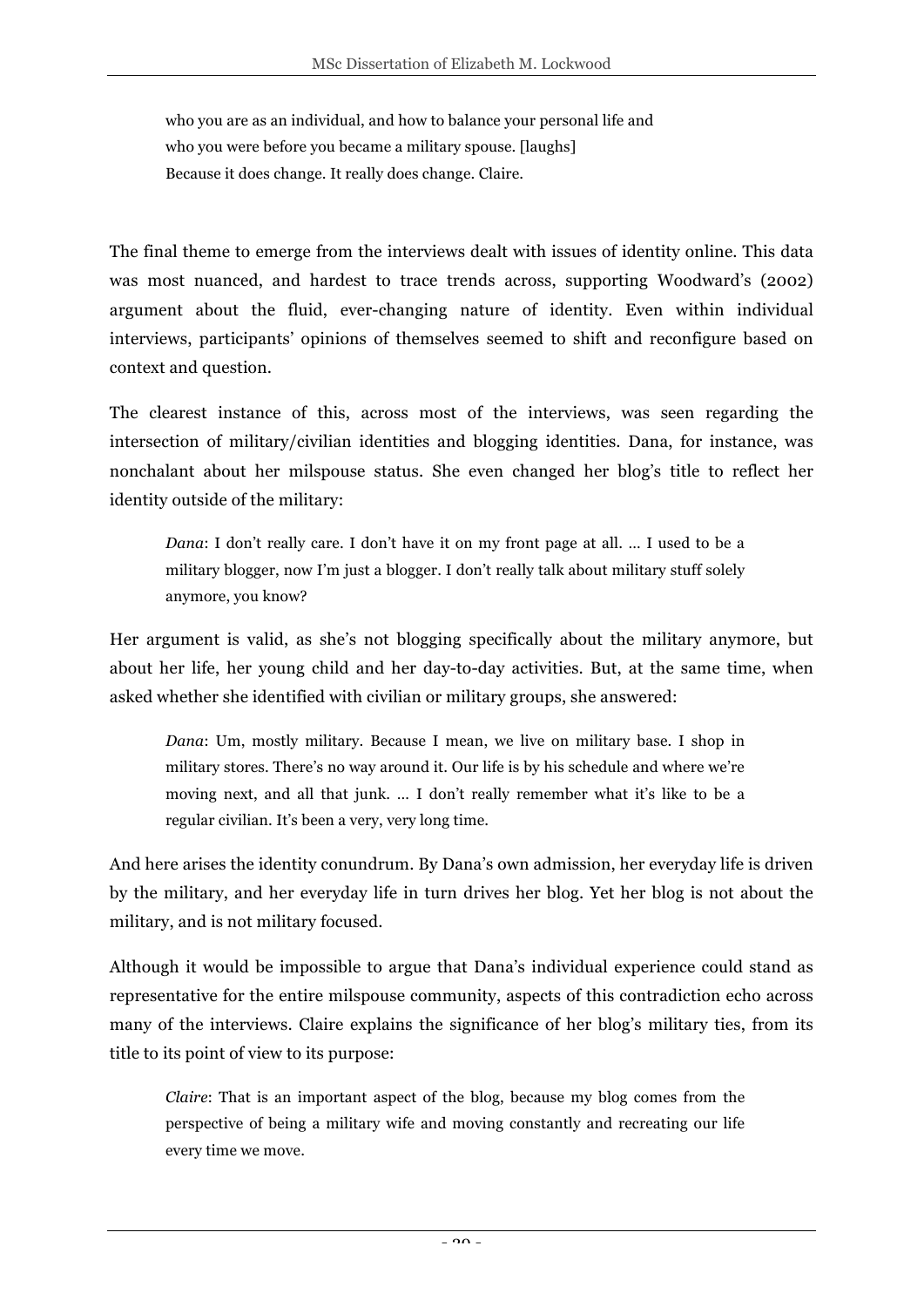> who you are as an individual, and how to balance your personal life and who you were before you became a military spouse. [laughs] Because it does change. It really does change. Claire.

The final theme to emerge from the interviews dealt with issues of identity online. This data was most nuanced, and hardest to trace trends across, supporting Woodward's (2002) argument about the fluid, ever-changing nature of identity. Even within individual interviews, participants' opinions of themselves seemed to shift and reconfigure based on context and question.

The clearest instance of this, across most of the interviews, was seen regarding the intersection of military/civilian identities and blogging identities. Dana, for instance, was nonchalant about her milspouse status. She even changed her blog's title to reflect her identity outside of the military:

> *Dana*: I don't really care. I don't have it on my front page at all. … I used to be a military blogger, now I'm just a blogger. I don't really talk about military stuff solely anymore, you know?

Her argument is valid, as she's not blogging specifically about the military anymore, but about her life, her young child and her day-to-day activities. But, at the same time, when asked whether she identified with civilian or military groups, she answered:

> *Dana*: Um, mostly military. Because I mean, we live on military base. I shop in military stores. There's no way around it. Our life is by his schedule and where we're moving next, and all that junk. … I don't really remember what it's like to be a regular civilian. It's been a very, very long time.

And here arises the identity conundrum. By Dana's own admission, her everyday life is driven by the military, and her everyday life in turn drives her blog. Yet her blog is not about the military, and is not military focused.

Although it would be impossible to argue that Dana's individual experience could stand as representative for the entire milspouse community, aspects of this contradiction echo across many of the interviews. Claire explains the significance of her blog's military ties, from its title to its point of view to its purpose:

> *Claire*: That is an important aspect of the blog, because my blog comes from the perspective of being a military wife and moving constantly and recreating our life every time we move.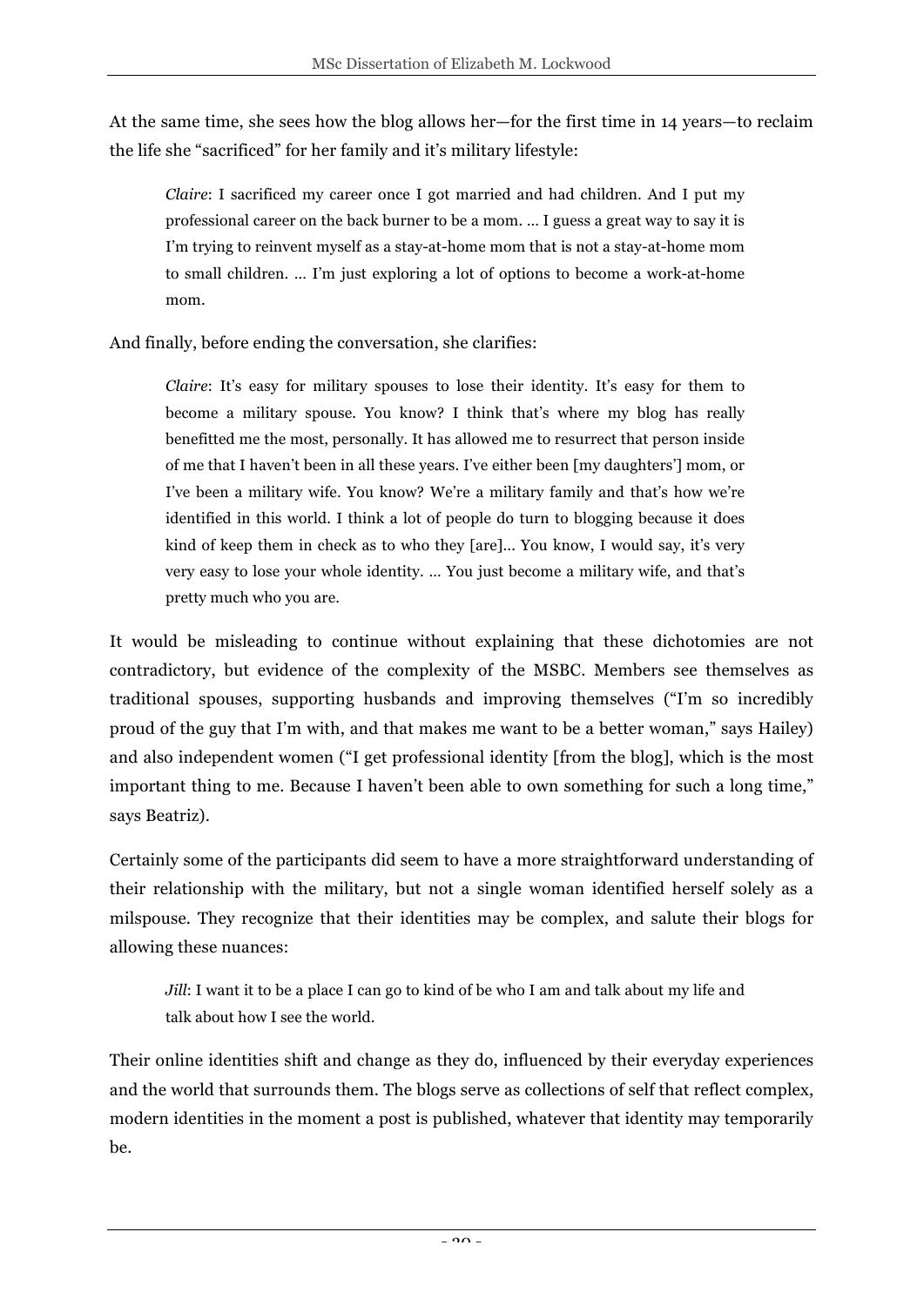At the same time, she sees how the blog allows her—for the first time in 14 years—to reclaim the life she "sacrificed" for her family and it's military lifestyle:

> *Claire*: I sacrificed my career once I got married and had children. And I put my professional career on the back burner to be a mom. … I guess a great way to say it is I'm trying to reinvent myself as a stay-at-home mom that is not a stay-at-home mom to small children. … I'm just exploring a lot of options to become a work-at-home mom.

And finally, before ending the conversation, she clarifies:

> *Claire*: It's easy for military spouses to lose their identity. It's easy for them to become a military spouse. You know? I think that's where my blog has really benefitted me the most, personally. It has allowed me to resurrect that person inside of me that I haven't been in all these years. I've either been [my daughters'] mom, or I've been a military wife. You know? We're a military family and that's how we're identified in this world. I think a lot of people do turn to blogging because it does kind of keep them in check as to who they [are]... You know, I would say, it's very very easy to lose your whole identity. … You just become a military wife, and that's pretty much who you are.

It would be misleading to continue without explaining that these dichotomies are not contradictory, but evidence of the complexity of the MSBC. Members see themselves as traditional spouses, supporting husbands and improving themselves ("I'm so incredibly proud of the guy that I'm with, and that makes me want to be a better woman," says Hailey) and also independent women ("I get professional identity [from the blog], which is the most important thing to me. Because I haven't been able to own something for such a long time," says Beatriz).

Certainly some of the participants did seem to have a more straightforward understanding of their relationship with the military, but not a single woman identified herself solely as a milspouse. They recognize that their identities may be complex, and salute their blogs for allowing these nuances:

> *Jill*: I want it to be a place I can go to kind of be who I am and talk about my life and talk about how I see the world.

Their online identities shift and change as they do, influenced by their everyday experiences and the world that surrounds them. The blogs serve as collections of self that reflect complex, modern identities in the moment a post is published, whatever that identity may temporarily be.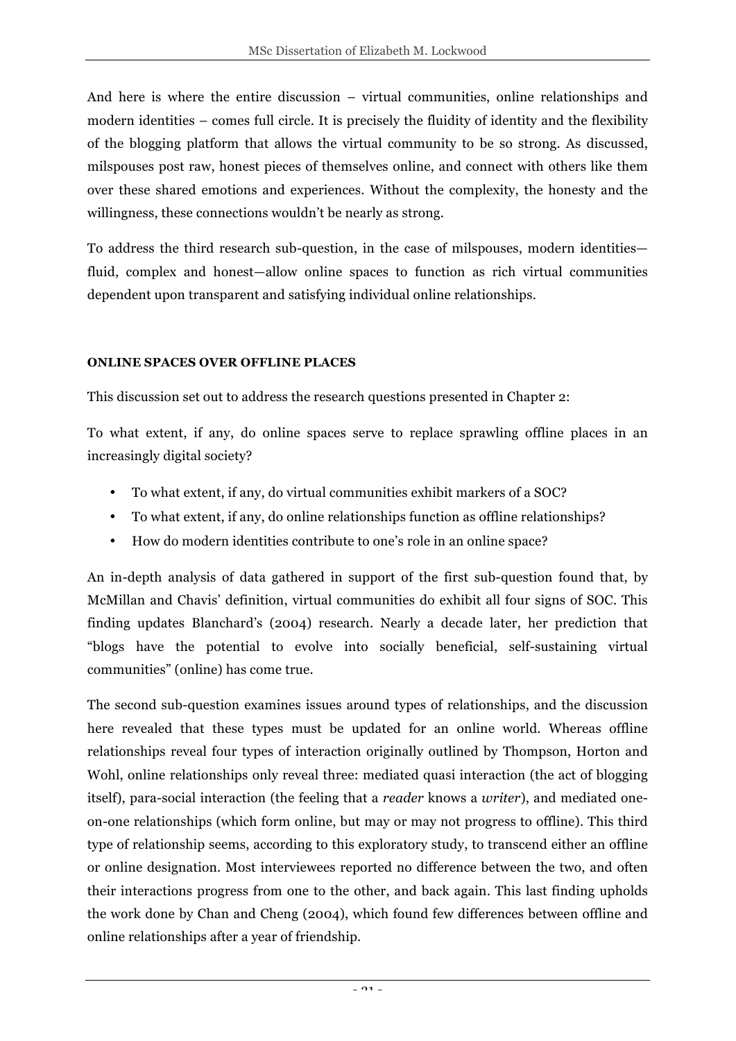And here is where the entire discussion – virtual communities, online relationships and modern identities – comes full circle. It is precisely the fluidity of identity and the flexibility of the blogging platform that allows the virtual community to be so strong. As discussed, milspouses post raw, honest pieces of themselves online, and connect with others like them over these shared emotions and experiences. Without the complexity, the honesty and the willingness, these connections wouldn't be nearly as strong.

To address the third research sub-question, in the case of milspouses, modern identities—fluid, complex and honest—allow online spaces to function as rich virtual communities dependent upon transparent and satisfying individual online relationships.

**ONLINE SPACES OVER OFFLINE PLACES**

This discussion set out to address the research questions presented in Chapter 2:

To what extent, if any, do online spaces serve to replace sprawling offline places in an increasingly digital society?

- To what extent, if any, do virtual communities exhibit markers of a SOC?
- To what extent, if any, do online relationships function as offline relationships?
- How do modern identities contribute to one's role in an online space?

An in-depth analysis of data gathered in support of the first sub-question found that, by McMillan and Chavis' definition, virtual communities do exhibit all four signs of SOC. This finding updates Blanchard's (2004) research. Nearly a decade later, her prediction that "blogs have the potential to evolve into socially beneficial, self-sustaining virtual communities" (online) has come true.

The second sub-question examines issues around types of relationships, and the discussion here revealed that these types must be updated for an online world. Whereas offline relationships reveal four types of interaction originally outlined by Thompson, Horton and Wohl, online relationships only reveal three: mediated quasi interaction (the act of blogging itself), para-social interaction (the feeling that a *reader* knows a *writer*), and mediated one-on-one relationships (which form online, but may or may not progress to offline). This third type of relationship seems, according to this exploratory study, to transcend either an offline or online designation. Most interviewees reported no difference between the two, and often their interactions progress from one to the other, and back again. This last finding upholds the work done by Chan and Cheng (2004), which found few differences between offline and online relationships after a year of friendship.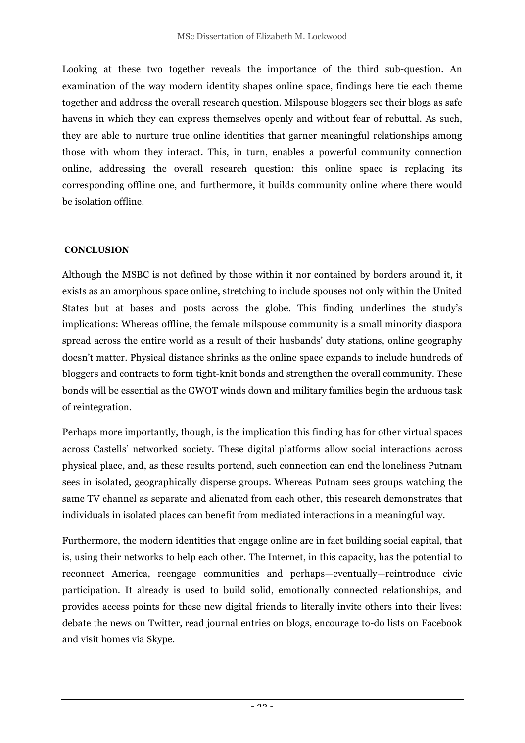Looking at these two together reveals the importance of the third sub-question. An examination of the way modern identity shapes online space, findings here tie each theme together and address the overall research question. Milspouse bloggers see their blogs as safe havens in which they can express themselves openly and without fear of rebuttal. As such, they are able to nurture true online identities that garner meaningful relationships among those with whom they interact. This, in turn, enables a powerful community connection online, addressing the overall research question: this online space is replacing its corresponding offline one, and furthermore, it builds community online where there would be isolation offline.

## CONCLUSION

Although the MSBC is not defined by those within it nor contained by borders around it, it exists as an amorphous space online, stretching to include spouses not only within the United States but at bases and posts across the globe. This finding underlines the study's implications: Whereas offline, the female milspouse community is a small minority diaspora spread across the entire world as a result of their husbands' duty stations, online geography doesn't matter. Physical distance shrinks as the online space expands to include hundreds of bloggers and contracts to form tight-knit bonds and strengthen the overall community. These bonds will be essential as the GWOT winds down and military families begin the arduous task of reintegration.

Perhaps more importantly, though, is the implication this finding has for other virtual spaces across Castells' networked society. These digital platforms allow social interactions across physical place, and, as these results portend, such connection can end the loneliness Putnam sees in isolated, geographically disperse groups. Whereas Putnam sees groups watching the same TV channel as separate and alienated from each other, this research demonstrates that individuals in isolated places can benefit from mediated interactions in a meaningful way.

Furthermore, the modern identities that engage online are in fact building social capital, that is, using their networks to help each other. The Internet, in this capacity, has the potential to reconnect America, reengage communities and perhaps—eventually—reintroduce civic participation. It already is used to build solid, emotionally connected relationships, and provides access points for these new digital friends to literally invite others into their lives: debate the news on Twitter, read journal entries on blogs, encourage to-do lists on Facebook and visit homes via Skype.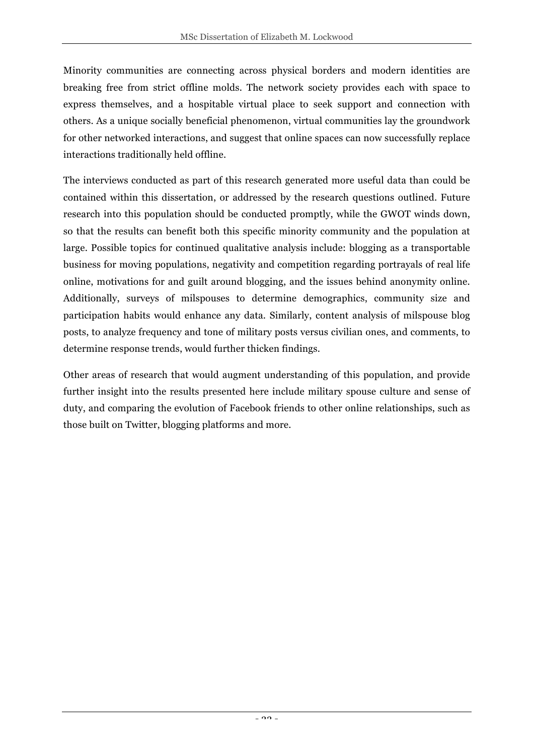Minority communities are connecting across physical borders and modern identities are breaking free from strict offline molds. The network society provides each with space to express themselves, and a hospitable virtual place to seek support and connection with others. As a unique socially beneficial phenomenon, virtual communities lay the groundwork for other networked interactions, and suggest that online spaces can now successfully replace interactions traditionally held offline.

The interviews conducted as part of this research generated more useful data than could be contained within this dissertation, or addressed by the research questions outlined. Future research into this population should be conducted promptly, while the GWOT winds down, so that the results can benefit both this specific minority community and the population at large. Possible topics for continued qualitative analysis include: blogging as a transportable business for moving populations, negativity and competition regarding portrayals of real life online, motivations for and guilt around blogging, and the issues behind anonymity online. Additionally, surveys of milspouses to determine demographics, community size and participation habits would enhance any data. Similarly, content analysis of milspouse blog posts, to analyze frequency and tone of military posts versus civilian ones, and comments, to determine response trends, would further thicken findings.

Other areas of research that would augment understanding of this population, and provide further insight into the results presented here include military spouse culture and sense of duty, and comparing the evolution of Facebook friends to other online relationships, such as those built on Twitter, blogging platforms and more.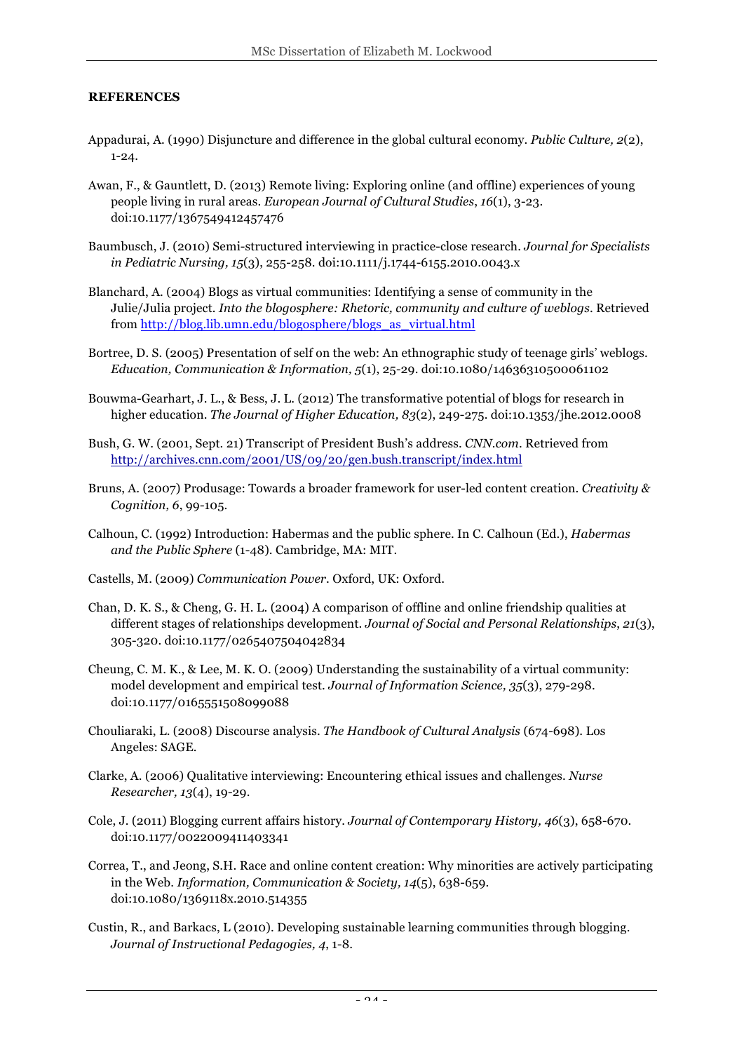**REFERENCES**

Appadurai, A. (1990) Disjuncture and difference in the global cultural economy. *Public Culture, 2*(2), 1-24.

Awan, F., & Gauntlett, D. (2013) Remote living: Exploring online (and offline) experiences of young people living in rural areas. *European Journal of Cultural Studies*, *16*(1), 3-23. doi:10.1177/1367549412457476

Baumbusch, J. (2010) Semi-structured interviewing in practice-close research. *Journal for Specialists in Pediatric Nursing, 15*(3), 255-258. doi:10.1111/j.1744-6155.2010.0043.x

Blanchard, A. (2004) Blogs as virtual communities: Identifying a sense of community in the Julie/Julia project. *Into the blogosphere: Rhetoric, community and culture of weblogs*. Retrieved from http://blog.lib.umn.edu/blogosphere/blogs_as_virtual.html

Bortree, D. S. (2005) Presentation of self on the web: An ethnographic study of teenage girls' weblogs. *Education, Communication & Information, 5*(1), 25-29. doi:10.1080/14636310500061102

Bouwma-Gearhart, J. L., & Bess, J. L. (2012) The transformative potential of blogs for research in higher education. *The Journal of Higher Education, 83*(2), 249-275. doi:10.1353/jhe.2012.0008

Bush, G. W. (2001, Sept. 21) Transcript of President Bush's address. *CNN.com*. Retrieved from http://archives.cnn.com/2001/US/09/20/gen.bush.transcript/index.html

Bruns, A. (2007) Produsage: Towards a broader framework for user-led content creation. *Creativity & Cognition, 6*, 99-105.

Calhoun, C. (1992) Introduction: Habermas and the public sphere. In C. Calhoun (Ed.), *Habermas and the Public Sphere* (1-48). Cambridge, MA: MIT.

Castells, M. (2009) *Communication Power*. Oxford, UK: Oxford.

Chan, D. K. S., & Cheng, G. H. L. (2004) A comparison of offline and online friendship qualities at different stages of relationships development. *Journal of Social and Personal Relationships*, *21*(3), 305-320. doi:10.1177/0265407504042834

Cheung, C. M. K., & Lee, M. K. O. (2009) Understanding the sustainability of a virtual community: model development and empirical test. *Journal of Information Science, 35*(3), 279-298. doi:10.1177/0165551508099088

Chouliaraki, L. (2008) Discourse analysis. *The Handbook of Cultural Analysis* (674-698). Los Angeles: SAGE.

Clarke, A. (2006) Qualitative interviewing: Encountering ethical issues and challenges. *Nurse Researcher, 13*(4), 19-29.

Cole, J. (2011) Blogging current affairs history. *Journal of Contemporary History, 46*(3), 658-670. doi:10.1177/0022009411403341

Correa, T., and Jeong, S.H. Race and online content creation: Why minorities are actively participating in the Web. *Information, Communication & Society, 14*(5), 638-659. doi:10.1080/1369118x.2010.514355

Custin, R., and Barkacs, L (2010). Developing sustainable learning communities through blogging. *Journal of Instructional Pedagogies, 4*, 1-8.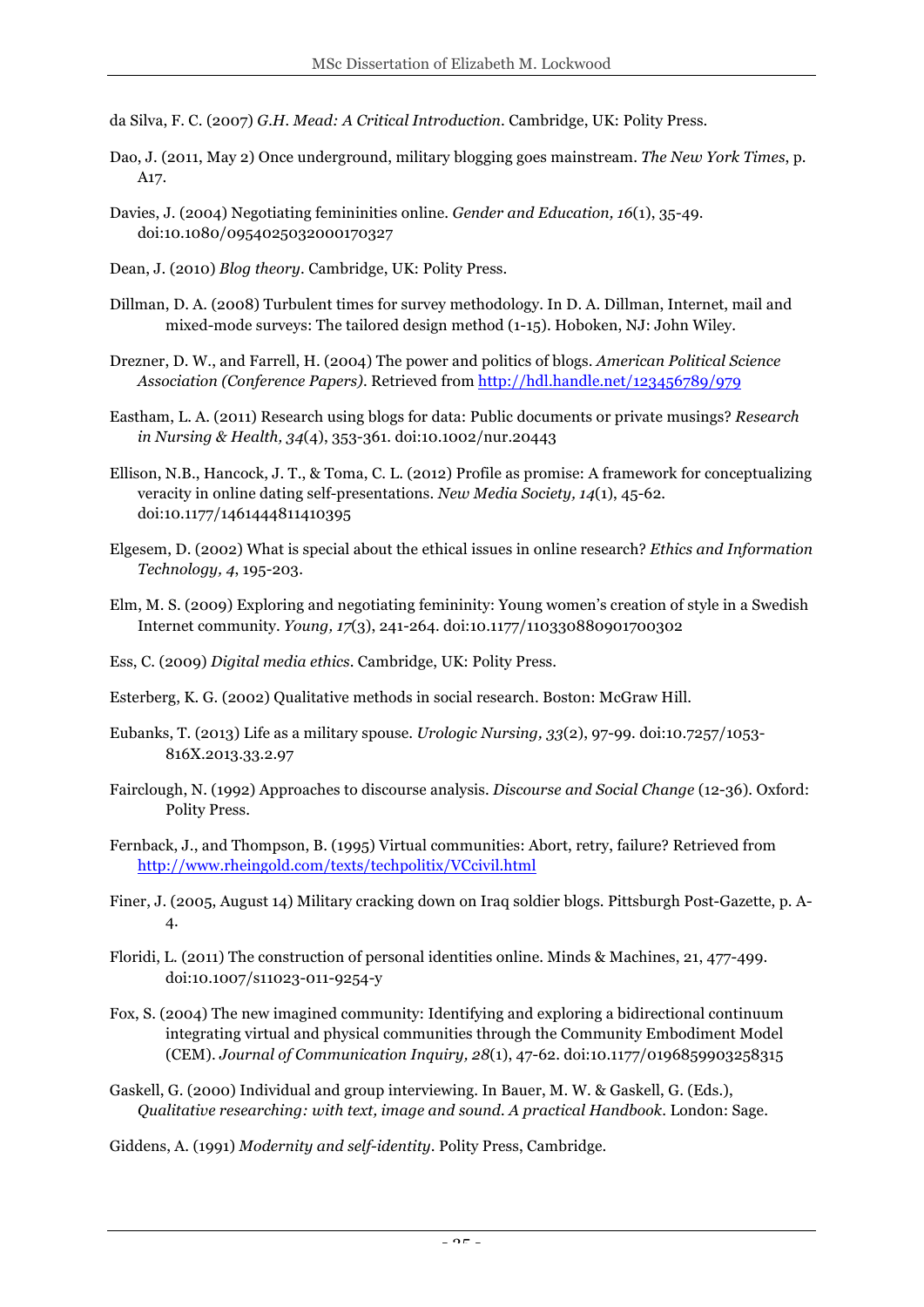da Silva, F. C. (2007) *G.H. Mead: A Critical Introduction*. Cambridge, UK: Polity Press.

Dao, J. (2011, May 2) Once underground, military blogging goes mainstream. *The New York Times*, p. A17.

Davies, J. (2004) Negotiating femininities online. *Gender and Education, 16*(1), 35-49. doi:10.1080/0954025032000170327

Dean, J. (2010) *Blog theory*. Cambridge, UK: Polity Press.

Dillman, D. A. (2008) Turbulent times for survey methodology. In D. A. Dillman, Internet, mail and mixed-mode surveys: The tailored design method (1-15). Hoboken, NJ: John Wiley.

Drezner, D. W., and Farrell, H. (2004) The power and politics of blogs. *American Political Science Association (Conference Papers)*. Retrieved from http://hdl.handle.net/123456789/979

Eastham, L. A. (2011) Research using blogs for data: Public documents or private musings? *Research in Nursing & Health, 34*(4), 353-361. doi:10.1002/nur.20443

Ellison, N.B., Hancock, J. T., & Toma, C. L. (2012) Profile as promise: A framework for conceptualizing veracity in online dating self-presentations. *New Media Society, 14*(1), 45-62. doi:10.1177/1461444811410395

Elgesem, D. (2002) What is special about the ethical issues in online research? *Ethics and Information Technology, 4*, 195-203.

Elm, M. S. (2009) Exploring and negotiating femininity: Young women's creation of style in a Swedish Internet community. *Young, 17*(3), 241-264. doi:10.1177/110330880901700302

Ess, C. (2009) *Digital media ethics*. Cambridge, UK: Polity Press.

Esterberg, K. G. (2002) Qualitative methods in social research. Boston: McGraw Hill.

Eubanks, T. (2013) Life as a military spouse. *Urologic Nursing, 33*(2), 97-99. doi:10.7257/1053-816X.2013.33.2.97

Fairclough, N. (1992) Approaches to discourse analysis. *Discourse and Social Change* (12-36). Oxford: Polity Press.

Fernback, J., and Thompson, B. (1995) Virtual communities: Abort, retry, failure? Retrieved from http://www.rheingold.com/texts/techpolitix/VCcivil.html

Finer, J. (2005, August 14) Military cracking down on Iraq soldier blogs. Pittsburgh Post-Gazette, p. A-4.

Floridi, L. (2011) The construction of personal identities online. Minds & Machines, 21, 477-499. doi:10.1007/s11023-011-9254-y

Fox, S. (2004) The new imagined community: Identifying and exploring a bidirectional continuum integrating virtual and physical communities through the Community Embodiment Model (CEM). *Journal of Communication Inquiry, 28*(1), 47-62. doi:10.1177/0196859903258315

Gaskell, G. (2000) Individual and group interviewing. In Bauer, M. W. & Gaskell, G. (Eds.), *Qualitative researching: with text, image and sound. A practical Handbook*. London: Sage.

Giddens, A. (1991) *Modernity and self-identity*. Polity Press, Cambridge.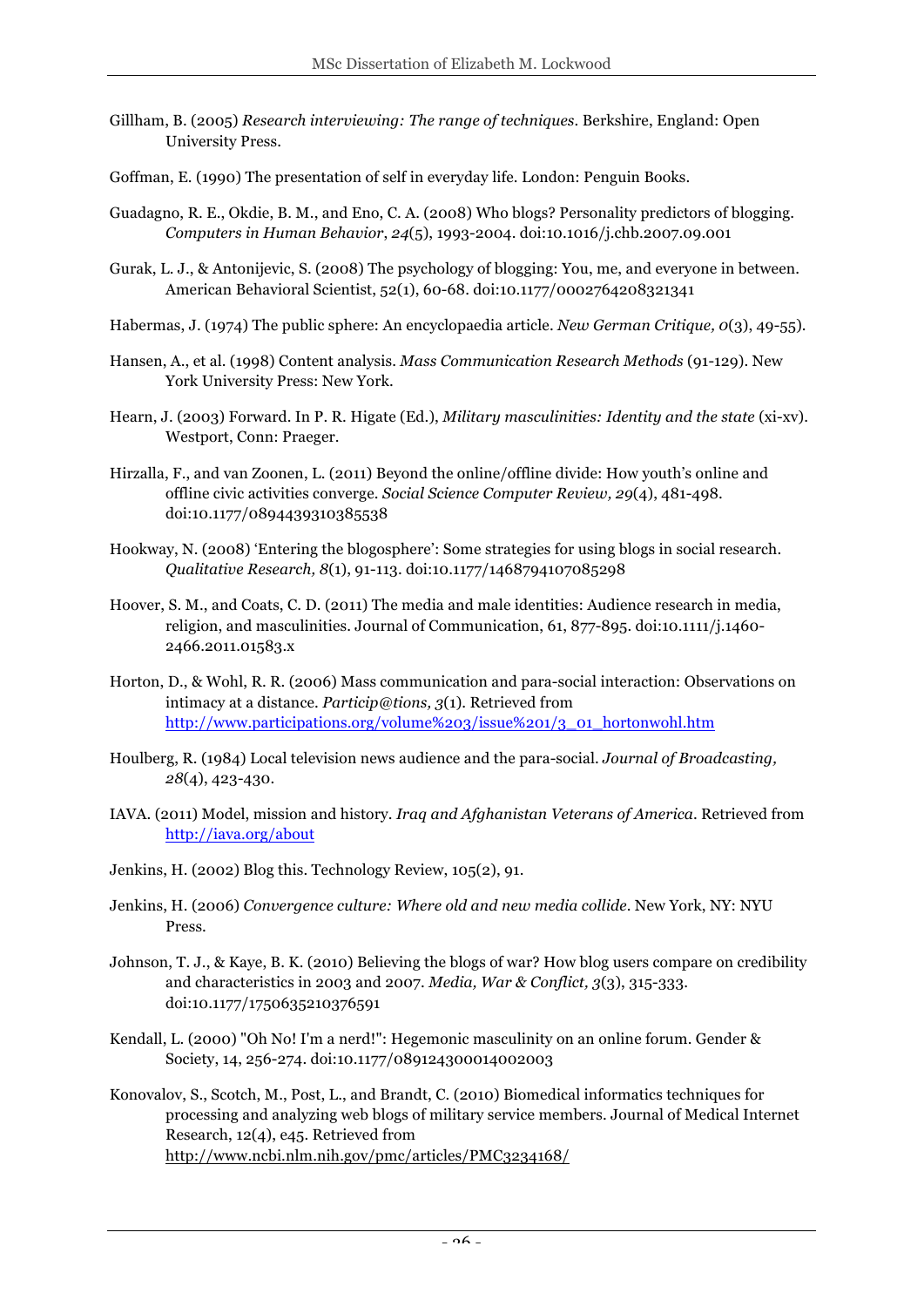Gillham, B. (2005) *Research interviewing: The range of techniques*. Berkshire, England: Open University Press.

Goffman, E. (1990) The presentation of self in everyday life. London: Penguin Books.

Guadagno, R. E., Okdie, B. M., and Eno, C. A. (2008) Who blogs? Personality predictors of blogging. *Computers in Human Behavior*, *24*(5), 1993-2004. doi:10.1016/j.chb.2007.09.001

Gurak, L. J., & Antonijevic, S. (2008) The psychology of blogging: You, me, and everyone in between. American Behavioral Scientist, 52(1), 60-68. doi:10.1177/0002764208321341

Habermas, J. (1974) The public sphere: An encyclopaedia article. *New German Critique, 0*(3), 49-55).

Hansen, A., et al. (1998) Content analysis. *Mass Communication Research Methods* (91-129). New York University Press: New York.

Hearn, J. (2003) Forward. In P. R. Higate (Ed.), *Military masculinities: Identity and the state* (xi-xv). Westport, Conn: Praeger.

Hirzalla, F., and van Zoonen, L. (2011) Beyond the online/offline divide: How youth's online and offline civic activities converge. *Social Science Computer Review, 29*(4), 481-498. doi:10.1177/0894439310385538

Hookway, N. (2008) 'Entering the blogosphere': Some strategies for using blogs in social research. *Qualitative Research, 8*(1), 91-113. doi:10.1177/1468794107085298

Hoover, S. M., and Coats, C. D. (2011) The media and male identities: Audience research in media, religion, and masculinities. Journal of Communication, 61, 877-895. doi:10.1111/j.1460-2466.2011.01583.x

Horton, D., & Wohl, R. R. (2006) Mass communication and para-social interaction: Observations on intimacy at a distance. *Particip@tions, 3*(1). Retrieved from http://www.participations.org/volume%203/issue%201/3_01_hortonwohl.htm

Houlberg, R. (1984) Local television news audience and the para-social. *Journal of Broadcasting, 28*(4), 423-430.

IAVA. (2011) Model, mission and history. *Iraq and Afghanistan Veterans of America*. Retrieved from http://iava.org/about

Jenkins, H. (2002) Blog this. Technology Review, 105(2), 91.

Jenkins, H. (2006) *Convergence culture: Where old and new media collide*. New York, NY: NYU Press.

Johnson, T. J., & Kaye, B. K. (2010) Believing the blogs of war? How blog users compare on credibility and characteristics in 2003 and 2007. *Media, War & Conflict, 3*(3), 315-333. doi:10.1177/1750635210376591

Kendall, L. (2000) "Oh No! I'm a nerd!": Hegemonic masculinity on an online forum. Gender & Society, 14, 256-274. doi:10.1177/089124300014002003

Konovalov, S., Scotch, M., Post, L., and Brandt, C. (2010) Biomedical informatics techniques for processing and analyzing web blogs of military service members. Journal of Medical Internet Research, 12(4), e45. Retrieved from http://www.ncbi.nlm.nih.gov/pmc/articles/PMC3234168/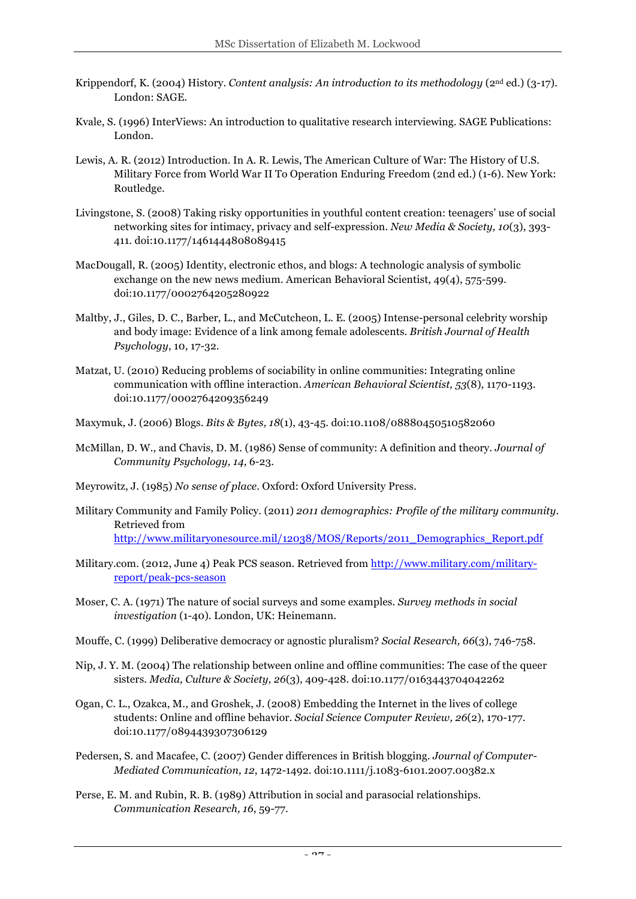Krippendorf, K. (2004) History. *Content analysis: An introduction to its methodology* (2nd ed.) (3-17). London: SAGE.

Kvale, S. (1996) InterViews: An introduction to qualitative research interviewing. SAGE Publications: London.

Lewis, A. R. (2012) Introduction. In A. R. Lewis, The American Culture of War: The History of U.S. Military Force from World War II To Operation Enduring Freedom (2nd ed.) (1-6). New York: Routledge.

Livingstone, S. (2008) Taking risky opportunities in youthful content creation: teenagers' use of social networking sites for intimacy, privacy and self-expression. *New Media & Society, 10*(3), 393-411. doi:10.1177/1461444808089415

MacDougall, R. (2005) Identity, electronic ethos, and blogs: A technologic analysis of symbolic exchange on the new news medium. American Behavioral Scientist, 49(4), 575-599. doi:10.1177/0002764205280922

Maltby, J., Giles, D. C., Barber, L., and McCutcheon, L. E. (2005) Intense-personal celebrity worship and body image: Evidence of a link among female adolescents. *British Journal of Health Psychology*, 10, 17-32.

Matzat, U. (2010) Reducing problems of sociability in online communities: Integrating online communication with offline interaction. *American Behavioral Scientist, 53*(8), 1170-1193. doi:10.1177/0002764209356249

Maxymuk, J. (2006) Blogs. *Bits & Bytes, 18*(1), 43-45. doi:10.1108/08880450510582060

McMillan, D. W., and Chavis, D. M. (1986) Sense of community: A definition and theory. *Journal of Community Psychology, 14*, 6-23.

Meyrowitz, J. (1985) *No sense of place*. Oxford: Oxford University Press.

Military Community and Family Policy. (2011) *2011 demographics: Profile of the military community*. Retrieved from http://www.militaryonesource.mil/12038/MOS/Reports/2011_Demographics_Report.pdf

Military.com. (2012, June 4) Peak PCS season. Retrieved from http://www.military.com/military-report/peak-pcs-season

Moser, C. A. (1971) The nature of social surveys and some examples. *Survey methods in social investigation* (1-40). London, UK: Heinemann.

Mouffe, C. (1999) Deliberative democracy or agnostic pluralism? *Social Research, 66*(3), 746-758.

Nip, J. Y. M. (2004) The relationship between online and offline communities: The case of the queer sisters. *Media, Culture & Society, 26*(3), 409-428. doi:10.1177/0163443704042262

Ogan, C. L., Ozakca, M., and Groshek, J. (2008) Embedding the Internet in the lives of college students: Online and offline behavior. *Social Science Computer Review, 26*(2), 170-177. doi:10.1177/0894439307306129

Pedersen, S. and Macafee, C. (2007) Gender differences in British blogging. *Journal of Computer-Mediated Communication, 12*, 1472-1492. doi:10.1111/j.1083-6101.2007.00382.x

Perse, E. M. and Rubin, R. B. (1989) Attribution in social and parasocial relationships. *Communication Research, 16*, 59-77.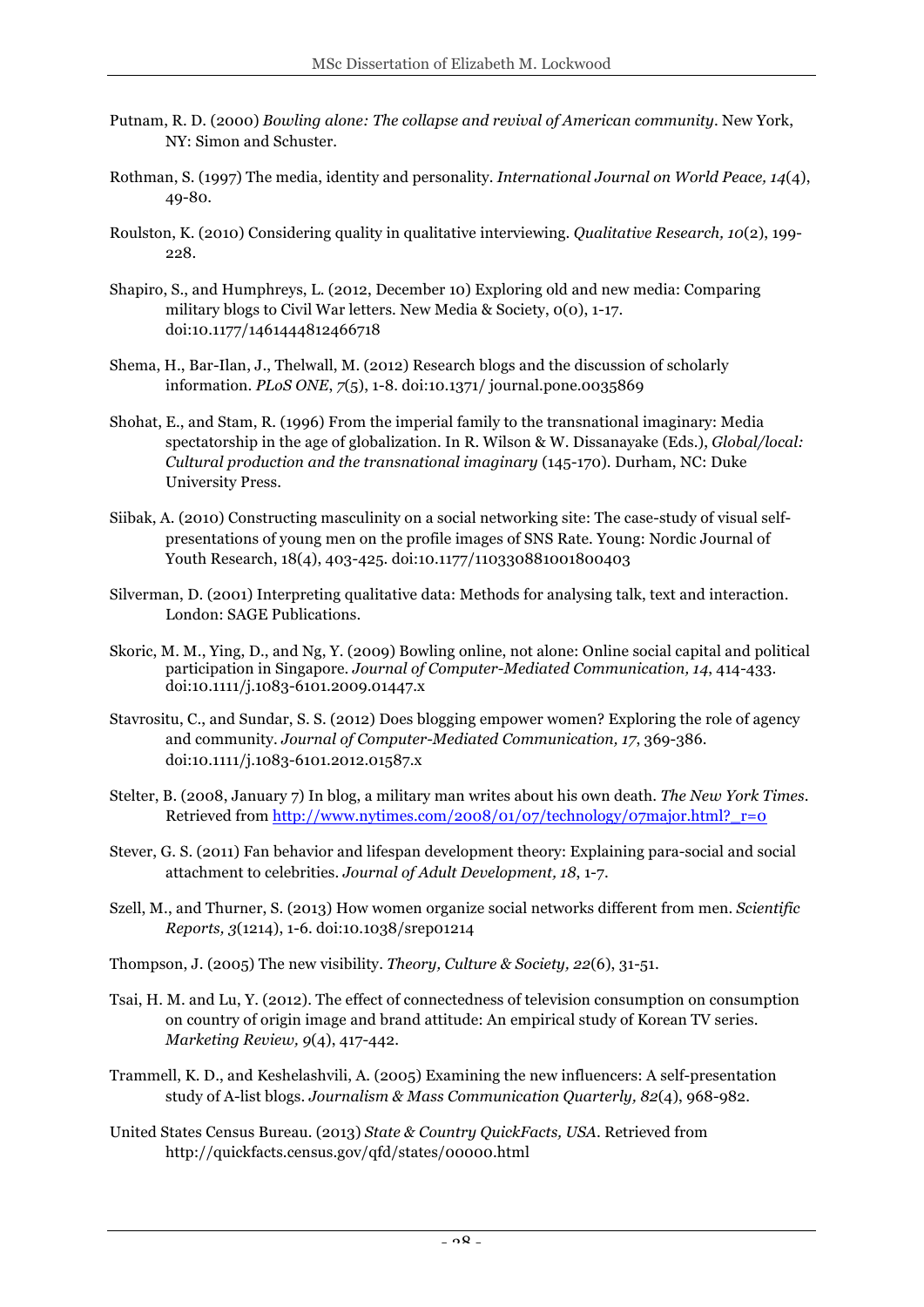Putnam, R. D. (2000) *Bowling alone: The collapse and revival of American community*. New York, NY: Simon and Schuster.

Rothman, S. (1997) The media, identity and personality. *International Journal on World Peace, 14*(4), 49-80.

Roulston, K. (2010) Considering quality in qualitative interviewing. *Qualitative Research, 10*(2), 199-228.

Shapiro, S., and Humphreys, L. (2012, December 10) Exploring old and new media: Comparing military blogs to Civil War letters. New Media & Society, 0(0), 1-17. doi:10.1177/1461444812466718

Shema, H., Bar-Ilan, J., Thelwall, M. (2012) Research blogs and the discussion of scholarly information. *PLoS ONE*, *7*(5), 1-8. doi:10.1371/ journal.pone.0035869

Shohat, E., and Stam, R. (1996) From the imperial family to the transnational imaginary: Media spectatorship in the age of globalization. In R. Wilson & W. Dissanayake (Eds.), *Global/local: Cultural production and the transnational imaginary* (145-170). Durham, NC: Duke University Press.

Siibak, A. (2010) Constructing masculinity on a social networking site: The case-study of visual self-presentations of young men on the profile images of SNS Rate. Young: Nordic Journal of Youth Research, 18(4), 403-425. doi:10.1177/110330881001800403

Silverman, D. (2001) Interpreting qualitative data: Methods for analysing talk, text and interaction. London: SAGE Publications.

Skoric, M. M., Ying, D., and Ng, Y. (2009) Bowling online, not alone: Online social capital and political participation in Singapore. *Journal of Computer-Mediated Communication, 14*, 414-433. doi:10.1111/j.1083-6101.2009.01447.x

Stavrositu, C., and Sundar, S. S. (2012) Does blogging empower women? Exploring the role of agency and community. *Journal of Computer-Mediated Communication, 17*, 369-386. doi:10.1111/j.1083-6101.2012.01587.x

Stelter, B. (2008, January 7) In blog, a military man writes about his own death. *The New York Times*. Retrieved from http://www.nytimes.com/2008/01/07/technology/07major.html?_r=0

Stever, G. S. (2011) Fan behavior and lifespan development theory: Explaining para-social and social attachment to celebrities. *Journal of Adult Development, 18*, 1-7.

Szell, M., and Thurner, S. (2013) How women organize social networks different from men. *Scientific Reports, 3*(1214), 1-6. doi:10.1038/srep01214

Thompson, J. (2005) The new visibility. *Theory, Culture & Society, 22*(6), 31-51.

Tsai, H. M. and Lu, Y. (2012). The effect of connectedness of television consumption on consumption on country of origin image and brand attitude: An empirical study of Korean TV series. *Marketing Review, 9*(4), 417-442.

Trammell, K. D., and Keshelashvili, A. (2005) Examining the new influencers: A self-presentation study of A-list blogs. *Journalism & Mass Communication Quarterly, 82*(4), 968-982.

United States Census Bureau. (2013) *State & Country QuickFacts, USA*. Retrieved from http://quickfacts.census.gov/qfd/states/00000.html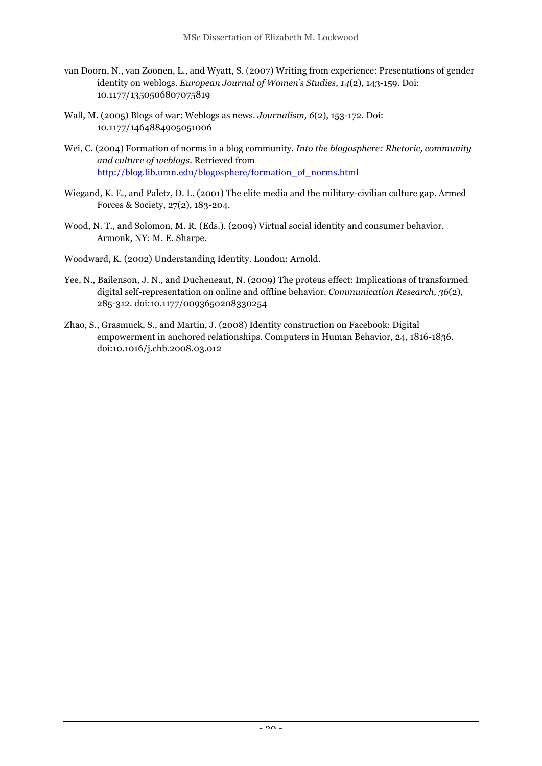van Doorn, N., van Zoonen, L., and Wyatt, S. (2007) Writing from experience: Presentations of gender identity on weblogs. *European Journal of Women's Studies, 14*(2), 143-159. Doi: 10.1177/1350506807075819

Wall, M. (2005) Blogs of war: Weblogs as news. *Journalism, 6*(2), 153-172. Doi: 10.1177/1464884905051006

Wei, C. (2004) Formation of norms in a blog community. *Into the blogosphere: Rhetoric, community and culture of weblogs*. Retrieved from http://blog.lib.umn.edu/blogosphere/formation_of_norms.html

Wiegand, K. E., and Paletz, D. L. (2001) The elite media and the military-civilian culture gap. Armed Forces & Society, 27(2), 183-204.

Wood, N. T., and Solomon, M. R. (Eds.). (2009) Virtual social identity and consumer behavior. Armonk, NY: M. E. Sharpe.

Woodward, K. (2002) Understanding Identity. London: Arnold.

Yee, N., Bailenson, J. N., and Ducheneaut, N. (2009) The proteus effect: Implications of transformed digital self-representation on online and offline behavior. *Communication Research, 36*(2), 285-312. doi:10.1177/0093650208330254

Zhao, S., Grasmuck, S., and Martin, J. (2008) Identity construction on Facebook: Digital empowerment in anchored relationships. Computers in Human Behavior, 24, 1816-1836. doi:10.1016/j.chb.2008.03.012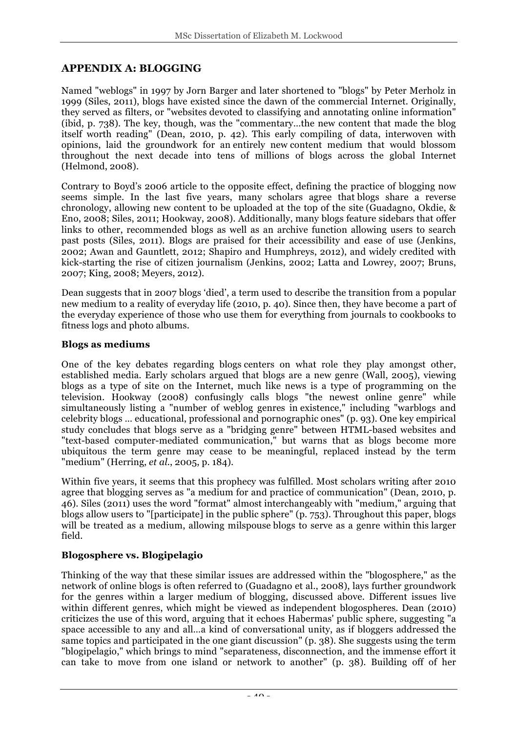## APPENDIX A: BLOGGING

Named "weblogs" in 1997 by Jorn Barger and later shortened to "blogs" by Peter Merholz in 1999 (Siles, 2011), blogs have existed since the dawn of the commercial Internet. Originally, they served as filters, or "websites devoted to classifying and annotating online information" (ibid, p. 738). The key, though, was the "commentary...the new content that made the blog itself worth reading" (Dean, 2010, p. 42). This early compiling of data, interwoven with opinions, laid the groundwork for an entirely new content medium that would blossom throughout the next decade into tens of millions of blogs across the global Internet (Helmond, 2008).

Contrary to Boyd's 2006 article to the opposite effect, defining the practice of blogging now seems simple. In the last five years, many scholars agree that blogs share a reverse chronology, allowing new content to be uploaded at the top of the site (Guadagno, Okdie, & Eno, 2008; Siles, 2011; Hookway, 2008). Additionally, many blogs feature sidebars that offer links to other, recommended blogs as well as an archive function allowing users to search past posts (Siles, 2011). Blogs are praised for their accessibility and ease of use (Jenkins, 2002; Awan and Gauntlett, 2012; Shapiro and Humphreys, 2012), and widely credited with kick-starting the rise of citizen journalism (Jenkins, 2002; Latta and Lowrey, 2007; Bruns, 2007; King, 2008; Meyers, 2012).

Dean suggests that in 2007 blogs 'died', a term used to describe the transition from a popular new medium to a reality of everyday life (2010, p. 40). Since then, they have become a part of the everyday experience of those who use them for everything from journals to cookbooks to fitness logs and photo albums.

### Blogs as mediums

One of the key debates regarding blogs centers on what role they play amongst other, established media. Early scholars argued that blogs are a new genre (Wall, 2005), viewing blogs as a type of site on the Internet, much like news is a type of programming on the television. Hookway (2008) confusingly calls blogs "the newest online genre" while simultaneously listing a "number of weblog genres in existence," including "warblogs and celebrity blogs ... educational, professional and pornographic ones" (p. 93). One key empirical study concludes that blogs serve as a "bridging genre" between HTML-based websites and "text-based computer-mediated communication," but warns that as blogs become more ubiquitous the term genre may cease to be meaningful, replaced instead by the term "medium" (Herring, *et al.*, 2005, p. 184).

Within five years, it seems that this prophecy was fulfilled. Most scholars writing after 2010 agree that blogging serves as "a medium for and practice of communication" (Dean, 2010, p. 46). Siles (2011) uses the word "format" almost interchangeably with "medium," arguing that blogs allow users to "[participate] in the public sphere" (p. 753). Throughout this paper, blogs will be treated as a medium, allowing milspouse blogs to serve as a genre within this larger field.

### Blogosphere vs. Blogipelagio

Thinking of the way that these similar issues are addressed within the "blogosphere," as the network of online blogs is often referred to (Guadagno et al., 2008), lays further groundwork for the genres within a larger medium of blogging, discussed above. Different issues live within different genres, which might be viewed as independent blogospheres. Dean (2010) criticizes the use of this word, arguing that it echoes Habermas' public sphere, suggesting "a space accessible to any and all...a kind of conversational unity, as if bloggers addressed the same topics and participated in the one giant discussion" (p. 38). She suggests using the term "blogipelagio," which brings to mind "separateness, disconnection, and the immense effort it can take to move from one island or network to another" (p. 38). Building off of her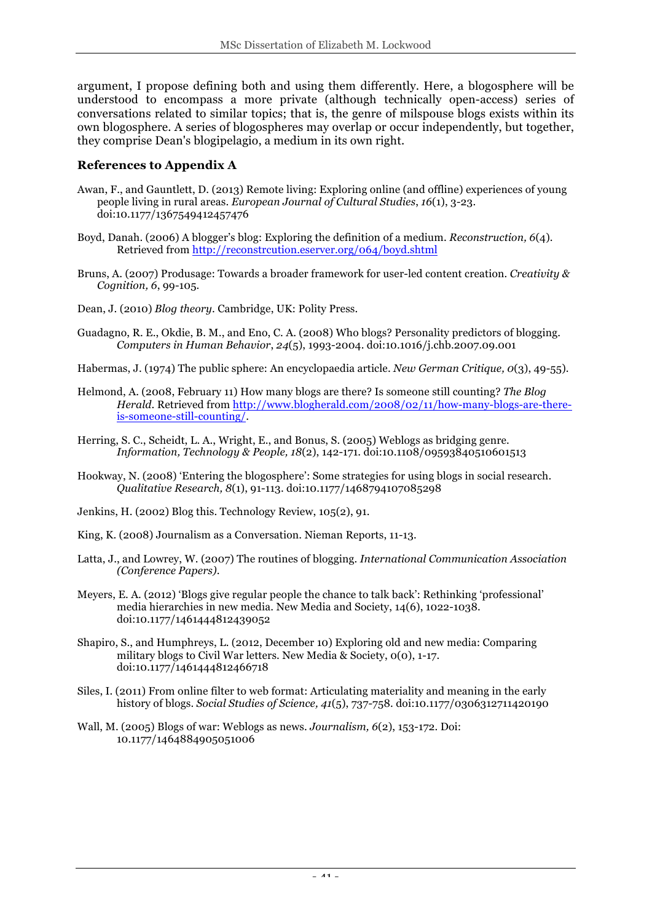argument, I propose defining both and using them differently. Here, a blogosphere will be understood to encompass a more private (although technically open-access) series of conversations related to similar topics; that is, the genre of milspouse blogs exists within its own blogosphere. A series of blogospheres may overlap or occur independently, but together, they comprise Dean's blogipelagio, a medium in its own right.

### References to Appendix A

Awan, F., and Gauntlett, D. (2013) Remote living: Exploring online (and offline) experiences of young people living in rural areas. *European Journal of Cultural Studies*, *16*(1), 3-23. doi:10.1177/1367549412457476

Boyd, Danah. (2006) A blogger's blog: Exploring the definition of a medium. *Reconstruction, 6*(4). Retrieved from http://reconstrcution.eserver.org/064/boyd.shtml

Bruns, A. (2007) Produsage: Towards a broader framework for user-led content creation. *Creativity & Cognition, 6*, 99-105.

Dean, J. (2010) *Blog theory*. Cambridge, UK: Polity Press.

Guadagno, R. E., Okdie, B. M., and Eno, C. A. (2008) Who blogs? Personality predictors of blogging. *Computers in Human Behavior*, *24*(5), 1993-2004. doi:10.1016/j.chb.2007.09.001

Habermas, J. (1974) The public sphere: An encyclopaedia article. *New German Critique, 0*(3), 49-55).

Helmond, A. (2008, February 11) How many blogs are there? Is someone still counting? *The Blog Herald*. Retrieved from http://www.blogherald.com/2008/02/11/how-many-blogs-are-there-is-someone-still-counting/.

Herring, S. C., Scheidt, L. A., Wright, E., and Bonus, S. (2005) Weblogs as bridging genre. *Information, Technology & People, 18*(2), 142-171. doi:10.1108/09593840510601513

Hookway, N. (2008) 'Entering the blogosphere': Some strategies for using blogs in social research. *Qualitative Research, 8*(1), 91-113. doi:10.1177/1468794107085298

Jenkins, H. (2002) Blog this. Technology Review, 105(2), 91.

King, K. (2008) Journalism as a Conversation. Nieman Reports, 11-13.

Latta, J., and Lowrey, W. (2007) The routines of blogging. *International Communication Association (Conference Papers).*

Meyers, E. A. (2012) 'Blogs give regular people the chance to talk back': Rethinking 'professional' media hierarchies in new media. New Media and Society, 14(6), 1022-1038. doi:10.1177/1461444812439052

Shapiro, S., and Humphreys, L. (2012, December 10) Exploring old and new media: Comparing military blogs to Civil War letters. New Media & Society, 0(0), 1-17. doi:10.1177/1461444812466718

Siles, I. (2011) From online filter to web format: Articulating materiality and meaning in the early history of blogs. *Social Studies of Science, 41*(5), 737-758. doi:10.1177/0306312711420190

Wall, M. (2005) Blogs of war: Weblogs as news. *Journalism, 6*(2), 153-172. Doi: 10.1177/1464884905051006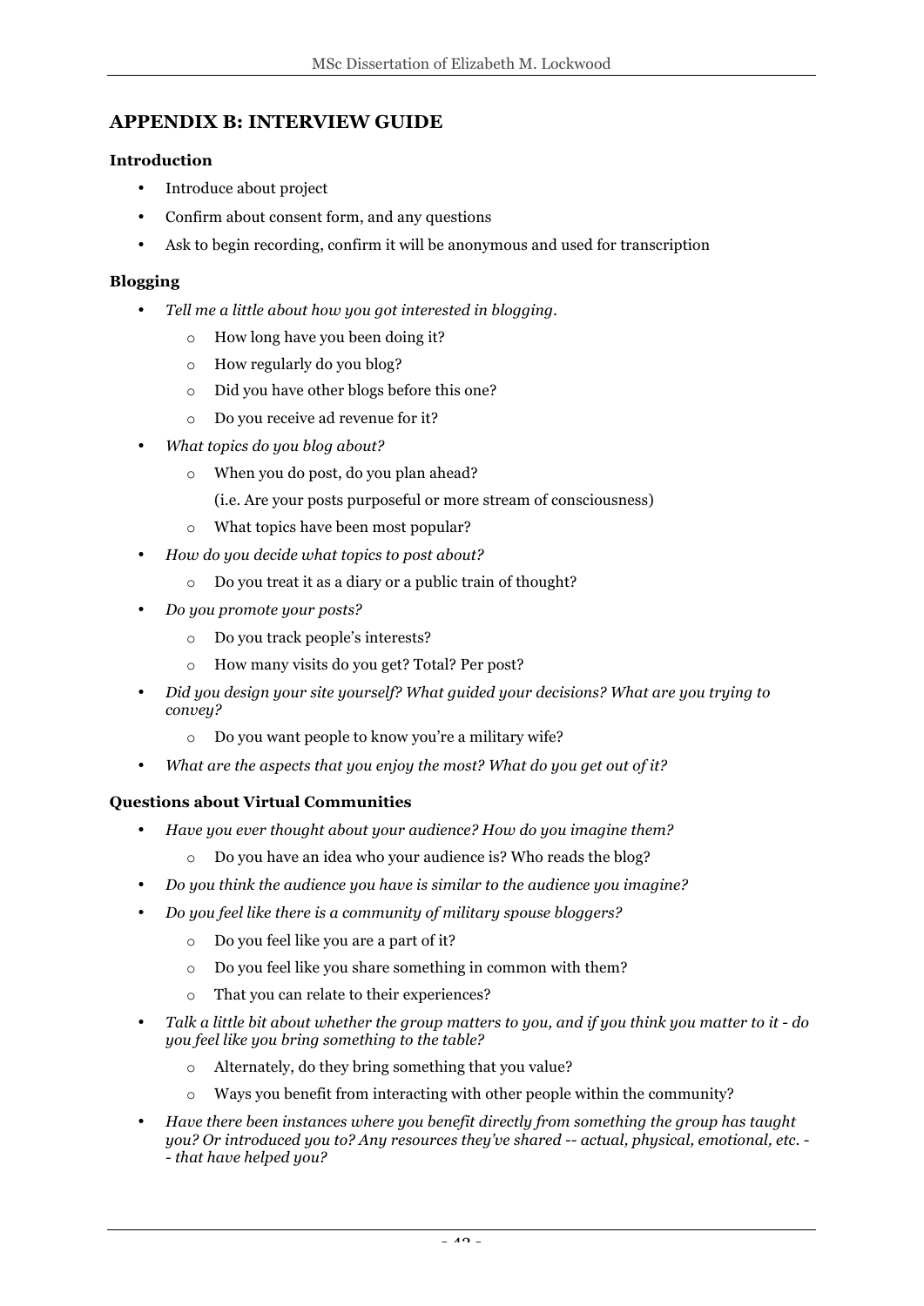## APPENDIX B: INTERVIEW GUIDE

### Introduction

- Introduce about project
- Confirm about consent form, and any questions
- Ask to begin recording, confirm it will be anonymous and used for transcription

### Blogging

- *Tell me a little about how you got interested in blogging.*
    - How long have you been doing it?
    - How regularly do you blog?
    - Did you have other blogs before this one?
    - Do you receive ad revenue for it?
- *What topics do you blog about?*
    - When you do post, do you plan ahead?
      (i.e. Are your posts purposeful or more stream of consciousness)
    - What topics have been most popular?
- *How do you decide what topics to post about?*
    - Do you treat it as a diary or a public train of thought?
- *Do you promote your posts?*
    - Do you track people's interests?
    - How many visits do you get? Total? Per post?
- *Did you design your site yourself? What guided your decisions? What are you trying to convey?*
    - Do you want people to know you're a military wife?
- *What are the aspects that you enjoy the most? What do you get out of it?*

### Questions about Virtual Communities

- *Have you ever thought about your audience? How do you imagine them?*
    - Do you have an idea who your audience is? Who reads the blog?
- *Do you think the audience you have is similar to the audience you imagine?*
- *Do you feel like there is a community of military spouse bloggers?*
    - Do you feel like you are a part of it?
    - Do you feel like you share something in common with them?
    - That you can relate to their experiences?
- *Talk a little bit about whether the group matters to you, and if you think you matter to it - do you feel like you bring something to the table?*
    - Alternately, do they bring something that you value?
    - Ways you benefit from interacting with other people within the community?
- *Have there been instances where you benefit directly from something the group has taught you? Or introduced you to? Any resources they've shared -- actual, physical, emotional, etc. -- that have helped you?*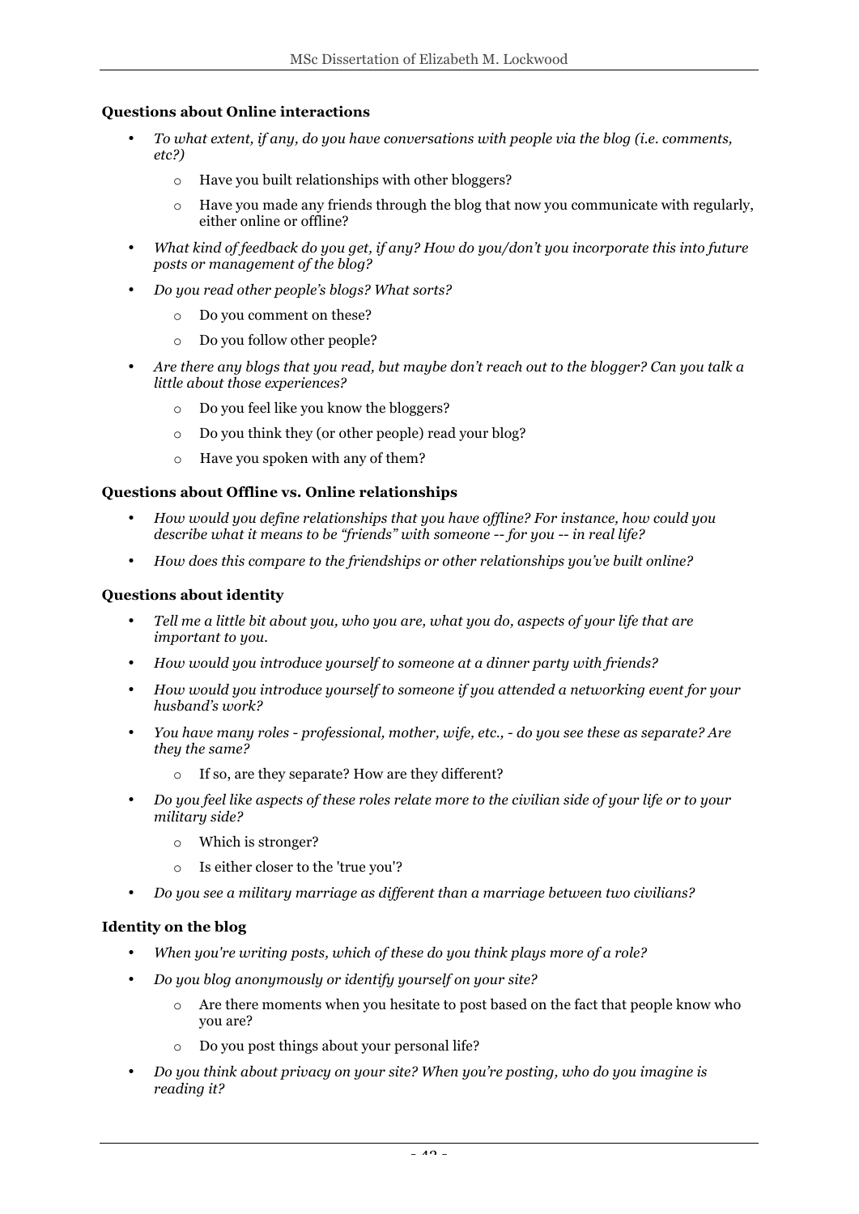**Questions about Online interactions**

- *To what extent, if any, do you have conversations with people via the blog (i.e. comments, etc?)*
    - Have you built relationships with other bloggers?
    - Have you made any friends through the blog that now you communicate with regularly, either online or offline?
- *What kind of feedback do you get, if any? How do you/don't you incorporate this into future posts or management of the blog?*
- *Do you read other people's blogs? What sorts?*
    - Do you comment on these?
    - Do you follow other people?
- *Are there any blogs that you read, but maybe don't reach out to the blogger? Can you talk a little about those experiences?*
    - Do you feel like you know the bloggers?
    - Do you think they (or other people) read your blog?
    - Have you spoken with any of them?

**Questions about Offline vs. Online relationships**

- *How would you define relationships that you have offline? For instance, how could you describe what it means to be "friends" with someone -- for you -- in real life?*
- *How does this compare to the friendships or other relationships you've built online?*

**Questions about identity**

- *Tell me a little bit about you, who you are, what you do, aspects of your life that are important to you.*
- *How would you introduce yourself to someone at a dinner party with friends?*
- *How would you introduce yourself to someone if you attended a networking event for your husband's work?*
- *You have many roles - professional, mother, wife, etc., - do you see these as separate? Are they the same?*
    - If so, are they separate? How are they different?
- *Do you feel like aspects of these roles relate more to the civilian side of your life or to your military side?*
    - Which is stronger?
    - Is either closer to the 'true you'?
- *Do you see a military marriage as different than a marriage between two civilians?*

**Identity on the blog**

- *When you're writing posts, which of these do you think plays more of a role?*
- *Do you blog anonymously or identify yourself on your site?*
    - Are there moments when you hesitate to post based on the fact that people know who you are?
    - Do you post things about your personal life?
- *Do you think about privacy on your site? When you're posting, who do you imagine is reading it?*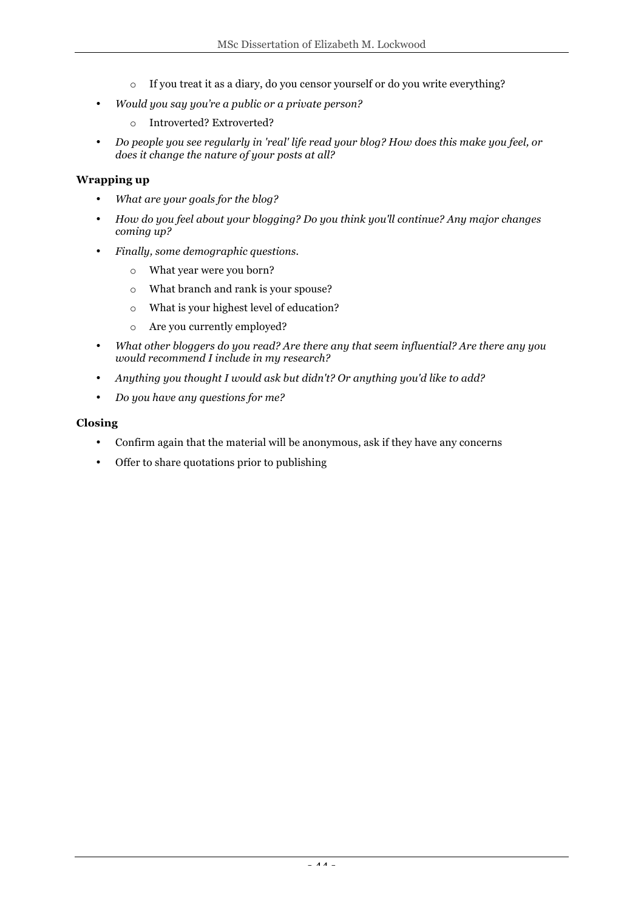- If you treat it as a diary, do you censor yourself or do you write everything?
- *Would you say you're a public or a private person?*
    - Introverted? Extroverted?
- *Do people you see regularly in 'real' life read your blog? How does this make you feel, or does it change the nature of your posts at all?*

**Wrapping up**

- *What are your goals for the blog?*
- *How do you feel about your blogging? Do you think you'll continue? Any major changes coming up?*
- *Finally, some demographic questions.*
    - What year were you born?
    - What branch and rank is your spouse?
    - What is your highest level of education?
    - Are you currently employed?
- *What other bloggers do you read? Are there any that seem influential? Are there any you would recommend I include in my research?*
- *Anything you thought I would ask but didn't? Or anything you'd like to add?*
- *Do you have any questions for me?*

**Closing**

- Confirm again that the material will be anonymous, ask if they have any concerns
- Offer to share quotations prior to publishing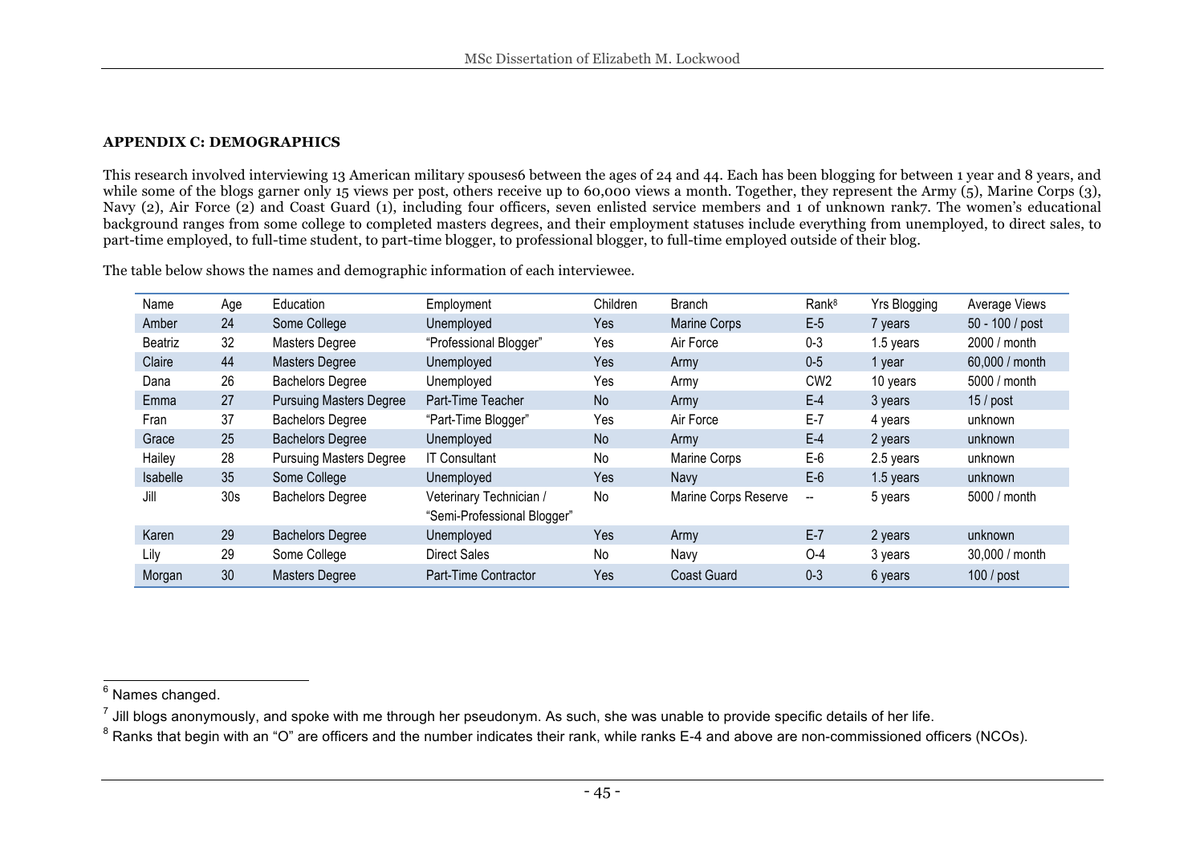**APPENDIX C: DEMOGRAPHICS**

This research involved interviewing 13 American military spouses[6] between the ages of 24 and 44. Each has been blogging for between 1 year and 8 years, and while some of the blogs garner only 15 views per post, others receive up to 60,000 views a month. Together, they represent the Army (5), Marine Corps (3), Navy (2), Air Force (2) and Coast Guard (1), including four officers, seven enlisted service members and 1 of unknown rank[7]. The women's educational background ranges from some college to completed masters degrees, and their employment statuses include everything from unemployed, to direct sales, to part-time employed, to full-time student, to part-time blogger, to professional blogger, to full-time employed outside of their blog.

The table below shows the names and demographic information of each interviewee.

| Name | Age | Education | Employment | Children | Branch | Rank[8] | Yrs Blogging | Average Views |
|---|---|---|---|---|---|---|---|---|
| Amber | 24 | Some College | Unemployed | Yes | Marine Corps | E-5 | 7 years | 50 - 100 / post |
| Beatriz | 32 | Masters Degree | "Professional Blogger" | Yes | Air Force | 0-3 | 1.5 years | 2000 / month |
| Claire | 44 | Masters Degree | Unemployed | Yes | Army | 0-5 | 1 year | 60,000 / month |
| Dana | 26 | Bachelors Degree | Unemployed | Yes | Army | CW2 | 10 years | 5000 / month |
| Emma | 27 | Pursuing Masters Degree | Part-Time Teacher | No | Army | E-4 | 3 years | 15 / post |
| Fran | 37 | Bachelors Degree | "Part-Time Blogger" | Yes | Air Force | E-7 | 4 years | unknown |
| Grace | 25 | Bachelors Degree | Unemployed | No | Army | E-4 | 2 years | unknown |
| Hailey | 28 | Pursuing Masters Degree | IT Consultant | No | Marine Corps | E-6 | 2.5 years | unknown |
| Isabelle | 35 | Some College | Unemployed | Yes | Navy | E-6 | 1.5 years | unknown |
| Jill | 30s | Bachelors Degree | Veterinary Technician / "Semi-Professional Blogger" | No | Marine Corps Reserve | -- | 5 years | 5000 / month |
| Karen | 29 | Bachelors Degree | Unemployed | Yes | Army | E-7 | 2 years | unknown |
| Lily | 29 | Some College | Direct Sales | No | Navy | O-4 | 3 years | 30,000 / month |
| Morgan | 30 | Masters Degree | Part-Time Contractor | Yes | Coast Guard | 0-3 | 6 years | 100 / post |

[6] Names changed.

[7] Jill blogs anonymously, and spoke with me through her pseudonym. As such, she was unable to provide specific details of her life.

[8] Ranks that begin with an "O" are officers and the number indicates their rank, while ranks E-4 and above are non-commissioned officers (NCOs).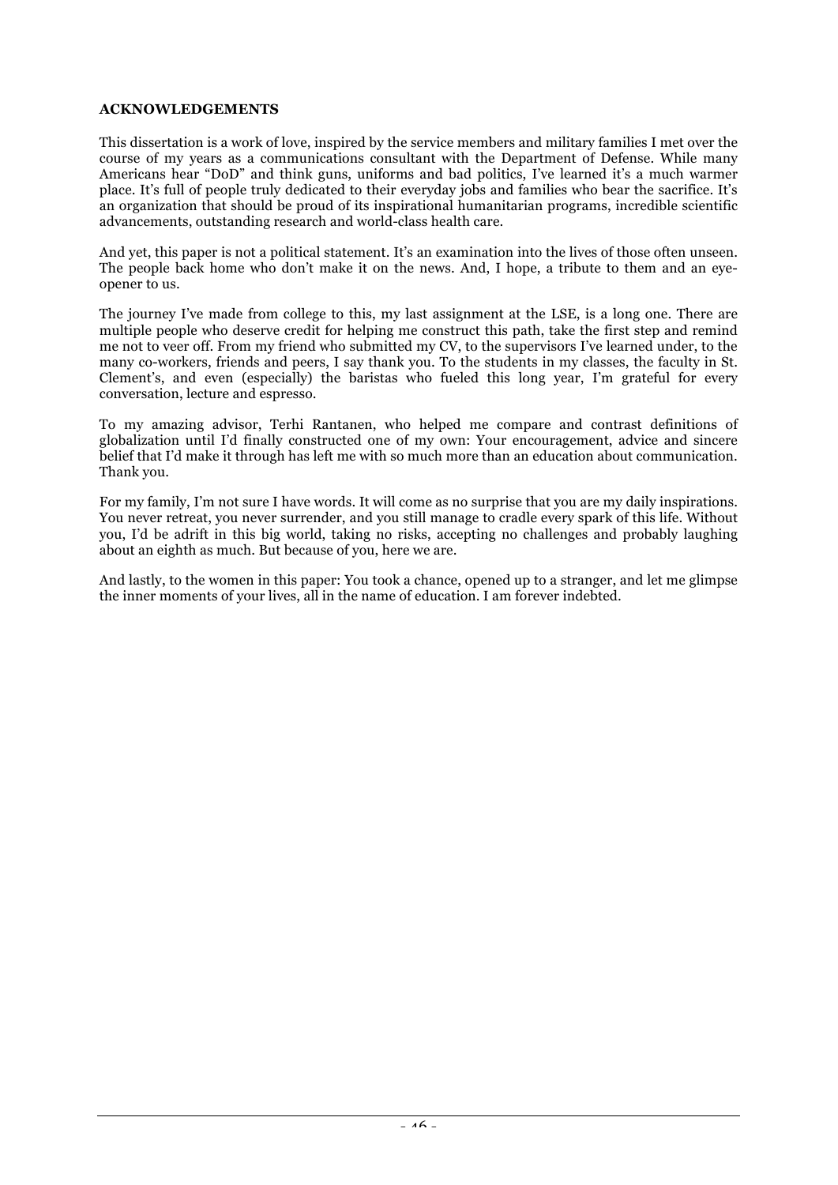**ACKNOWLEDGEMENTS**

This dissertation is a work of love, inspired by the service members and military families I met over the course of my years as a communications consultant with the Department of Defense. While many Americans hear "DoD" and think guns, uniforms and bad politics, I've learned it's a much warmer place. It's full of people truly dedicated to their everyday jobs and families who bear the sacrifice. It's an organization that should be proud of its inspirational humanitarian programs, incredible scientific advancements, outstanding research and world-class health care.

And yet, this paper is not a political statement. It's an examination into the lives of those often unseen. The people back home who don't make it on the news. And, I hope, a tribute to them and an eye-opener to us.

The journey I've made from college to this, my last assignment at the LSE, is a long one. There are multiple people who deserve credit for helping me construct this path, take the first step and remind me not to veer off. From my friend who submitted my CV, to the supervisors I've learned under, to the many co-workers, friends and peers, I say thank you. To the students in my classes, the faculty in St. Clement's, and even (especially) the baristas who fueled this long year, I'm grateful for every conversation, lecture and espresso.

To my amazing advisor, Terhi Rantanen, who helped me compare and contrast definitions of globalization until I'd finally constructed one of my own: Your encouragement, advice and sincere belief that I'd make it through has left me with so much more than an education about communication. Thank you.

For my family, I'm not sure I have words. It will come as no surprise that you are my daily inspirations. You never retreat, you never surrender, and you still manage to cradle every spark of this life. Without you, I'd be adrift in this big world, taking no risks, accepting no challenges and probably laughing about an eighth as much. But because of you, here we are.

And lastly, to the women in this paper: You took a chance, opened up to a stranger, and let me glimpse the inner moments of your lives, all in the name of education. I am forever indebted.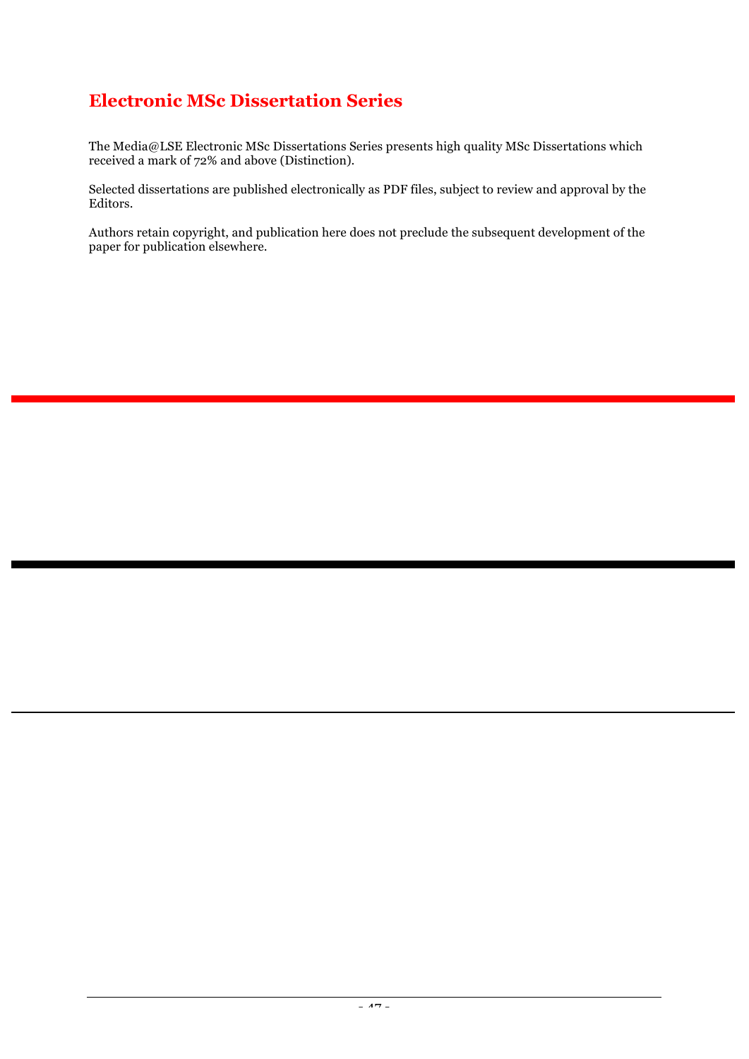## Electronic MSc Dissertation Series

The Media@LSE Electronic MSc Dissertations Series presents high quality MSc Dissertations which received a mark of 72% and above (Distinction).

Selected dissertations are published electronically as PDF files, subject to review and approval by the Editors.

Authors retain copyright, and publication here does not preclude the subsequent development of the paper for publication elsewhere.